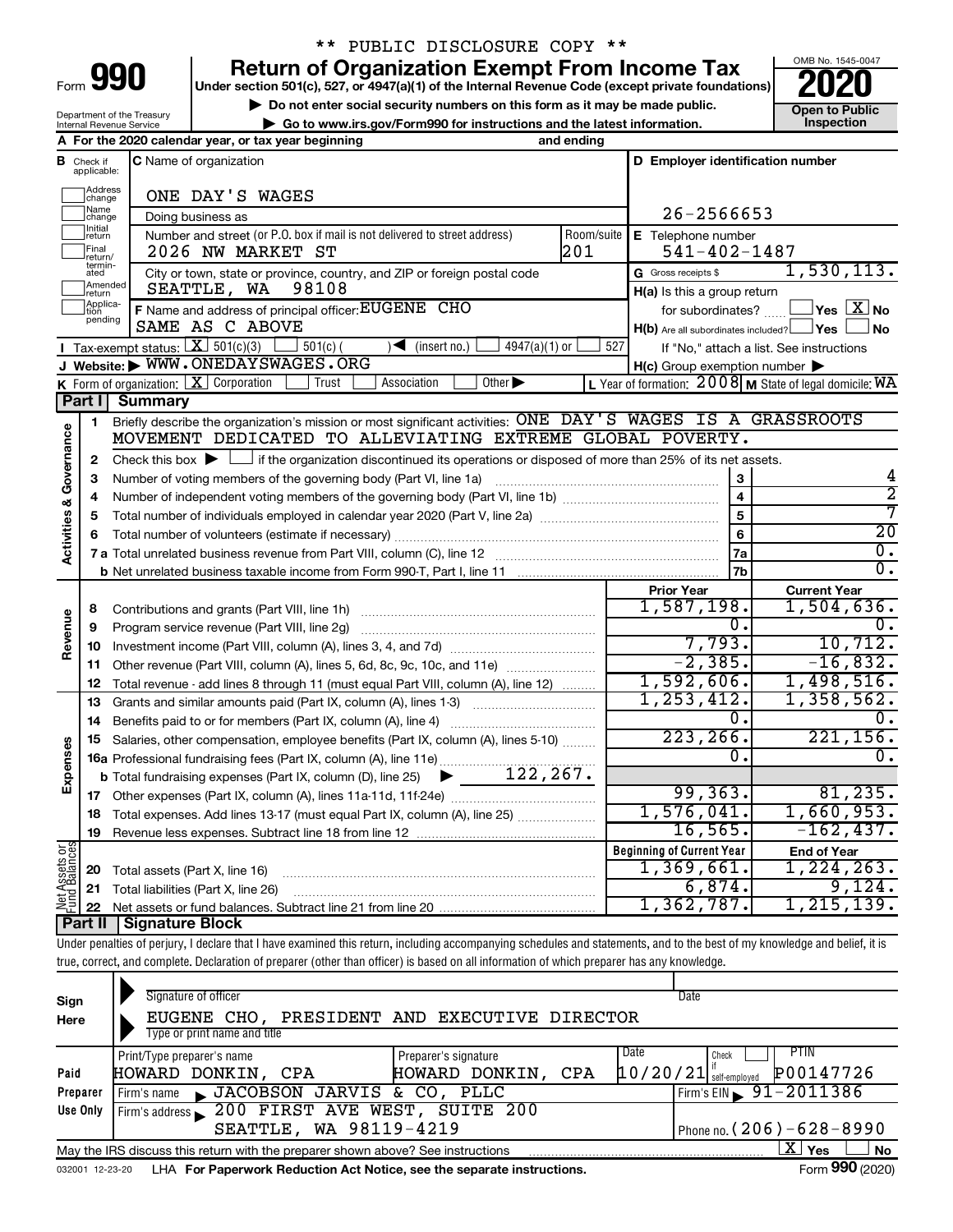\*\* PUBLIC DISCLOSURE COPY \*\*

Form **990**

# Return of Organization Exempt From Income Tax

**Under section 501(c), 527, or 4947(a)(1) of the Internal Revenue Code (except private foundations)**

▶ Do not enter social security numbers on this form as it may be made public.

▶ Go to www.irs.gov/Form990 for instructions and the latest information.

OMB No. 1545-0047

**2020**

**Open to Public Inspection**

Department of the Treasury
Internal Revenue Service

**A** For the 2020 calendar year, or tax year beginning and ending

**B** Check if applicable: Address change, Name change, Initial return, Final return/terminated, Amended return, Application pending

**C** Name of organization: ONE DAY'S WAGES

Doing business as

Number and street (or P.O. box if mail is not delivered to street address): 2026 NW MARKET ST — Room/suite: 201

City or town, state or province, country, and ZIP or foreign postal code: SEATTLE, WA 98108

**F** Name and address of principal officer: EUGENE CHO, SAME AS C ABOVE

**D** Employer identification number: 26-2566653

**E** Telephone number: 541-402-1487

**G** Gross receipts $ 1,530,113.

**H(a)** Is this a group return for subordinates? ☐ Yes ☒ No

**H(b)** Are all subordinates included? ☐ Yes ☐ No — If "No," attach a list. See instructions

**H(c)** Group exemption number ▶

**I** Tax-exempt status: ☒ 501(c)(3) ☐ 501(c) ( ) ◀ (insert no.) ☐ 4947(a)(1) or ☐ 527

**J** Website: ▶ WWW.ONEDAYSWAGES.ORG

**K** Form of organization: ☒ Corporation ☐ Trust ☐ Association ☐ Other ▶

**L** Year of formation: 2008 **M** State of legal domicile: WA

## Part I Summary

**Activities & Governance**

1. Briefly describe the organization's mission or most significant activities: ONE DAY'S WAGES IS A GRASSROOTS MOVEMENT DEDICATED TO ALLEVIATING EXTREME GLOBAL POVERTY.
2. Check this box ▶ ☐ if the organization discontinued its operations or disposed of more than 25% of its net assets.

| | | Line | |
|---|---|---|---|
| 3 | Number of voting members of the governing body (Part VI, line 1a) | 3 | 4 |
| 4 | Number of independent voting members of the governing body (Part VI, line 1b) | 4 | 2 |
| 5 | Total number of individuals employed in calendar year 2020 (Part V, line 2a) | 5 | 7 |
| 6 | Total number of volunteers (estimate if necessary) | 6 | 20 |
| 7a | Total unrelated business revenue from Part VIII, column (C), line 12 | 7a | 0. |
| b | Net unrelated business taxable income from Form 990-T, Part I, line 11 | 7b | 0. |

| | | | Prior Year | Current Year |
|---|---|---|---|---|
| **Revenue** | 8 | Contributions and grants (Part VIII, line 1h) | 1,587,198. | 1,504,636. |
| | 9 | Program service revenue (Part VIII, line 2g) | 0. | 0. |
| | 10 | Investment income (Part VIII, column (A), lines 3, 4, and 7d) | 7,793. | 10,712. |
| | 11 | Other revenue (Part VIII, column (A), lines 5, 6d, 8c, 9c, 10c, and 11e) | -2,385. | -16,832. |
| | 12 | Total revenue - add lines 8 through 11 (must equal Part VIII, column (A), line 12) | 1,592,606. | 1,498,516. |
| **Expenses** | 13 | Grants and similar amounts paid (Part IX, column (A), lines 1-3) | 1,253,412. | 1,358,562. |
| | 14 | Benefits paid to or for members (Part IX, column (A), line 4) | 0. | 0. |
| | 15 | Salaries, other compensation, employee benefits (Part IX, column (A), lines 5-10) | 223,266. | 221,156. |
| | 16a | Professional fundraising fees (Part IX, column (A), line 11e) | 0. | 0. |
| | b | Total fundraising expenses (Part IX, column (D), line 25) ▶ 122,267. | | |
| | 17 | Other expenses (Part IX, column (A), lines 11a-11d, 11f-24e) | 99,363. | 81,235. |
| | 18 | Total expenses. Add lines 13-17 (must equal Part IX, column (A), line 25) | 1,576,041. | 1,660,953. |
| | 19 | Revenue less expenses. Subtract line 18 from line 12 | 16,565. | -162,437. |

| | | | Beginning of Current Year | End of Year |
|---|---|---|---|---|
| **Net Assets or Fund Balances** | 20 | Total assets (Part X, line 16) | 1,369,661. | 1,224,263. |
| | 21 | Total liabilities (Part X, line 26) | 6,874. | 9,124. |
| | 22 | Net assets or fund balances. Subtract line 21 from line 20 | 1,362,787. | 1,215,139. |

## Part II Signature Block

Under penalties of perjury, I declare that I have examined this return, including accompanying schedules and statements, and to the best of my knowledge and belief, it is true, correct, and complete. Declaration of preparer (other than officer) is based on all information of which preparer has any knowledge.

**Sign Here**

Signature of officer — Date

EUGENE CHO, PRESIDENT AND EXECUTIVE DIRECTOR
Type or print name and title

**Paid Preparer Use Only**

| Print/Type preparer's name | Preparer's signature | Date | Check if self-employed | PTIN |
|---|---|---|---|---|
| HOWARD DONKIN, CPA | HOWARD DONKIN, CPA | 10/20/21 | ☐ | P00147726 |

Firm's name ▶ JACOBSON JARVIS & CO, PLLC — Firm's EIN ▶ 91-2011386

Firm's address ▶ 200 FIRST AVE WEST, SUITE 200, SEATTLE, WA 98119-4219 — Phone no. (206)-628-8990

May the IRS discuss this return with the preparer shown above? See instructions ☒ Yes ☐ No

032001 12-23-20 LHA For Paperwork Reduction Act Notice, see the separate instructions. Form **990** (2020)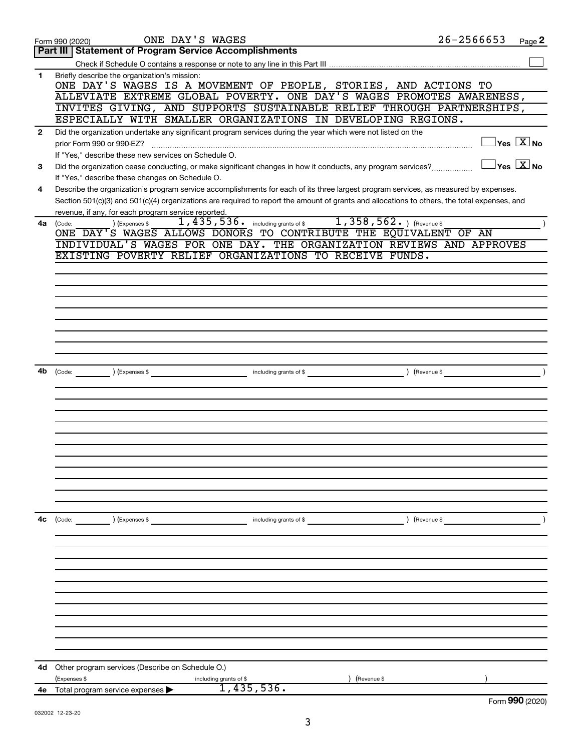Form 990 (2020) ONE DAY'S WAGES 26-2566653 Page **2**

## Part III Statement of Program Service Accomplishments

Check if Schedule O contains a response or note to any line in this Part III ☐

**1** Briefly describe the organization's mission:

ONE DAY'S WAGES IS A MOVEMENT OF PEOPLE, STORIES, AND ACTIONS TO ALLEVIATE EXTREME GLOBAL POVERTY. ONE DAY'S WAGES PROMOTES AWARENESS, INVITES GIVING, AND SUPPORTS SUSTAINABLE RELIEF THROUGH PARTNERSHIPS, ESPECIALLY WITH SMALLER ORGANIZATIONS IN DEVELOPING REGIONS.

**2** Did the organization undertake any significant program services during the year which were not listed on the prior Form 990 or 990-EZ? ☐ Yes ☒ No

If "Yes," describe these new services on Schedule O.

**3** Did the organization cease conducting, or make significant changes in how it conducts, any program services? ☐ Yes ☒ No

If "Yes," describe these changes on Schedule O.

**4** Describe the organization's program service accomplishments for each of its three largest program services, as measured by expenses. Section 501(c)(3) and 501(c)(4) organizations are required to report the amount of grants and allocations to others, the total expenses, and revenue, if any, for each program service reported.

**4a** (Code: ) (Expenses $ 1,435,536. including grants of $ 1,358,562. ) (Revenue $ )

ONE DAY'S WAGES ALLOWS DONORS TO CONTRIBUTE THE EQUIVALENT OF AN INDIVIDUAL'S WAGES FOR ONE DAY. THE ORGANIZATION REVIEWS AND APPROVES EXISTING POVERTY RELIEF ORGANIZATIONS TO RECEIVE FUNDS.

**4b** (Code: ) (Expenses $ including grants of $ ) (Revenue $ )

**4c** (Code: ) (Expenses $ including grants of $ ) (Revenue $ )

**4d** Other program services (Describe on Schedule O.)

(Expenses $ including grants of $ ) (Revenue $ )

**4e** Total program service expenses ▶ 1,435,536.

Form **990** (2020)

032002 12-23-20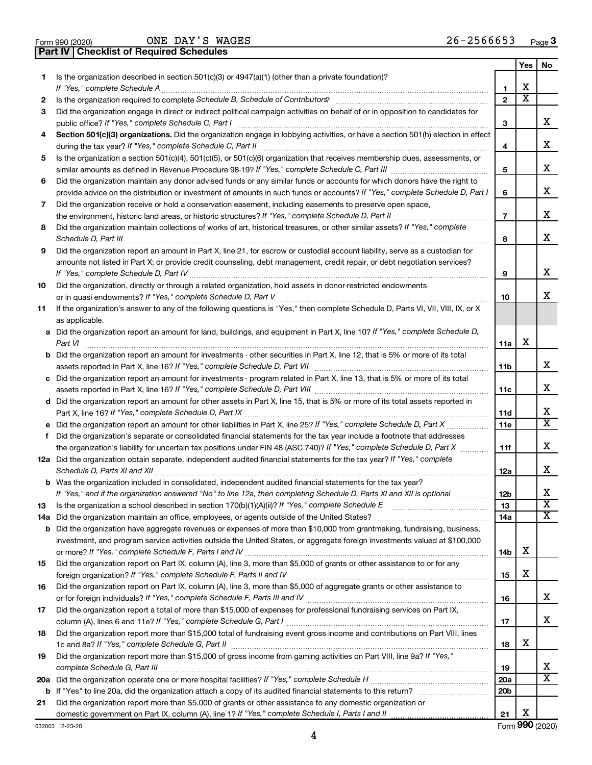Form 990 (2020) ONE DAY'S WAGES 26-2566653 Page 3

## Part IV | Checklist of Required Schedules

| | | | Yes | No |
|---|---|---|---|---|
| 1 | Is the organization described in section 501(c)(3) or 4947(a)(1) (other than a private foundation)? *If "Yes," complete Schedule A* | 1 | X | |
| 2 | Is the organization required to complete *Schedule B, Schedule of Contributors*? | 2 | X | |
| 3 | Did the organization engage in direct or indirect political campaign activities on behalf of or in opposition to candidates for public office? *If "Yes," complete Schedule C, Part I* | 3 | | X |
| 4 | **Section 501(c)(3) organizations.** Did the organization engage in lobbying activities, or have a section 501(h) election in effect during the tax year? *If "Yes," complete Schedule C, Part II* | 4 | | X |
| 5 | Is the organization a section 501(c)(4), 501(c)(5), or 501(c)(6) organization that receives membership dues, assessments, or similar amounts as defined in Revenue Procedure 98-19? *If "Yes," complete Schedule C, Part III* | 5 | | X |
| 6 | Did the organization maintain any donor advised funds or any similar funds or accounts for which donors have the right to provide advice on the distribution or investment of amounts in such funds or accounts? *If "Yes," complete Schedule D, Part I* | 6 | | X |
| 7 | Did the organization receive or hold a conservation easement, including easements to preserve open space, the environment, historic land areas, or historic structures? *If "Yes," complete Schedule D, Part II* | 7 | | X |
| 8 | Did the organization maintain collections of works of art, historical treasures, or other similar assets? *If "Yes," complete Schedule D, Part III* | 8 | | X |
| 9 | Did the organization report an amount in Part X, line 21, for escrow or custodial account liability, serve as a custodian for amounts not listed in Part X; or provide credit counseling, debt management, credit repair, or debt negotiation services? *If "Yes," complete Schedule D, Part IV* | 9 | | X |
| 10 | Did the organization, directly or through a related organization, hold assets in donor-restricted endowments or in quasi endowments? *If "Yes," complete Schedule D, Part V* | 10 | | X |
| 11 | If the organization's answer to any of the following questions is "Yes," then complete Schedule D, Parts VI, VII, VIII, IX, or X as applicable. | | | |
| a | Did the organization report an amount for land, buildings, and equipment in Part X, line 10? *If "Yes," complete Schedule D, Part VI* | 11a | X | |
| b | Did the organization report an amount for investments - other securities in Part X, line 12, that is 5% or more of its total assets reported in Part X, line 16? *If "Yes," complete Schedule D, Part VII* | 11b | | X |
| c | Did the organization report an amount for investments - program related in Part X, line 13, that is 5% or more of its total assets reported in Part X, line 16? *If "Yes," complete Schedule D, Part VIII* | 11c | | X |
| d | Did the organization report an amount for other assets in Part X, line 15, that is 5% or more of its total assets reported in Part X, line 16? *If "Yes," complete Schedule D, Part IX* | 11d | | X |
| e | Did the organization report an amount for other liabilities in Part X, line 25? *If "Yes," complete Schedule D, Part X* | 11e | | X |
| f | Did the organization's separate or consolidated financial statements for the tax year include a footnote that addresses the organization's liability for uncertain tax positions under FIN 48 (ASC 740)? *If "Yes," complete Schedule D, Part X* | 11f | | X |
| 12a | Did the organization obtain separate, independent audited financial statements for the tax year? *If "Yes," complete Schedule D, Parts XI and XII* | 12a | | X |
| b | Was the organization included in consolidated, independent audited financial statements for the tax year? *If "Yes," and if the organization answered "No" to line 12a, then completing Schedule D, Parts XI and XII is optional* | 12b | | X |
| 13 | Is the organization a school described in section 170(b)(1)(A)(ii)? *If "Yes," complete Schedule E* | 13 | | X |
| 14a | Did the organization maintain an office, employees, or agents outside of the United States? | 14a | | X |
| b | Did the organization have aggregate revenues or expenses of more than $10,000 from grantmaking, fundraising, business, investment, and program service activities outside the United States, or aggregate foreign investments valued at $100,000 or more? *If "Yes," complete Schedule F, Parts I and IV* | 14b | X | |
| 15 | Did the organization report on Part IX, column (A), line 3, more than $5,000 of grants or other assistance to or for any foreign organization? *If "Yes," complete Schedule F, Parts II and IV* | 15 | X | |
| 16 | Did the organization report on Part IX, column (A), line 3, more than $5,000 of aggregate grants or other assistance to or for foreign individuals? *If "Yes," complete Schedule F, Parts III and IV* | 16 | | X |
| 17 | Did the organization report a total of more than $15,000 of expenses for professional fundraising services on Part IX, column (A), lines 6 and 11e? *If "Yes," complete Schedule G, Part I* | 17 | | X |
| 18 | Did the organization report more than $15,000 total of fundraising event gross income and contributions on Part VIII, lines 1c and 8a? *If "Yes," complete Schedule G, Part II* | 18 | X | |
| 19 | Did the organization report more than $15,000 of gross income from gaming activities on Part VIII, line 9a? *If "Yes," complete Schedule G, Part III* | 19 | | X |
| 20a | Did the organization operate one or more hospital facilities? *If "Yes," complete Schedule H* | 20a | | X |
| b | If "Yes" to line 20a, did the organization attach a copy of its audited financial statements to this return? | 20b | | |
| 21 | Did the organization report more than $5,000 of grants or other assistance to any domestic organization or domestic government on Part IX, column (A), line 1? *If "Yes," complete Schedule I, Parts I and II* | 21 | X | |

032003 12-23-20 Form **990** (2020)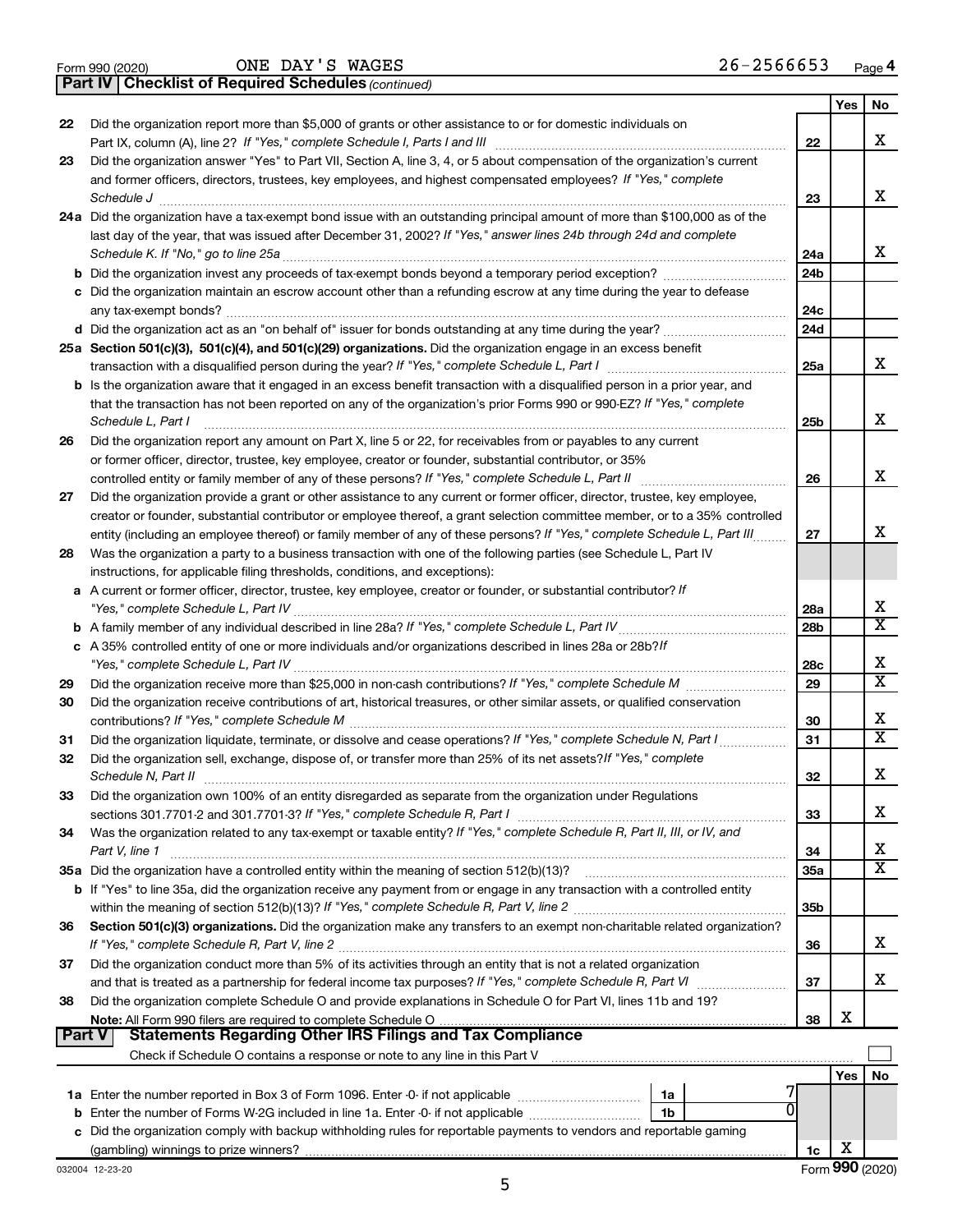Form 990 (2020) ONE DAY'S WAGES 26-2566653 Page 4

**Part IV | Checklist of Required Schedules** *(continued)*

| | | | Yes | No |
|---|---|---|---|---|
| 22 | Did the organization report more than $5,000 of grants or other assistance to or for domestic individuals on Part IX, column (A), line 2? *If "Yes," complete Schedule I, Parts I and III* | 22 | | X |
| 23 | Did the organization answer "Yes" to Part VII, Section A, line 3, 4, or 5 about compensation of the organization's current and former officers, directors, trustees, key employees, and highest compensated employees? *If "Yes," complete Schedule J* | 23 | | X |
| 24a | Did the organization have a tax-exempt bond issue with an outstanding principal amount of more than $100,000 as of the last day of the year, that was issued after December 31, 2002? *If "Yes," answer lines 24b through 24d and complete Schedule K. If "No," go to line 25a* | 24a | | X |
| b | Did the organization invest any proceeds of tax-exempt bonds beyond a temporary period exception? | 24b | | |
| c | Did the organization maintain an escrow account other than a refunding escrow at any time during the year to defease any tax-exempt bonds? | 24c | | |
| d | Did the organization act as an "on behalf of" issuer for bonds outstanding at any time during the year? | 24d | | |
| 25a | **Section 501(c)(3), 501(c)(4), and 501(c)(29) organizations.** Did the organization engage in an excess benefit transaction with a disqualified person during the year? *If "Yes," complete Schedule L, Part I* | 25a | | X |
| b | Is the organization aware that it engaged in an excess benefit transaction with a disqualified person in a prior year, and that the transaction has not been reported on any of the organization's prior Forms 990 or 990-EZ? *If "Yes," complete Schedule L, Part I* | 25b | | X |
| 26 | Did the organization report any amount on Part X, line 5 or 22, for receivables from or payables to any current or former officer, director, trustee, key employee, creator or founder, substantial contributor, or 35% controlled entity or family member of any of these persons? *If "Yes," complete Schedule L, Part II* | 26 | | X |
| 27 | Did the organization provide a grant or other assistance to any current or former officer, director, trustee, key employee, creator or founder, substantial contributor or employee thereof, a grant selection committee member, or to a 35% controlled entity (including an employee thereof) or family member of any of these persons? *If "Yes," complete Schedule L, Part III* | 27 | | X |
| 28 | Was the organization a party to a business transaction with one of the following parties (see Schedule L, Part IV instructions, for applicable filing thresholds, conditions, and exceptions): | | | |
| a | A current or former officer, director, trustee, key employee, creator or founder, or substantial contributor? *If "Yes," complete Schedule L, Part IV* | 28a | | X |
| b | A family member of any individual described in line 28a? *If "Yes," complete Schedule L, Part IV* | 28b | | X |
| c | A 35% controlled entity of one or more individuals and/or organizations described in lines 28a or 28b? *If "Yes," complete Schedule L, Part IV* | 28c | | X |
| 29 | Did the organization receive more than $25,000 in non-cash contributions? *If "Yes," complete Schedule M* | 29 | | X |
| 30 | Did the organization receive contributions of art, historical treasures, or other similar assets, or qualified conservation contributions? *If "Yes," complete Schedule M* | 30 | | X |
| 31 | Did the organization liquidate, terminate, or dissolve and cease operations? *If "Yes," complete Schedule N, Part I* | 31 | | X |
| 32 | Did the organization sell, exchange, dispose of, or transfer more than 25% of its net assets? *If "Yes," complete Schedule N, Part II* | 32 | | X |
| 33 | Did the organization own 100% of an entity disregarded as separate from the organization under Regulations sections 301.7701-2 and 301.7701-3? *If "Yes," complete Schedule R, Part I* | 33 | | X |
| 34 | Was the organization related to any tax-exempt or taxable entity? *If "Yes," complete Schedule R, Part II, III, or IV, and Part V, line 1* | 34 | | X |
| 35a | Did the organization have a controlled entity within the meaning of section 512(b)(13)? | 35a | | X |
| b | If "Yes" to line 35a, did the organization receive any payment from or engage in any transaction with a controlled entity within the meaning of section 512(b)(13)? *If "Yes," complete Schedule R, Part V, line 2* | 35b | | |
| 36 | **Section 501(c)(3) organizations.** Did the organization make any transfers to an exempt non-charitable related organization? *If "Yes," complete Schedule R, Part V, line 2* | 36 | | X |
| 37 | Did the organization conduct more than 5% of its activities through an entity that is not a related organization and that is treated as a partnership for federal income tax purposes? *If "Yes," complete Schedule R, Part VI* | 37 | | X |
| 38 | Did the organization complete Schedule O and provide explanations in Schedule O for Part VI, lines 11b and 19? **Note:** All Form 990 filers are required to complete Schedule O | 38 | X | |

**Part V | Statements Regarding Other IRS Filings and Tax Compliance**

Check if Schedule O contains a response or note to any line in this Part V ☐

| | | | | | Yes | No |
|---|---|---|---|---|---|---|
| 1a | Enter the number reported in Box 3 of Form 1096. Enter -0- if not applicable | 1a | 7 | | | |
| b | Enter the number of Forms W-2G included in line 1a. Enter -0- if not applicable | 1b | 0 | | | |
| c | Did the organization comply with backup withholding rules for reportable payments to vendors and reportable gaming (gambling) winnings to prize winners? | | | 1c | X | |

032004 12-23-20 Form **990** (2020)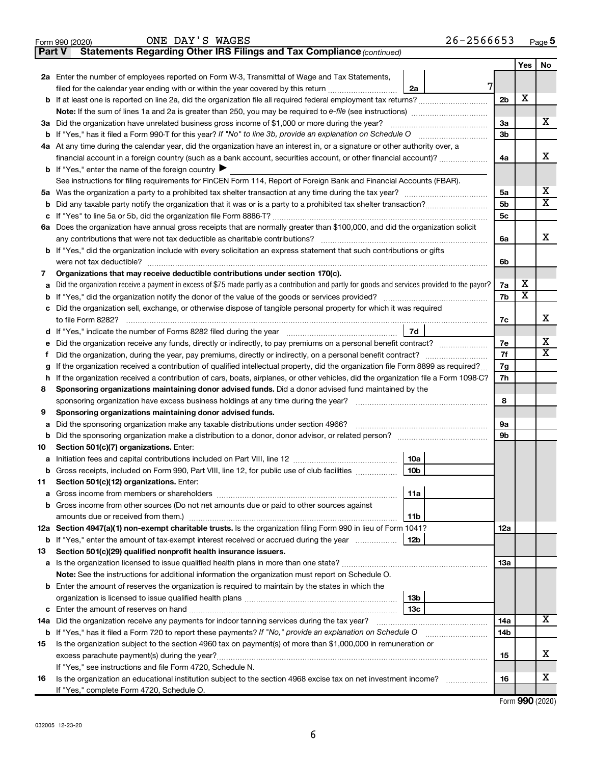Form 990 (2020) ONE DAY'S WAGES 26-2566653 Page **5**

**Part V Statements Regarding Other IRS Filings and Tax Compliance** *(continued)*

| | | | | Yes | No |
|---|---|---|---|---|---|
| **2a** | Enter the number of employees reported on Form W-3, Transmittal of Wage and Tax Statements, filed for the calendar year ending with or within the year covered by this return | 2a | 7 | | |
| **b** | If at least one is reported on line 2a, did the organization file all required federal employment tax returns? | | 2b | X | |
| | **Note:** If the sum of lines 1a and 2a is greater than 250, you may be required to *e-file* (see instructions) | | | | |
| **3a** | Did the organization have unrelated business gross income of $1,000 or more during the year? | | 3a | | X |
| **b** | If "Yes," has it filed a Form 990-T for this year? *If "No" to line 3b, provide an explanation on Schedule O* | | 3b | | |
| **4a** | At any time during the calendar year, did the organization have an interest in, or a signature or other authority over, a financial account in a foreign country (such as a bank account, securities account, or other financial account)? | | 4a | | X |
| **b** | If "Yes," enter the name of the foreign country ▶ | | | | |
| | See instructions for filing requirements for FinCEN Form 114, Report of Foreign Bank and Financial Accounts (FBAR). | | | | |
| **5a** | Was the organization a party to a prohibited tax shelter transaction at any time during the tax year? | | 5a | | X |
| **b** | Did any taxable party notify the organization that it was or is a party to a prohibited tax shelter transaction? | | 5b | | X |
| **c** | If "Yes" to line 5a or 5b, did the organization file Form 8886-T? | | 5c | | |
| **6a** | Does the organization have annual gross receipts that are normally greater than $100,000, and did the organization solicit any contributions that were not tax deductible as charitable contributions? | | 6a | | X |
| **b** | If "Yes," did the organization include with every solicitation an express statement that such contributions or gifts were not tax deductible? | | 6b | | |
| **7** | **Organizations that may receive deductible contributions under section 170(c).** | | | | |
| **a** | Did the organization receive a payment in excess of $75 made partly as a contribution and partly for goods and services provided to the payor? | | 7a | X | |
| **b** | If "Yes," did the organization notify the donor of the value of the goods or services provided? | | 7b | X | |
| **c** | Did the organization sell, exchange, or otherwise dispose of tangible personal property for which it was required to file Form 8282? | | 7c | | X |
| **d** | If "Yes," indicate the number of Forms 8282 filed during the year | 7d | | | |
| **e** | Did the organization receive any funds, directly or indirectly, to pay premiums on a personal benefit contract? | | 7e | | X |
| **f** | Did the organization, during the year, pay premiums, directly or indirectly, on a personal benefit contract? | | 7f | | X |
| **g** | If the organization received a contribution of qualified intellectual property, did the organization file Form 8899 as required? | | 7g | | |
| **h** | If the organization received a contribution of cars, boats, airplanes, or other vehicles, did the organization file a Form 1098-C? | | 7h | | |
| **8** | **Sponsoring organizations maintaining donor advised funds.** Did a donor advised fund maintained by the sponsoring organization have excess business holdings at any time during the year? | | 8 | | |
| **9** | **Sponsoring organizations maintaining donor advised funds.** | | | | |
| **a** | Did the sponsoring organization make any taxable distributions under section 4966? | | 9a | | |
| **b** | Did the sponsoring organization make a distribution to a donor, donor advisor, or related person? | | 9b | | |
| **10** | **Section 501(c)(7) organizations.** Enter: | | | | |
| **a** | Initiation fees and capital contributions included on Part VIII, line 12 | 10a | | | |
| **b** | Gross receipts, included on Form 990, Part VIII, line 12, for public use of club facilities | 10b | | | |
| **11** | **Section 501(c)(12) organizations.** Enter: | | | | |
| **a** | Gross income from members or shareholders | 11a | | | |
| **b** | Gross income from other sources (Do not net amounts due or paid to other sources against amounts due or received from them.) | 11b | | | |
| **12a** | **Section 4947(a)(1) non-exempt charitable trusts.** Is the organization filing Form 990 in lieu of Form 1041? | | 12a | | |
| **b** | If "Yes," enter the amount of tax-exempt interest received or accrued during the year | 12b | | | |
| **13** | **Section 501(c)(29) qualified nonprofit health insurance issuers.** | | | | |
| **a** | Is the organization licensed to issue qualified health plans in more than one state? | | 13a | | |
| | **Note:** See the instructions for additional information the organization must report on Schedule O. | | | | |
| **b** | Enter the amount of reserves the organization is required to maintain by the states in which the organization is licensed to issue qualified health plans | 13b | | | |
| **c** | Enter the amount of reserves on hand | 13c | | | |
| **14a** | Did the organization receive any payments for indoor tanning services during the tax year? | | 14a | | X |
| **b** | If "Yes," has it filed a Form 720 to report these payments? *If "No," provide an explanation on Schedule O* | | 14b | | |
| **15** | Is the organization subject to the section 4960 tax on payment(s) of more than $1,000,000 in remuneration or excess parachute payment(s) during the year? | | 15 | | X |
| | If "Yes," see instructions and file Form 4720, Schedule N. | | | | |
| **16** | Is the organization an educational institution subject to the section 4968 excise tax on net investment income? | | 16 | | X |
| | If "Yes," complete Form 4720, Schedule O. | | | | |

Form **990** (2020)

032005 12-23-20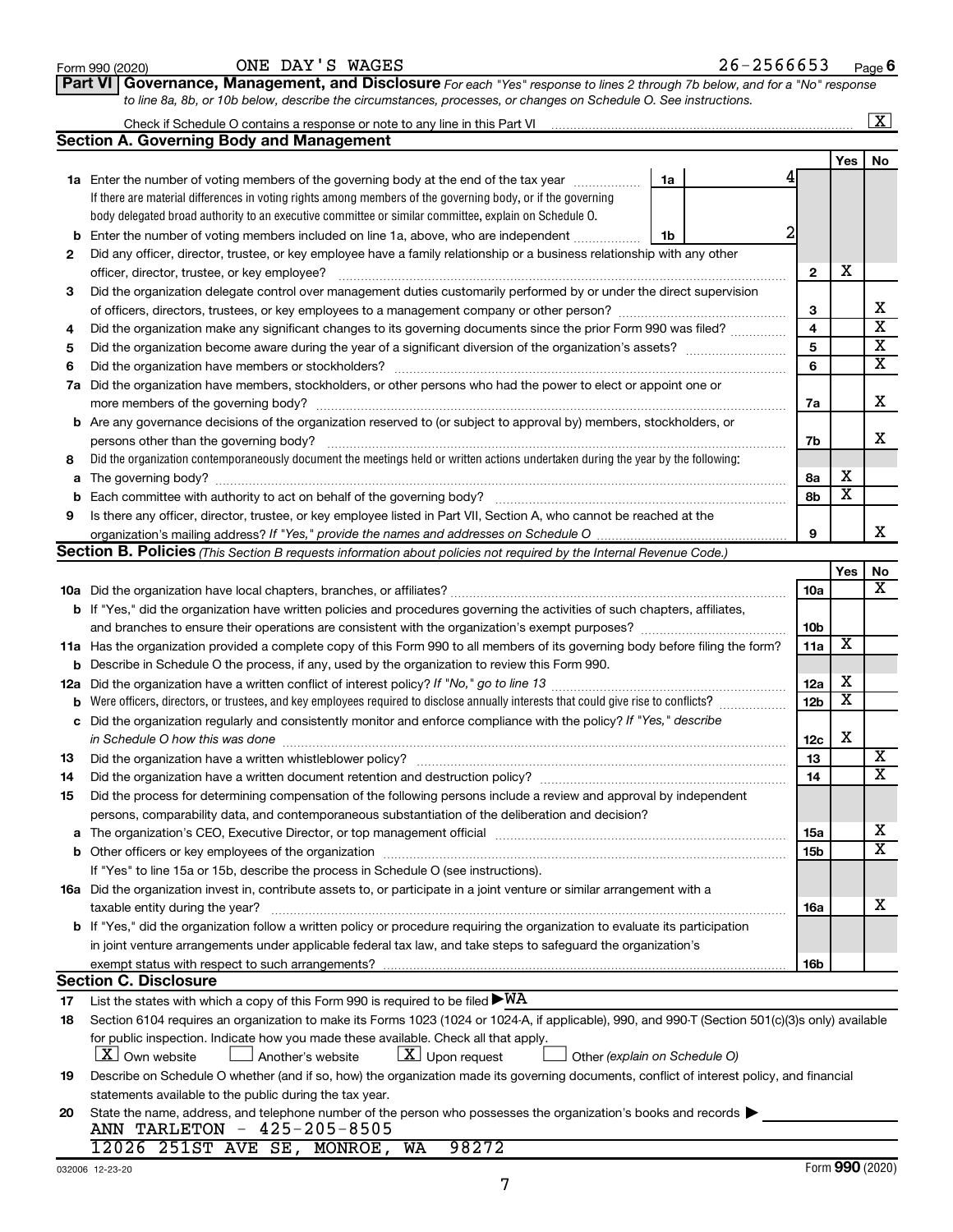Form 990 (2020) ONE DAY'S WAGES 26-2566653 Page 6

**Part VI | Governance, Management, and Disclosure** *For each "Yes" response to lines 2 through 7b below, and for a "No" response to line 8a, 8b, or 10b below, describe the circumstances, processes, or changes on Schedule O. See instructions.*

Check if Schedule O contains a response or note to any line in this Part VI ..... [X]

## Section A. Governing Body and Management

| | | | | Yes | No |
|---|---|---|---|---|---|
| **1a** | Enter the number of voting members of the governing body at the end of the tax year. If there are material differences in voting rights among members of the governing body, or if the governing body delegated broad authority to an executive committee or similar committee, explain on Schedule O. | 1a | 4 | | |
| **b** | Enter the number of voting members included on line 1a, above, who are independent | 1b | 2 | | |
| **2** | Did any officer, director, trustee, or key employee have a family relationship or a business relationship with any other officer, director, trustee, or key employee? | | 2 | X | |
| **3** | Did the organization delegate control over management duties customarily performed by or under the direct supervision of officers, directors, trustees, or key employees to a management company or other person? | | 3 | | X |
| **4** | Did the organization make any significant changes to its governing documents since the prior Form 990 was filed? | | 4 | | X |
| **5** | Did the organization become aware during the year of a significant diversion of the organization's assets? | | 5 | | X |
| **6** | Did the organization have members or stockholders? | | 6 | | X |
| **7a** | Did the organization have members, stockholders, or other persons who had the power to elect or appoint one or more members of the governing body? | | 7a | | X |
| **b** | Are any governance decisions of the organization reserved to (or subject to approval by) members, stockholders, or persons other than the governing body? | | 7b | | X |
| **8** | Did the organization contemporaneously document the meetings held or written actions undertaken during the year by the following: | | | | |
| **a** | The governing body? | | 8a | X | |
| **b** | Each committee with authority to act on behalf of the governing body? | | 8b | X | |
| **9** | Is there any officer, director, trustee, or key employee listed in Part VII, Section A, who cannot be reached at the organization's mailing address? *If "Yes," provide the names and addresses on Schedule O* | | 9 | | X |

## Section B. Policies *(This Section B requests information about policies not required by the Internal Revenue Code.)*

| | | | Yes | No |
|---|---|---|---|---|
| **10a** | Did the organization have local chapters, branches, or affiliates? | 10a | | X |
| **b** | If "Yes," did the organization have written policies and procedures governing the activities of such chapters, affiliates, and branches to ensure their operations are consistent with the organization's exempt purposes? | 10b | | |
| **11a** | Has the organization provided a complete copy of this Form 990 to all members of its governing body before filing the form? | 11a | X | |
| **b** | Describe in Schedule O the process, if any, used by the organization to review this Form 990. | | | |
| **12a** | Did the organization have a written conflict of interest policy? *If "No," go to line 13* | 12a | X | |
| **b** | Were officers, directors, or trustees, and key employees required to disclose annually interests that could give rise to conflicts? | 12b | X | |
| **c** | Did the organization regularly and consistently monitor and enforce compliance with the policy? *If "Yes," describe in Schedule O how this was done* | 12c | X | |
| **13** | Did the organization have a written whistleblower policy? | 13 | | X |
| **14** | Did the organization have a written document retention and destruction policy? | 14 | | X |
| **15** | Did the process for determining compensation of the following persons include a review and approval by independent persons, comparability data, and contemporaneous substantiation of the deliberation and decision? | | | |
| **a** | The organization's CEO, Executive Director, or top management official | 15a | | X |
| **b** | Other officers or key employees of the organization | 15b | | X |
| | If "Yes" to line 15a or 15b, describe the process in Schedule O (see instructions). | | | |
| **16a** | Did the organization invest in, contribute assets to, or participate in a joint venture or similar arrangement with a taxable entity during the year? | 16a | | X |
| **b** | If "Yes," did the organization follow a written policy or procedure requiring the organization to evaluate its participation in joint venture arrangements under applicable federal tax law, and take steps to safeguard the organization's exempt status with respect to such arrangements? | 16b | | |

## Section C. Disclosure

**17** List the states with which a copy of this Form 990 is required to be filed ▶ WA

**18** Section 6104 requires an organization to make its Forms 1023 (1024 or 1024-A, if applicable), 990, and 990-T (Section 501(c)(3)s only) available for public inspection. Indicate how you made these available. Check all that apply.

[X] Own website [ ] Another's website [X] Upon request [ ] Other *(explain on Schedule O)*

**19** Describe on Schedule O whether (and if so, how) the organization made its governing documents, conflict of interest policy, and financial statements available to the public during the tax year.

**20** State the name, address, and telephone number of the person who possesses the organization's books and records ▶

ANN TARLETON - 425-205-8505
12026 251ST AVE SE, MONROE, WA 98272

032006 12-23-20 Form **990** (2020)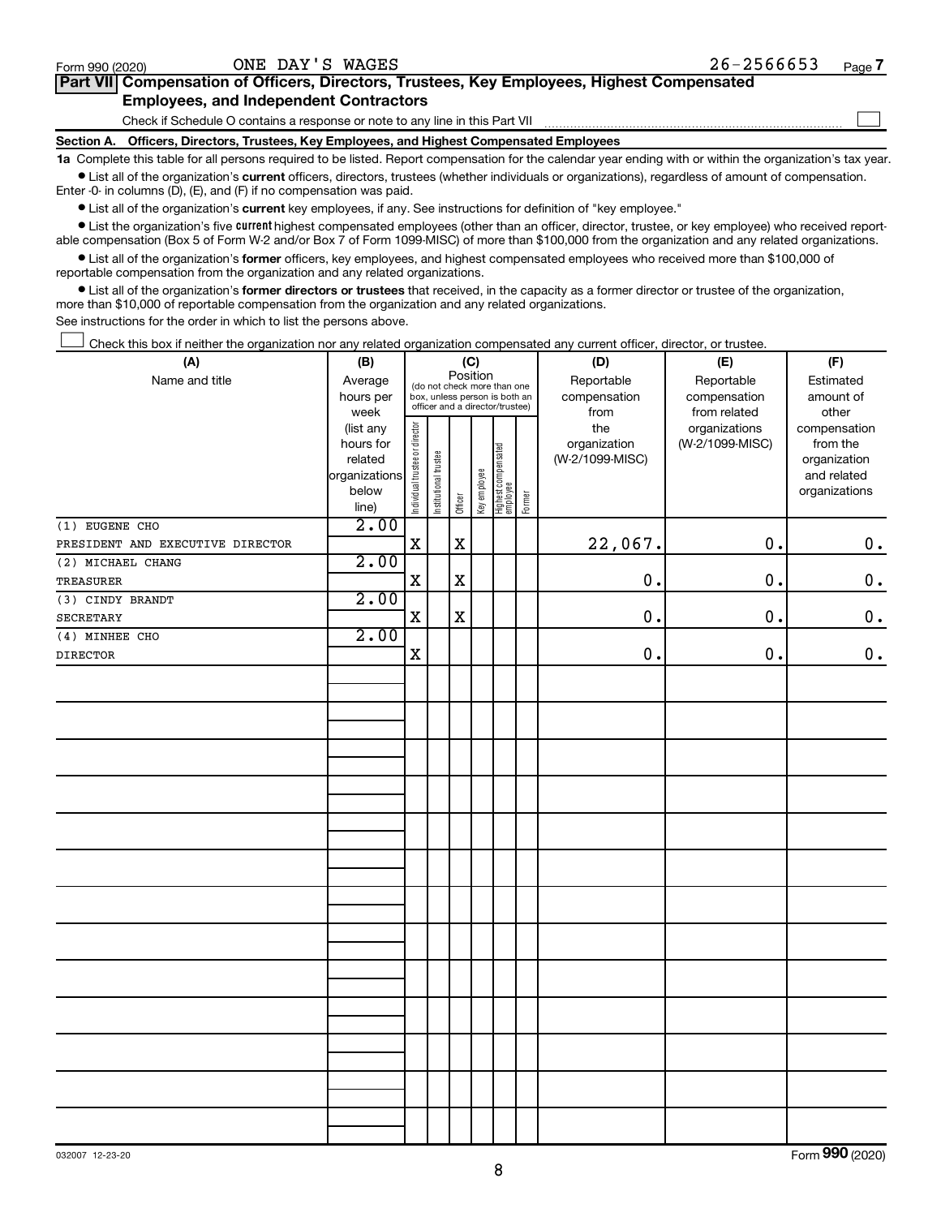Form 990 (2020) ONE DAY'S WAGES 26-2566653

## Part VII Compensation of Officers, Directors, Trustees, Key Employees, Highest Compensated Employees, and Independent Contractors

Check if Schedule O contains a response or note to any line in this Part VII

### Section A. Officers, Directors, Trustees, Key Employees, and Highest Compensated Employees

**1a** Complete this table for all persons required to be listed. Report compensation for the calendar year ending with or within the organization's tax year.

- List all of the organization's **current** officers, directors, trustees (whether individuals or organizations), regardless of amount of compensation. Enter -0- in columns (D), (E), and (F) if no compensation was paid.
- List all of the organization's **current** key employees, if any. See instructions for definition of "key employee."
- List the organization's five **current** highest compensated employees (other than an officer, director, trustee, or key employee) who received reportable compensation (Box 5 of Form W-2 and/or Box 7 of Form 1099-MISC) of more than $100,000 from the organization and any related organizations.
- List all of the organization's **former** officers, key employees, and highest compensated employees who received more than $100,000 of reportable compensation from the organization and any related organizations.
- List all of the organization's **former directors or trustees** that received, in the capacity as a former director or trustee of the organization, more than $10,000 of reportable compensation from the organization and any related organizations.

See instructions for the order in which to list the persons above.

Check this box if neither the organization nor any related organization compensated any current officer, director, or trustee.

| (A) Name and title | (B) Average hours per week (list any hours for related organizations below line) | (C) Position: Individual trustee or director | Institutional trustee | Officer | Key employee | Highest compensated employee | Former | (D) Reportable compensation from the organization (W-2/1099-MISC) | (E) Reportable compensation from related organizations (W-2/1099-MISC) | (F) Estimated amount of other compensation from the organization and related organizations |
|---|---|---|---|---|---|---|---|---|---|---|
| (1) EUGENE CHO<br>PRESIDENT AND EXECUTIVE DIRECTOR | 2.00 | X | | X | | | | 22,067. | 0. | 0. |
| (2) MICHAEL CHANG<br>TREASURER | 2.00 | X | | X | | | | 0. | 0. | 0. |
| (3) CINDY BRANDT<br>SECRETARY | 2.00 | X | | X | | | | 0. | 0. | 0. |
| (4) MINHEE CHO<br>DIRECTOR | 2.00 | X | | | | | | 0. | 0. | 0. |

032007 12-23-20 Form 990 (2020)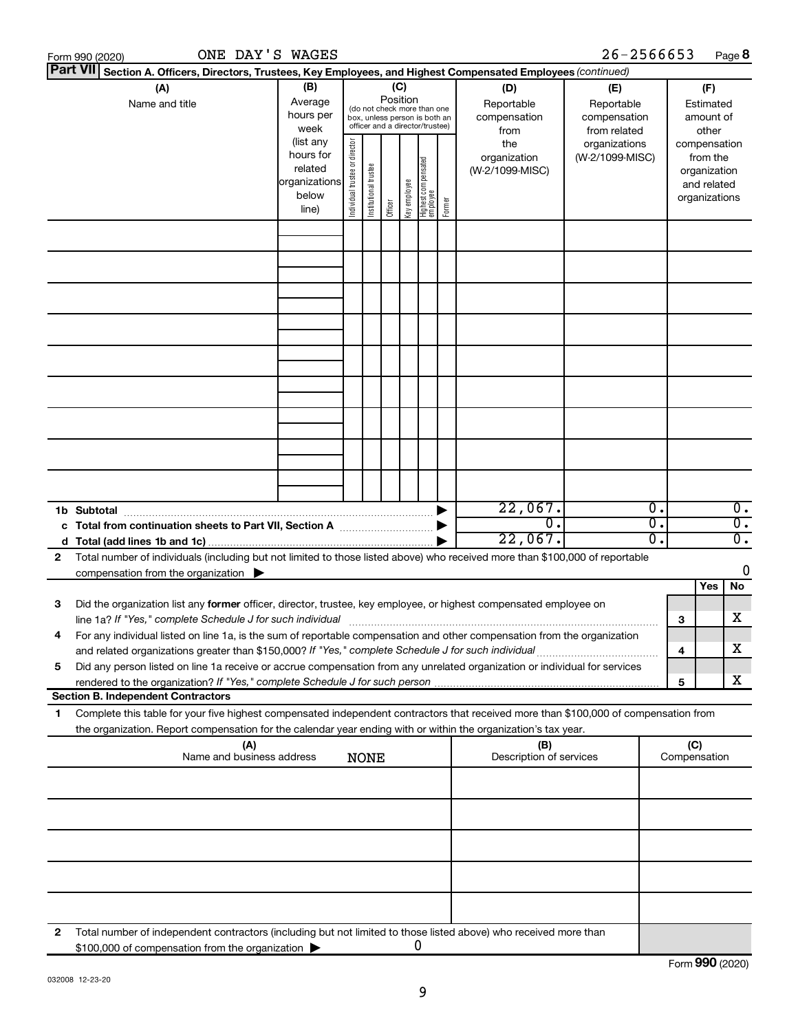Form 990 (2020) ONE DAY'S WAGES 26-2566653 Page **8**

**Part VII** **Section A. Officers, Directors, Trustees, Key Employees, and Highest Compensated Employees** *(continued)*

| (A) Name and title | (B) Average hours per week (list any hours for related organizations below line) | (C) Position (do not check more than one box, unless person is both an officer and a director/trustee): Individual trustee or director | Institutional trustee | Officer | Key employee | Highest compensated employee | Former | (D) Reportable compensation from the organization (W-2/1099-MISC) | (E) Reportable compensation from related organizations (W-2/1099-MISC) | (F) Estimated amount of other compensation from the organization and related organizations |
|---|---|---|---|---|---|---|---|---|---|---|
| | | | | | | | | | | |
| | | | | | | | | | | |
| | | | | | | | | | | |
| | | | | | | | | | | |
| | | | | | | | | | | |
| | | | | | | | | | | |
| | | | | | | | | | | |
| | | | | | | | | | | |
| | | | | | | | | | | |
| **1b Subtotal** | | | | | | | | 22,067. | 0. | 0. |
| **c Total from continuation sheets to Part VII, Section A** | | | | | | | | 0. | 0. | 0. |
| **d Total (add lines 1b and 1c)** | | | | | | | | 22,067. | 0. | 0. |

**2** Total number of individuals (including but not limited to those listed above) who received more than $100,000 of reportable compensation from the organization ▶ 0

| | | Yes | No |
|---|---|---|---|
| **3** Did the organization list any **former** officer, director, trustee, key employee, or highest compensated employee on line 1a? *If "Yes," complete Schedule J for such individual* | **3** | | X |
| **4** For any individual listed on line 1a, is the sum of reportable compensation and other compensation from the organization and related organizations greater than $150,000? *If "Yes," complete Schedule J for such individual* | **4** | | X |
| **5** Did any person listed on line 1a receive or accrue compensation from any unrelated organization or individual for services rendered to the organization? *If "Yes," complete Schedule J for such person* | **5** | | X |

**Section B. Independent Contractors**

**1** Complete this table for your five highest compensated independent contractors that received more than $100,000 of compensation from the organization. Report compensation for the calendar year ending with or within the organization's tax year.

| (A) Name and business address NONE | (B) Description of services | (C) Compensation |
|---|---|---|
| | | |
| | | |
| | | |
| | | |
| | | |

**2** Total number of independent contractors (including but not limited to those listed above) who received more than $100,000 of compensation from the organization ▶ 0

Form **990** (2020)

032008 12-23-20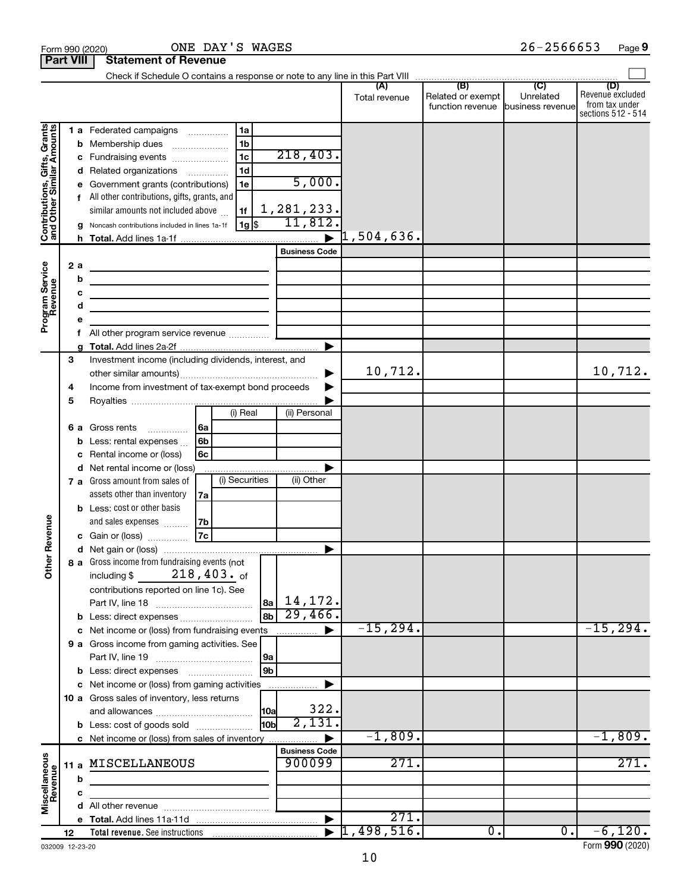Form 990 (2020) ONE DAY'S WAGES 26-2566653 Page 9

**Part VIII Statement of Revenue**

Check if Schedule O contains a response or note to any line in this Part VIII

| | | | (A) Total revenue | (B) Related or exempt function revenue | (C) Unrelated business revenue | (D) Revenue excluded from tax under sections 512 - 514 |
|---|---|---|---|---|---|---|
| **Contributions, Gifts, Grants and Other Similar Amounts** | 1 a Federated campaigns | 1a | | | | |
| | b Membership dues | 1b | | | | |
| | c Fundraising events | 1c 218,403. | | | | |
| | d Related organizations | 1d | | | | |
| | e Government grants (contributions) | 1e 5,000. | | | | |
| | f All other contributions, gifts, grants, and similar amounts not included above | 1f 1,281,233. | | | | |
| | g Noncash contributions included in lines 1a-1f | 1g $ 11,812. | | | | |
| | h Total. Add lines 1a-1f | ▶ | 1,504,636. | | | |
| **Program Service Revenue** | | Business Code | | | | |
| | 2 a | | | | | |
| | b | | | | | |
| | c | | | | | |
| | d | | | | | |
| | e | | | | | |
| | f All other program service revenue | | | | | |
| | g Total. Add lines 2a-2f | ▶ | | | | |
| **Other Revenue** | 3 Investment income (including dividends, interest, and other similar amounts) | ▶ | 10,712. | | | 10,712. |
| | 4 Income from investment of tax-exempt bond proceeds | ▶ | | | | |
| | 5 Royalties | ▶ | | | | |
| | | (i) Real / (ii) Personal | | | | |
| | 6 a Gross rents | 6a | | | | |
| | b Less: rental expenses | 6b | | | | |
| | c Rental income or (loss) | 6c | | | | |
| | d Net rental income or (loss) | ▶ | | | | |
| | | (i) Securities / (ii) Other | | | | |
| | 7 a Gross amount from sales of assets other than inventory | 7a | | | | |
| | b Less: cost or other basis and sales expenses | 7b | | | | |
| | c Gain or (loss) | 7c | | | | |
| | d Net gain or (loss) | ▶ | | | | |
| | 8 a Gross income from fundraising events (not including $ 218,403. of contributions reported on line 1c). See Part IV, line 18 | 8a 14,172. | | | | |
| | b Less: direct expenses | 8b 29,466. | | | | |
| | c Net income or (loss) from fundraising events | ▶ | -15,294. | | | -15,294. |
| | 9 a Gross income from gaming activities. See Part IV, line 19 | 9a | | | | |
| | b Less: direct expenses | 9b | | | | |
| | c Net income or (loss) from gaming activities | ▶ | | | | |
| | 10 a Gross sales of inventory, less returns and allowances | 10a 322. | | | | |
| | b Less: cost of goods sold | 10b 2,131. | | | | |
| | c Net income or (loss) from sales of inventory | ▶ | -1,809. | | | -1,809. |
| **Miscellaneous Revenue** | | Business Code | | | | |
| | 11 a MISCELLANEOUS | 900099 | 271. | | | 271. |
| | b | | | | | |
| | c | | | | | |
| | d All other revenue | | | | | |
| | e Total. Add lines 11a-11d | ▶ | 271. | | | |
| | 12 Total revenue. See instructions | ▶ | 1,498,516. | 0. | 0. | -6,120. |

032009 12-23-20 Form 990 (2020)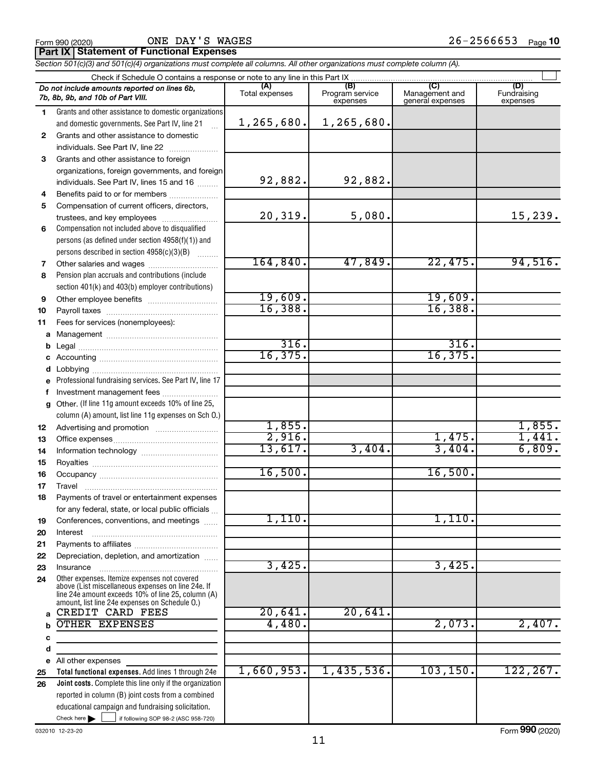Form 990 (2020) ONE DAY'S WAGES 26-2566653 Page **10**

**Part IX | Statement of Functional Expenses**

*Section 501(c)(3) and 501(c)(4) organizations must complete all columns. All other organizations must complete column (A).*

Check if Schedule O contains a response or note to any line in this Part IX ☐

| | *Do not include amounts reported on lines 6b, 7b, 8b, 9b, and 10b of Part VIII.* | (A) Total expenses | (B) Program service expenses | (C) Management and general expenses | (D) Fundraising expenses |
|---|---|---|---|---|---|
| 1 | Grants and other assistance to domestic organizations and domestic governments. See Part IV, line 21 | 1,265,680. | 1,265,680. | | |
| 2 | Grants and other assistance to domestic individuals. See Part IV, line 22 | | | | |
| 3 | Grants and other assistance to foreign organizations, foreign governments, and foreign individuals. See Part IV, lines 15 and 16 | 92,882. | 92,882. | | |
| 4 | Benefits paid to or for members | | | | |
| 5 | Compensation of current officers, directors, trustees, and key employees | 20,319. | 5,080. | | 15,239. |
| 6 | Compensation not included above to disqualified persons (as defined under section 4958(f)(1)) and persons described in section 4958(c)(3)(B) | | | | |
| 7 | Other salaries and wages | 164,840. | 47,849. | 22,475. | 94,516. |
| 8 | Pension plan accruals and contributions (include section 401(k) and 403(b) employer contributions) | | | | |
| 9 | Other employee benefits | 19,609. | | 19,609. | |
| 10 | Payroll taxes | 16,388. | | 16,388. | |
| 11 | Fees for services (nonemployees): | | | | |
| a | Management | | | | |
| b | Legal | 316. | | 316. | |
| c | Accounting | 16,375. | | 16,375. | |
| d | Lobbying | | | | |
| e | Professional fundraising services. See Part IV, line 17 | | | | |
| f | Investment management fees | | | | |
| g | Other. (If line 11g amount exceeds 10% of line 25, column (A) amount, list line 11g expenses on Sch O.) | | | | |
| 12 | Advertising and promotion | 1,855. | | | 1,855. |
| 13 | Office expenses | 2,916. | | 1,475. | 1,441. |
| 14 | Information technology | 13,617. | 3,404. | 3,404. | 6,809. |
| 15 | Royalties | | | | |
| 16 | Occupancy | 16,500. | | 16,500. | |
| 17 | Travel | | | | |
| 18 | Payments of travel or entertainment expenses for any federal, state, or local public officials | | | | |
| 19 | Conferences, conventions, and meetings | 1,110. | | 1,110. | |
| 20 | Interest | | | | |
| 21 | Payments to affiliates | | | | |
| 22 | Depreciation, depletion, and amortization | | | | |
| 23 | Insurance | 3,425. | | 3,425. | |
| 24 | Other expenses. Itemize expenses not covered above (List miscellaneous expenses on line 24e. If line 24e amount exceeds 10% of line 25, column (A) amount, list line 24e expenses on Schedule O.) | | | | |
| a | CREDIT CARD FEES | 20,641. | 20,641. | | |
| b | OTHER EXPENSES | 4,480. | | 2,073. | 2,407. |
| c | | | | | |
| d | | | | | |
| e | All other expenses | | | | |
| 25 | **Total functional expenses.** Add lines 1 through 24e | 1,660,953. | 1,435,536. | 103,150. | 122,267. |
| 26 | **Joint costs.** Complete this line only if the organization reported in column (B) joint costs from a combined educational campaign and fundraising solicitation. Check here ☐ if following SOP 98-2 (ASC 958-720) | | | | |

032010 12-23-20

Form **990** (2020)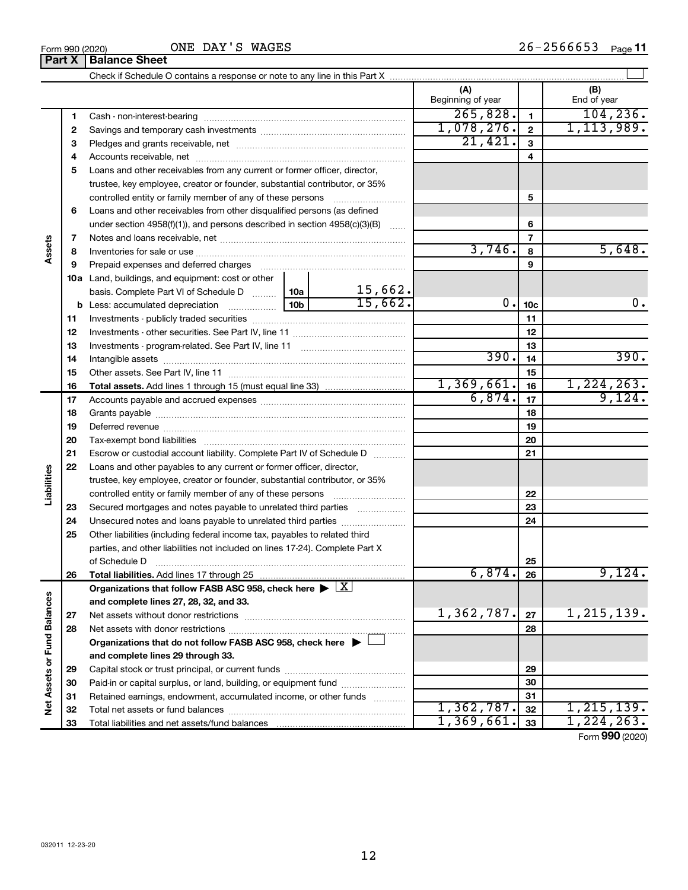Form 990 (2020) ONE DAY'S WAGES 26-2566653 Page 11

**Part X | Balance Sheet**

Check if Schedule O contains a response or note to any line in this Part X ☐

| Section | Line | Description | | (A) Beginning of year | | (B) End of year |
|---|---|---|---|---|---|---|
| Assets | 1 | Cash - non-interest-bearing | | 265,828. | 1 | 104,236. |
| | 2 | Savings and temporary cash investments | | 1,078,276. | 2 | 1,113,989. |
| | 3 | Pledges and grants receivable, net | | 21,421. | 3 | |
| | 4 | Accounts receivable, net | | | 4 | |
| | 5 | Loans and other receivables from any current or former officer, director, trustee, key employee, creator or founder, substantial contributor, or 35% controlled entity or family member of any of these persons | | | 5 | |
| | 6 | Loans and other receivables from other disqualified persons (as defined under section 4958(f)(1)), and persons described in section 4958(c)(3)(B) | | | 6 | |
| | 7 | Notes and loans receivable, net | | | 7 | |
| | 8 | Inventories for sale or use | | 3,746. | 8 | 5,648. |
| | 9 | Prepaid expenses and deferred charges | | | 9 | |
| | 10a | Land, buildings, and equipment: cost or other basis. Complete Part VI of Schedule D | 10a 15,662. | | | |
| | b | Less: accumulated depreciation | 10b 15,662. | 0. | 10c | 0. |
| | 11 | Investments - publicly traded securities | | | 11 | |
| | 12 | Investments - other securities. See Part IV, line 11 | | | 12 | |
| | 13 | Investments - program-related. See Part IV, line 11 | | | 13 | |
| | 14 | Intangible assets | | 390. | 14 | 390. |
| | 15 | Other assets. See Part IV, line 11 | | | 15 | |
| | 16 | **Total assets.** Add lines 1 through 15 (must equal line 33) | | 1,369,661. | 16 | 1,224,263. |
| Liabilities | 17 | Accounts payable and accrued expenses | | 6,874. | 17 | 9,124. |
| | 18 | Grants payable | | | 18 | |
| | 19 | Deferred revenue | | | 19 | |
| | 20 | Tax-exempt bond liabilities | | | 20 | |
| | 21 | Escrow or custodial account liability. Complete Part IV of Schedule D | | | 21 | |
| | 22 | Loans and other payables to any current or former officer, director, trustee, key employee, creator or founder, substantial contributor, or 35% controlled entity or family member of any of these persons | | | 22 | |
| | 23 | Secured mortgages and notes payable to unrelated third parties | | | 23 | |
| | 24 | Unsecured notes and loans payable to unrelated third parties | | | 24 | |
| | 25 | Other liabilities (including federal income tax, payables to related third parties, and other liabilities not included on lines 17-24). Complete Part X of Schedule D | | | 25 | |
| | 26 | **Total liabilities.** Add lines 17 through 25 | | 6,874. | 26 | 9,124. |
| Net Assets or Fund Balances | | **Organizations that follow FASB ASC 958, check here ▶ ☒ and complete lines 27, 28, 32, and 33.** | | | | |
| | 27 | Net assets without donor restrictions | | 1,362,787. | 27 | 1,215,139. |
| | 28 | Net assets with donor restrictions | | | 28 | |
| | | **Organizations that do not follow FASB ASC 958, check here ▶ ☐ and complete lines 29 through 33.** | | | | |
| | 29 | Capital stock or trust principal, or current funds | | | 29 | |
| | 30 | Paid-in or capital surplus, or land, building, or equipment fund | | | 30 | |
| | 31 | Retained earnings, endowment, accumulated income, or other funds | | | 31 | |
| | 32 | Total net assets or fund balances | | 1,362,787. | 32 | 1,215,139. |
| | 33 | Total liabilities and net assets/fund balances | | 1,369,661. | 33 | 1,224,263. |

Form **990** (2020)

032011 12-23-20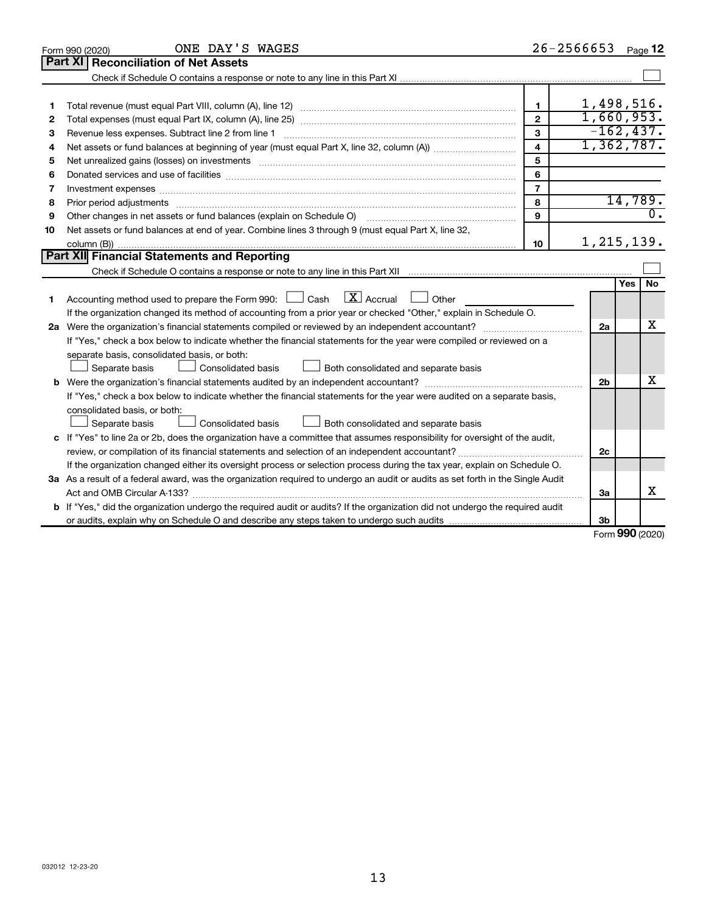Form 990 (2020) ONE DAY'S WAGES 26-2566653 Page 12

## Part XI Reconciliation of Net Assets

Check if Schedule O contains a response or note to any line in this Part XI ☐

| | | | |
|---|---|---|---|
| 1 | Total revenue (must equal Part VIII, column (A), line 12) | 1 | 1,498,516. |
| 2 | Total expenses (must equal Part IX, column (A), line 25) | 2 | 1,660,953. |
| 3 | Revenue less expenses. Subtract line 2 from line 1 | 3 | -162,437. |
| 4 | Net assets or fund balances at beginning of year (must equal Part X, line 32, column (A)) | 4 | 1,362,787. |
| 5 | Net unrealized gains (losses) on investments | 5 | |
| 6 | Donated services and use of facilities | 6 | |
| 7 | Investment expenses | 7 | |
| 8 | Prior period adjustments | 8 | 14,789. |
| 9 | Other changes in net assets or fund balances (explain on Schedule O) | 9 | 0. |
| 10 | Net assets or fund balances at end of year. Combine lines 3 through 9 (must equal Part X, line 32, column (B)) | 10 | 1,215,139. |

## Part XII Financial Statements and Reporting

Check if Schedule O contains a response or note to any line in this Part XII ☐

| | | | Yes | No |
|---|---|---|---|---|
| 1 | Accounting method used to prepare the Form 990: ☐ Cash ☒ Accrual ☐ Other<br>If the organization changed its method of accounting from a prior year or checked "Other," explain in Schedule O. | | | |
| 2a | Were the organization's financial statements compiled or reviewed by an independent accountant?<br>If "Yes," check a box below to indicate whether the financial statements for the year were compiled or reviewed on a separate basis, consolidated basis, or both:<br>☐ Separate basis ☐ Consolidated basis ☐ Both consolidated and separate basis | 2a | | X |
| b | Were the organization's financial statements audited by an independent accountant?<br>If "Yes," check a box below to indicate whether the financial statements for the year were audited on a separate basis, consolidated basis, or both:<br>☐ Separate basis ☐ Consolidated basis ☐ Both consolidated and separate basis | 2b | | X |
| c | If "Yes" to line 2a or 2b, does the organization have a committee that assumes responsibility for oversight of the audit, review, or compilation of its financial statements and selection of an independent accountant?<br>If the organization changed either its oversight process or selection process during the tax year, explain on Schedule O. | 2c | | |
| 3a | As a result of a federal award, was the organization required to undergo an audit or audits as set forth in the Single Audit Act and OMB Circular A-133? | 3a | | X |
| b | If "Yes," did the organization undergo the required audit or audits? If the organization did not undergo the required audit or audits, explain why on Schedule O and describe any steps taken to undergo such audits | 3b | | |

Form 990 (2020)

032012 12-23-20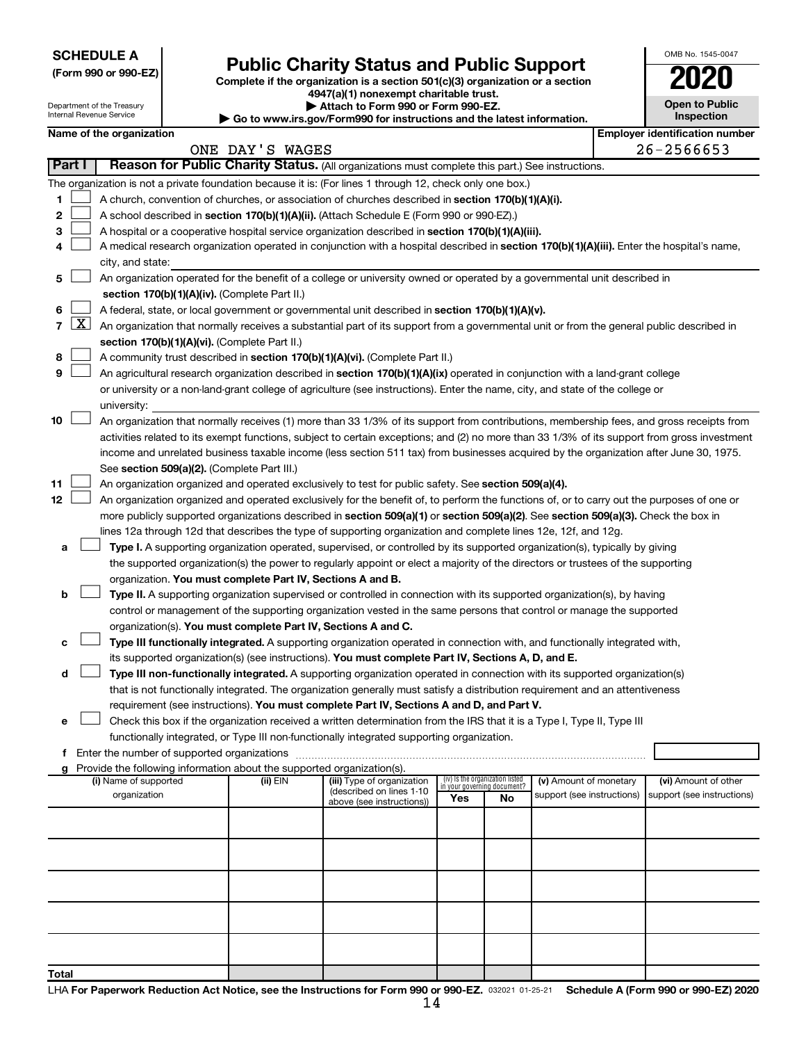**SCHEDULE A**
**(Form 990 or 990-EZ)**

Department of the Treasury
Internal Revenue Service

# Public Charity Status and Public Support

**Complete if the organization is a section 501(c)(3) organization or a section 4947(a)(1) nonexempt charitable trust.**
**▶ Attach to Form 990 or Form 990-EZ.**
**▶ Go to www.irs.gov/Form990 for instructions and the latest information.**

OMB No. 1545-0047

**2020**

**Open to Public Inspection**

**Name of the organization**
ONE DAY'S WAGES

**Employer identification number**
26-2566653

**Part I — Reason for Public Charity Status.** (All organizations must complete this part.) See instructions.

The organization is not a private foundation because it is: (For lines 1 through 12, check only one box.)

1 ☐ A church, convention of churches, or association of churches described in **section 170(b)(1)(A)(i).**

2 ☐ A school described in **section 170(b)(1)(A)(ii).** (Attach Schedule E (Form 990 or 990-EZ).)

3 ☐ A hospital or a cooperative hospital service organization described in **section 170(b)(1)(A)(iii).**

4 ☐ A medical research organization operated in conjunction with a hospital described in **section 170(b)(1)(A)(iii).** Enter the hospital's name, city, and state:

5 ☐ An organization operated for the benefit of a college or university owned or operated by a governmental unit described in **section 170(b)(1)(A)(iv).** (Complete Part II.)

6 ☐ A federal, state, or local government or governmental unit described in **section 170(b)(1)(A)(v).**

7 ☒ An organization that normally receives a substantial part of its support from a governmental unit or from the general public described in **section 170(b)(1)(A)(vi).** (Complete Part II.)

8 ☐ A community trust described in **section 170(b)(1)(A)(vi).** (Complete Part II.)

9 ☐ An agricultural research organization described in **section 170(b)(1)(A)(ix)** operated in conjunction with a land-grant college or university or a non-land-grant college of agriculture (see instructions). Enter the name, city, and state of the college or university:

10 ☐ An organization that normally receives (1) more than 33 1/3% of its support from contributions, membership fees, and gross receipts from activities related to its exempt functions, subject to certain exceptions; and (2) no more than 33 1/3% of its support from gross investment income and unrelated business taxable income (less section 511 tax) from businesses acquired by the organization after June 30, 1975. See **section 509(a)(2).** (Complete Part III.)

11 ☐ An organization organized and operated exclusively to test for public safety. See **section 509(a)(4).**

12 ☐ An organization organized and operated exclusively for the benefit of, to perform the functions of, or to carry out the purposes of one or more publicly supported organizations described in **section 509(a)(1)** or **section 509(a)(2).** See **section 509(a)(3).** Check the box in lines 12a through 12d that describes the type of supporting organization and complete lines 12e, 12f, and 12g.

a ☐ **Type I.** A supporting organization operated, supervised, or controlled by its supported organization(s), typically by giving the supported organization(s) the power to regularly appoint or elect a majority of the directors or trustees of the supporting organization. **You must complete Part IV, Sections A and B.**

b ☐ **Type II.** A supporting organization supervised or controlled in connection with its supported organization(s), by having control or management of the supporting organization vested in the same persons that control or manage the supported organization(s). **You must complete Part IV, Sections A and C.**

c ☐ **Type III functionally integrated.** A supporting organization operated in connection with, and functionally integrated with, its supported organization(s) (see instructions). **You must complete Part IV, Sections A, D, and E.**

d ☐ **Type III non-functionally integrated.** A supporting organization operated in connection with its supported organization(s) that is not functionally integrated. The organization generally must satisfy a distribution requirement and an attentiveness requirement (see instructions). **You must complete Part IV, Sections A and D, and Part V.**

e ☐ Check this box if the organization received a written determination from the IRS that it is a Type I, Type II, Type III functionally integrated, or Type III non-functionally integrated supporting organization.

f Enter the number of supported organizations

g Provide the following information about the supported organization(s).

| (i) Name of supported organization | (ii) EIN | (iii) Type of organization (described on lines 1-10 above (see instructions)) | (iv) Is the organization listed in your governing document? Yes | No | (v) Amount of monetary support (see instructions) | (vi) Amount of other support (see instructions) |
|---|---|---|---|---|---|---|
| | | | | | | |
| | | | | | | |
| | | | | | | |
| | | | | | | |
| | | | | | | |
| **Total** | | | | | | |

LHA **For Paperwork Reduction Act Notice, see the Instructions for Form 990 or 990-EZ.** 032021 01-25-21 **Schedule A (Form 990 or 990-EZ) 2020**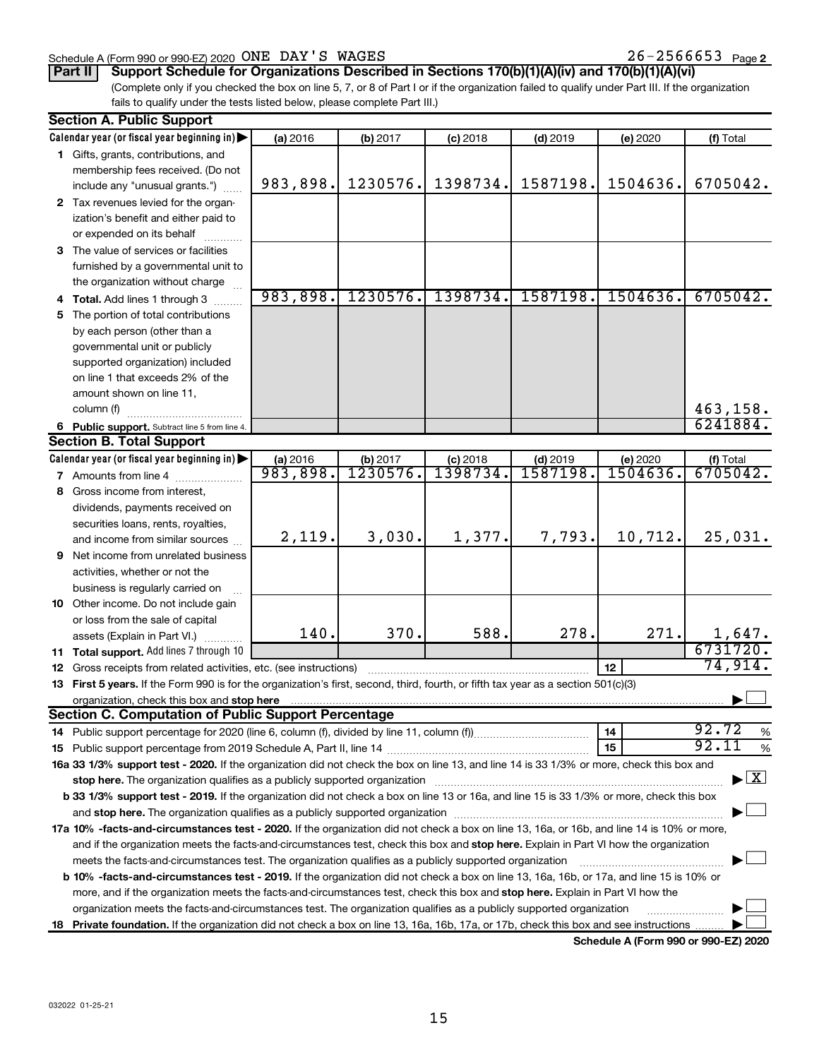Schedule A (Form 990 or 990-EZ) 2020 ONE DAY'S WAGES 26-2566653 Page 2

**Part II** **Support Schedule for Organizations Described in Sections 170(b)(1)(A)(iv) and 170(b)(1)(A)(vi)**

(Complete only if you checked the box on line 5, 7, or 8 of Part I or if the organization failed to qualify under Part III. If the organization fails to qualify under the tests listed below, please complete Part III.)

## Section A. Public Support

| Calendar year (or fiscal year beginning in) ▶ | (a) 2016 | (b) 2017 | (c) 2018 | (d) 2019 | (e) 2020 | (f) Total |
|---|---|---|---|---|---|---|
| **1** Gifts, grants, contributions, and membership fees received. (Do not include any "unusual grants.") | 983,898. | 1230576. | 1398734. | 1587198. | 1504636. | 6705042. |
| **2** Tax revenues levied for the organization's benefit and either paid to or expended on its behalf | | | | | | |
| **3** The value of services or facilities furnished by a governmental unit to the organization without charge | | | | | | |
| **4 Total.** Add lines 1 through 3 | 983,898. | 1230576. | 1398734. | 1587198. | 1504636. | 6705042. |
| **5** The portion of total contributions by each person (other than a governmental unit or publicly supported organization) included on line 1 that exceeds 2% of the amount shown on line 11, column (f) | | | | | | 463,158. |
| **6 Public support.** Subtract line 5 from line 4. | | | | | | 6241884. |

## Section B. Total Support

| Calendar year (or fiscal year beginning in) ▶ | (a) 2016 | (b) 2017 | (c) 2018 | (d) 2019 | (e) 2020 | (f) Total |
|---|---|---|---|---|---|---|
| **7** Amounts from line 4 | 983,898. | 1230576. | 1398734. | 1587198. | 1504636. | 6705042. |
| **8** Gross income from interest, dividends, payments received on securities loans, rents, royalties, and income from similar sources | 2,119. | 3,030. | 1,377. | 7,793. | 10,712. | 25,031. |
| **9** Net income from unrelated business activities, whether or not the business is regularly carried on | | | | | | |
| **10** Other income. Do not include gain or loss from the sale of capital assets (Explain in Part VI.) | 140. | 370. | 588. | 278. | 271. | 1,647. |
| **11 Total support.** Add lines 7 through 10 | | | | | | 6731720. |
| **12** Gross receipts from related activities, etc. (see instructions) | | | | | 12 | 74,914. |

**13 First 5 years.** If the Form 990 is for the organization's first, second, third, fourth, or fifth tax year as a section 501(c)(3) organization, check this box and **stop here** ▶ ☐

## Section C. Computation of Public Support Percentage

**14** Public support percentage for 2020 (line 6, column (f), divided by line 11, column (f)) — 14 — 92.72 %

**15** Public support percentage from 2019 Schedule A, Part II, line 14 — 15 — 92.11 %

**16a 33 1/3% support test - 2020.** If the organization did not check the box on line 13, and line 14 is 33 1/3% or more, check this box and **stop here.** The organization qualifies as a publicly supported organization ▶ ☒

**b 33 1/3% support test - 2019.** If the organization did not check a box on line 13 or 16a, and line 15 is 33 1/3% or more, check this box and **stop here.** The organization qualifies as a publicly supported organization ▶ ☐

**17a 10% -facts-and-circumstances test - 2020.** If the organization did not check a box on line 13, 16a, or 16b, and line 14 is 10% or more, and if the organization meets the facts-and-circumstances test, check this box and **stop here.** Explain in Part VI how the organization meets the facts-and-circumstances test. The organization qualifies as a publicly supported organization ▶ ☐

**b 10% -facts-and-circumstances test - 2019.** If the organization did not check a box on line 13, 16a, 16b, or 17a, and line 15 is 10% or more, and if the organization meets the facts-and-circumstances test, check this box and **stop here.** Explain in Part VI how the organization meets the facts-and-circumstances test. The organization qualifies as a publicly supported organization ▶ ☐

**18 Private foundation.** If the organization did not check a box on line 13, 16a, 16b, 17a, or 17b, check this box and see instructions ▶ ☐

**Schedule A (Form 990 or 990-EZ) 2020**

032022 01-25-21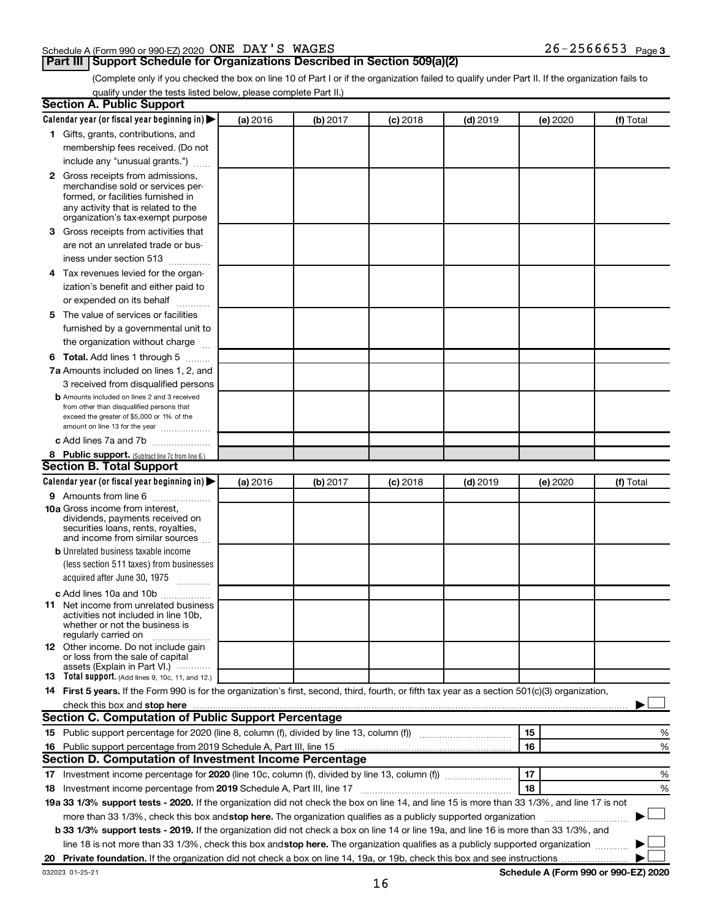Schedule A (Form 990 or 990-EZ) 2020 ONE DAY'S WAGES 26-2566653 Page **3**

## Part III Support Schedule for Organizations Described in Section 509(a)(2)

(Complete only if you checked the box on line 10 of Part I or if the organization failed to qualify under Part II. If the organization fails to qualify under the tests listed below, please complete Part II.)

### Section A. Public Support

| Calendar year (or fiscal year beginning in) ▶ | (a) 2016 | (b) 2017 | (c) 2018 | (d) 2019 | (e) 2020 | (f) Total |
|---|---|---|---|---|---|---|
| **1** Gifts, grants, contributions, and membership fees received. (Do not include any "unusual grants.") | | | | | | |
| **2** Gross receipts from admissions, merchandise sold or services performed, or facilities furnished in any activity that is related to the organization's tax-exempt purpose | | | | | | |
| **3** Gross receipts from activities that are not an unrelated trade or business under section 513 | | | | | | |
| **4** Tax revenues levied for the organization's benefit and either paid to or expended on its behalf | | | | | | |
| **5** The value of services or facilities furnished by a governmental unit to the organization without charge | | | | | | |
| **6 Total.** Add lines 1 through 5 | | | | | | |
| **7a** Amounts included on lines 1, 2, and 3 received from disqualified persons | | | | | | |
| **b** Amounts included on lines 2 and 3 received from other than disqualified persons that exceed the greater of $5,000 or 1% of the amount on line 13 for the year | | | | | | |
| **c** Add lines 7a and 7b | | | | | | |
| **8 Public support.** (Subtract line 7c from line 6.) | | | | | | |

### Section B. Total Support

| Calendar year (or fiscal year beginning in) ▶ | (a) 2016 | (b) 2017 | (c) 2018 | (d) 2019 | (e) 2020 | (f) Total |
|---|---|---|---|---|---|---|
| **9** Amounts from line 6 | | | | | | |
| **10a** Gross income from interest, dividends, payments received on securities loans, rents, royalties, and income from similar sources | | | | | | |
| **b** Unrelated business taxable income (less section 511 taxes) from businesses acquired after June 30, 1975 | | | | | | |
| **c** Add lines 10a and 10b | | | | | | |
| **11** Net income from unrelated business activities not included in line 10b, whether or not the business is regularly carried on | | | | | | |
| **12** Other income. Do not include gain or loss from the sale of capital assets (Explain in Part VI.) | | | | | | |
| **13 Total support.** (Add lines 9, 10c, 11, and 12.) | | | | | | |

**14 First 5 years.** If the Form 990 is for the organization's first, second, third, fourth, or fifth tax year as a section 501(c)(3) organization, check this box and **stop here** ▶ ☐

### Section C. Computation of Public Support Percentage

| | | | |
|---|---|---|---|
| **15** Public support percentage for 2020 (line 8, column (f), divided by line 13, column (f)) | **15** | | % |
| **16** Public support percentage from 2019 Schedule A, Part III, line 15 | **16** | | % |

### Section D. Computation of Investment Income Percentage

| | | | |
|---|---|---|---|
| **17** Investment income percentage for **2020** (line 10c, column (f), divided by line 13, column (f)) | **17** | | % |
| **18** Investment income percentage from **2019** Schedule A, Part III, line 17 | **18** | | % |

**19a 33 1/3% support tests - 2020.** If the organization did not check the box on line 14, and line 15 is more than 33 1/3%, and line 17 is not more than 33 1/3%, check this box and **stop here.** The organization qualifies as a publicly supported organization ▶ ☐

**b 33 1/3% support tests - 2019.** If the organization did not check a box on line 14 or line 19a, and line 16 is more than 33 1/3%, and line 18 is not more than 33 1/3%, check this box and **stop here.** The organization qualifies as a publicly supported organization ▶ ☐

**20 Private foundation.** If the organization did not check a box on line 14, 19a, or 19b, check this box and see instructions ▶ ☐

032023 01-25-21 **Schedule A (Form 990 or 990-EZ) 2020**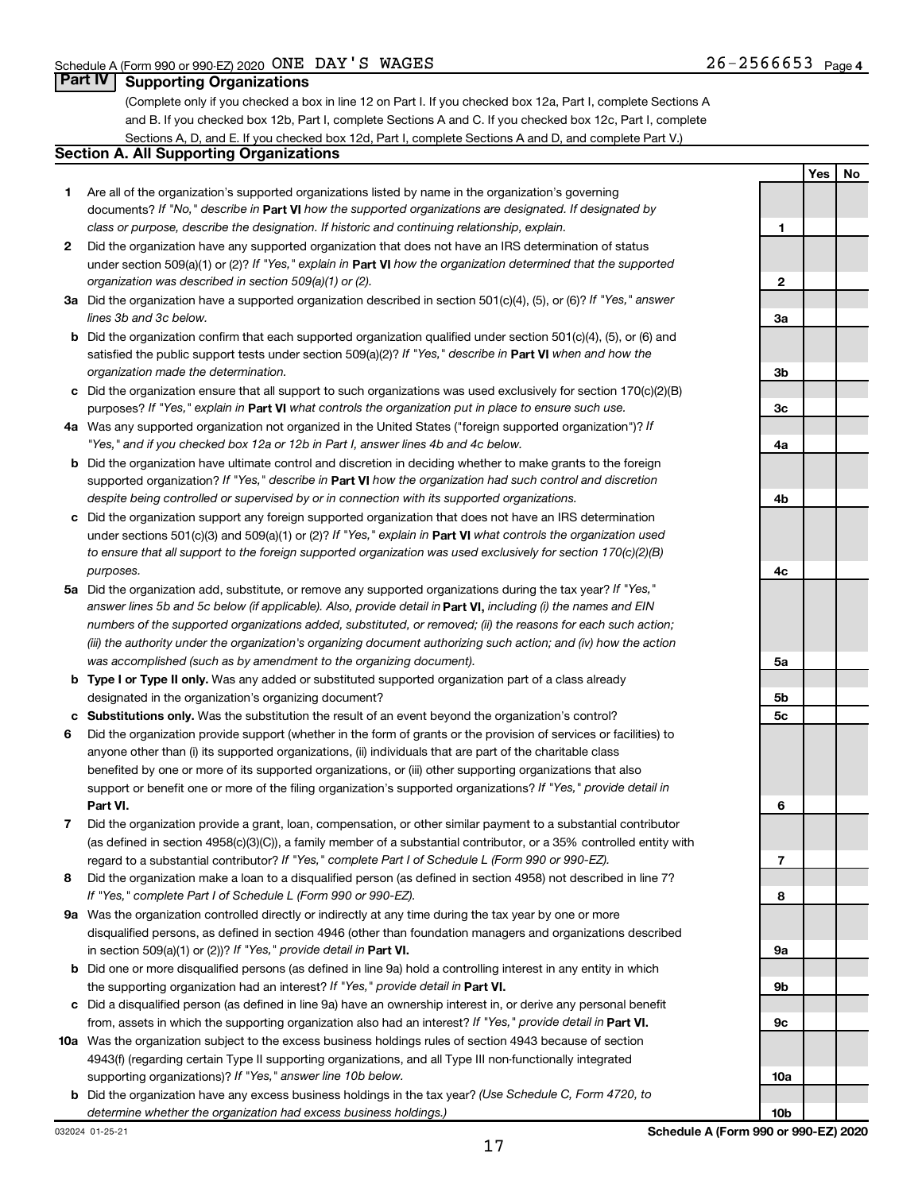Schedule A (Form 990 or 990-EZ) 2020 ONE DAY'S WAGES 26-2566653 Page 4

## Part IV Supporting Organizations

(Complete only if you checked a box in line 12 on Part I. If you checked box 12a, Part I, complete Sections A and B. If you checked box 12b, Part I, complete Sections A and C. If you checked box 12c, Part I, complete Sections A, D, and E. If you checked box 12d, Part I, complete Sections A and D, and complete Part V.)

### Section A. All Supporting Organizations

| | | | Yes | No |
|---|---|---|---|---|
| **1** | Are all of the organization's supported organizations listed by name in the organization's governing documents? *If "No," describe in* **Part VI** *how the supported organizations are designated. If designated by class or purpose, describe the designation. If historic and continuing relationship, explain.* | 1 | | |
| **2** | Did the organization have any supported organization that does not have an IRS determination of status under section 509(a)(1) or (2)? *If "Yes," explain in* **Part VI** *how the organization determined that the supported organization was described in section 509(a)(1) or (2).* | 2 | | |
| **3a** | Did the organization have a supported organization described in section 501(c)(4), (5), or (6)? *If "Yes," answer lines 3b and 3c below.* | 3a | | |
| **b** | Did the organization confirm that each supported organization qualified under section 501(c)(4), (5), or (6) and satisfied the public support tests under section 509(a)(2)? *If "Yes," describe in* **Part VI** *when and how the organization made the determination.* | 3b | | |
| **c** | Did the organization ensure that all support to such organizations was used exclusively for section 170(c)(2)(B) purposes? *If "Yes," explain in* **Part VI** *what controls the organization put in place to ensure such use.* | 3c | | |
| **4a** | Was any supported organization not organized in the United States ("foreign supported organization")? *If "Yes," and if you checked box 12a or 12b in Part I, answer lines 4b and 4c below.* | 4a | | |
| **b** | Did the organization have ultimate control and discretion in deciding whether to make grants to the foreign supported organization? *If "Yes," describe in* **Part VI** *how the organization had such control and discretion despite being controlled or supervised by or in connection with its supported organizations.* | 4b | | |
| **c** | Did the organization support any foreign supported organization that does not have an IRS determination under sections 501(c)(3) and 509(a)(1) or (2)? *If "Yes," explain in* **Part VI** *what controls the organization used to ensure that all support to the foreign supported organization was used exclusively for section 170(c)(2)(B) purposes.* | 4c | | |
| **5a** | Did the organization add, substitute, or remove any supported organizations during the tax year? *If "Yes," answer lines 5b and 5c below (if applicable). Also, provide detail in* **Part VI,** *including (i) the names and EIN numbers of the supported organizations added, substituted, or removed; (ii) the reasons for each such action; (iii) the authority under the organization's organizing document authorizing such action; and (iv) how the action was accomplished (such as by amendment to the organizing document).* | 5a | | |
| **b** | **Type I or Type II only.** Was any added or substituted supported organization part of a class already designated in the organization's organizing document? | 5b | | |
| **c** | **Substitutions only.** Was the substitution the result of an event beyond the organization's control? | 5c | | |
| **6** | Did the organization provide support (whether in the form of grants or the provision of services or facilities) to anyone other than (i) its supported organizations, (ii) individuals that are part of the charitable class benefited by one or more of its supported organizations, or (iii) other supporting organizations that also support or benefit one or more of the filing organization's supported organizations? *If "Yes," provide detail in* **Part VI.** | 6 | | |
| **7** | Did the organization provide a grant, loan, compensation, or other similar payment to a substantial contributor (as defined in section 4958(c)(3)(C)), a family member of a substantial contributor, or a 35% controlled entity with regard to a substantial contributor? *If "Yes," complete Part I of Schedule L (Form 990 or 990-EZ).* | 7 | | |
| **8** | Did the organization make a loan to a disqualified person (as defined in section 4958) not described in line 7? *If "Yes," complete Part I of Schedule L (Form 990 or 990-EZ).* | 8 | | |
| **9a** | Was the organization controlled directly or indirectly at any time during the tax year by one or more disqualified persons, as defined in section 4946 (other than foundation managers and organizations described in section 509(a)(1) or (2))? *If "Yes," provide detail in* **Part VI.** | 9a | | |
| **b** | Did one or more disqualified persons (as defined in line 9a) hold a controlling interest in any entity in which the supporting organization had an interest? *If "Yes," provide detail in* **Part VI.** | 9b | | |
| **c** | Did a disqualified person (as defined in line 9a) have an ownership interest in, or derive any personal benefit from, assets in which the supporting organization also had an interest? *If "Yes," provide detail in* **Part VI.** | 9c | | |
| **10a** | Was the organization subject to the excess business holdings rules of section 4943 because of section 4943(f) (regarding certain Type II supporting organizations, and all Type III non-functionally integrated supporting organizations)? *If "Yes," answer line 10b below.* | 10a | | |
| **b** | Did the organization have any excess business holdings in the tax year? *(Use Schedule C, Form 4720, to determine whether the organization had excess business holdings.)* | 10b | | |

032024 01-25-21 **Schedule A (Form 990 or 990-EZ) 2020**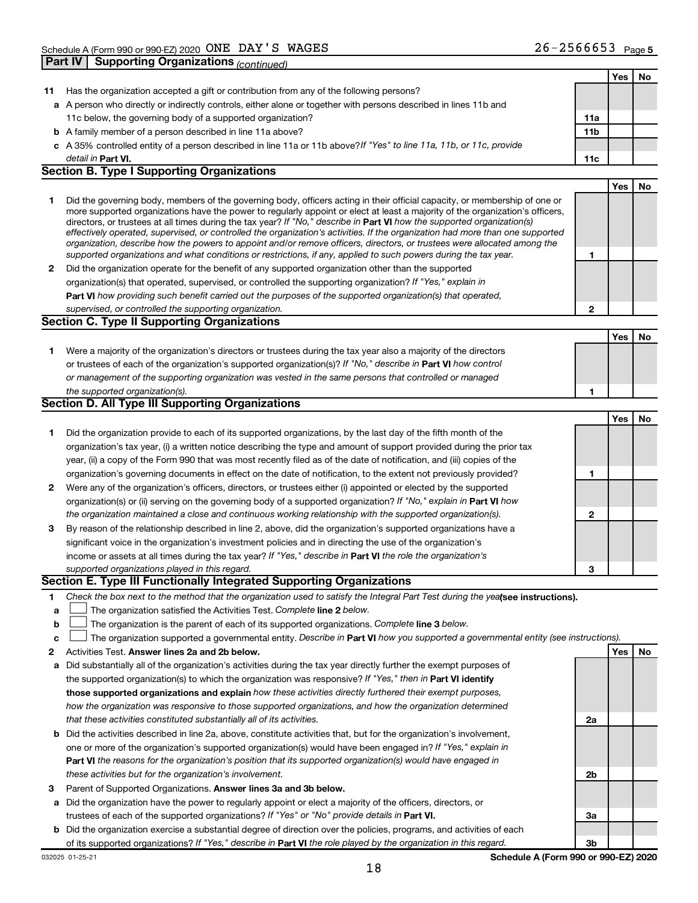Schedule A (Form 990 or 990-EZ) 2020 ONE DAY'S WAGES 26-2566653 Page 5

**Part IV Supporting Organizations** *(continued)*

| | | | Yes | No |
|---|---|---|---|---|
| **11** | Has the organization accepted a gift or contribution from any of the following persons? | | | |
| **a** | A person who directly or indirectly controls, either alone or together with persons described in lines 11b and 11c below, the governing body of a supported organization? | **11a** | | |
| **b** | A family member of a person described in line 11a above? | **11b** | | |
| **c** | A 35% controlled entity of a person described in line 11a or 11b above? *If "Yes" to line 11a, 11b, or 11c, provide detail in* **Part VI.** | **11c** | | |

**Section B. Type I Supporting Organizations**

| | | | Yes | No |
|---|---|---|---|---|
| **1** | Did the governing body, members of the governing body, officers acting in their official capacity, or membership of one or more supported organizations have the power to regularly appoint or elect at least a majority of the organization's officers, directors, or trustees at all times during the tax year? *If "No," describe in* **Part VI** *how the supported organization(s) effectively operated, supervised, or controlled the organization's activities. If the organization had more than one supported organization, describe how the powers to appoint and/or remove officers, directors, or trustees were allocated among the supported organizations and what conditions or restrictions, if any, applied to such powers during the tax year.* | **1** | | |
| **2** | Did the organization operate for the benefit of any supported organization other than the supported organization(s) that operated, supervised, or controlled the supporting organization? *If "Yes," explain in* **Part VI** *how providing such benefit carried out the purposes of the supported organization(s) that operated, supervised, or controlled the supporting organization.* | **2** | | |

**Section C. Type II Supporting Organizations**

| | | | Yes | No |
|---|---|---|---|---|
| **1** | Were a majority of the organization's directors or trustees during the tax year also a majority of the directors or trustees of each of the organization's supported organization(s)? *If "No," describe in* **Part VI** *how control or management of the supporting organization was vested in the same persons that controlled or managed the supported organization(s).* | **1** | | |

**Section D. All Type III Supporting Organizations**

| | | | Yes | No |
|---|---|---|---|---|
| **1** | Did the organization provide to each of its supported organizations, by the last day of the fifth month of the organization's tax year, (i) a written notice describing the type and amount of support provided during the prior tax year, (ii) a copy of the Form 990 that was most recently filed as of the date of notification, and (iii) copies of the organization's governing documents in effect on the date of notification, to the extent not previously provided? | **1** | | |
| **2** | Were any of the organization's officers, directors, or trustees either (i) appointed or elected by the supported organization(s) or (ii) serving on the governing body of a supported organization? *If "No," explain in* **Part VI** *how the organization maintained a close and continuous working relationship with the supported organization(s).* | **2** | | |
| **3** | By reason of the relationship described in line 2, above, did the organization's supported organizations have a significant voice in the organization's investment policies and in directing the use of the organization's income or assets at all times during the tax year? *If "Yes," describe in* **Part VI** *the role the organization's supported organizations played in this regard.* | **3** | | |

**Section E. Type III Functionally Integrated Supporting Organizations**

**1** *Check the box next to the method that the organization used to satisfy the Integral Part Test during the year* **(see instructions).**

- **a** ☐ The organization satisfied the Activities Test. *Complete* **line 2** *below.*
- **b** ☐ The organization is the parent of each of its supported organizations. *Complete* **line 3** *below.*
- **c** ☐ The organization supported a governmental entity. *Describe in* **Part VI** *how you supported a governmental entity (see instructions).*

| | | | Yes | No |
|---|---|---|---|---|
| **2** | Activities Test. **Answer lines 2a and 2b below.** | | | |
| **a** | Did substantially all of the organization's activities during the tax year directly further the exempt purposes of the supported organization(s) to which the organization was responsive? *If "Yes," then in* **Part VI identify those supported organizations and explain** *how these activities directly furthered their exempt purposes, how the organization was responsive to those supported organizations, and how the organization determined that these activities constituted substantially all of its activities.* | **2a** | | |
| **b** | Did the activities described in line 2a, above, constitute activities that, but for the organization's involvement, one or more of the organization's supported organization(s) would have been engaged in? *If "Yes," explain in* **Part VI** *the reasons for the organization's position that its supported organization(s) would have engaged in these activities but for the organization's involvement.* | **2b** | | |
| **3** | Parent of Supported Organizations. **Answer lines 3a and 3b below.** | | | |
| **a** | Did the organization have the power to regularly appoint or elect a majority of the officers, directors, or trustees of each of the supported organizations? *If "Yes" or "No" provide details in* **Part VI.** | **3a** | | |
| **b** | Did the organization exercise a substantial degree of direction over the policies, programs, and activities of each of its supported organizations? *If "Yes," describe in* **Part VI** *the role played by the organization in this regard.* | **3b** | | |

032025 01-25-21 **Schedule A (Form 990 or 990-EZ) 2020**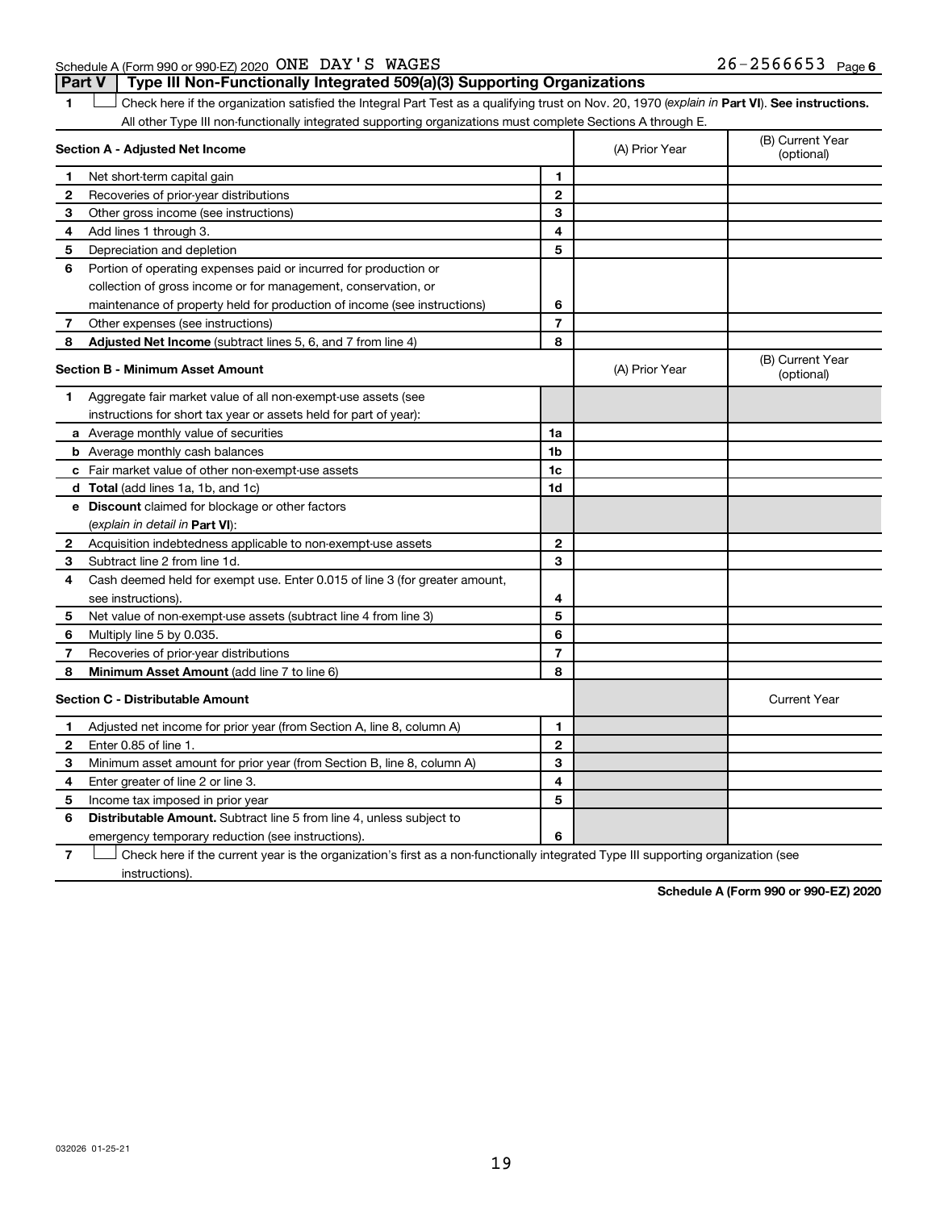Schedule A (Form 990 or 990-EZ) 2020 ONE DAY'S WAGES 26-2566653 Page 6

## Part V Type III Non-Functionally Integrated 509(a)(3) Supporting Organizations

1 ☐ Check here if the organization satisfied the Integral Part Test as a qualifying trust on Nov. 20, 1970 (*explain in* **Part VI**). **See instructions.** All other Type III non-functionally integrated supporting organizations must complete Sections A through E.

| **Section A - Adjusted Net Income** | | | (A) Prior Year | (B) Current Year (optional) |
|---|---|---|---|---|
| 1 | Net short-term capital gain | 1 | | |
| 2 | Recoveries of prior-year distributions | 2 | | |
| 3 | Other gross income (see instructions) | 3 | | |
| 4 | Add lines 1 through 3. | 4 | | |
| 5 | Depreciation and depletion | 5 | | |
| 6 | Portion of operating expenses paid or incurred for production or collection of gross income or for management, conservation, or maintenance of property held for production of income (see instructions) | 6 | | |
| 7 | Other expenses (see instructions) | 7 | | |
| 8 | **Adjusted Net Income** (subtract lines 5, 6, and 7 from line 4) | 8 | | |

| **Section B - Minimum Asset Amount** | | | (A) Prior Year | (B) Current Year (optional) |
|---|---|---|---|---|
| 1 | Aggregate fair market value of all non-exempt-use assets (see instructions for short tax year or assets held for part of year): | | | |
| a | Average monthly value of securities | 1a | | |
| b | Average monthly cash balances | 1b | | |
| c | Fair market value of other non-exempt-use assets | 1c | | |
| d | **Total** (add lines 1a, 1b, and 1c) | 1d | | |
| e | **Discount** claimed for blockage or other factors (*explain in detail in* **Part VI**): | | | |
| 2 | Acquisition indebtedness applicable to non-exempt-use assets | 2 | | |
| 3 | Subtract line 2 from line 1d. | 3 | | |
| 4 | Cash deemed held for exempt use. Enter 0.015 of line 3 (for greater amount, see instructions). | 4 | | |
| 5 | Net value of non-exempt-use assets (subtract line 4 from line 3) | 5 | | |
| 6 | Multiply line 5 by 0.035. | 6 | | |
| 7 | Recoveries of prior-year distributions | 7 | | |
| 8 | **Minimum Asset Amount** (add line 7 to line 6) | 8 | | |

| **Section C - Distributable Amount** | | | | Current Year |
|---|---|---|---|---|
| 1 | Adjusted net income for prior year (from Section A, line 8, column A) | 1 | | |
| 2 | Enter 0.85 of line 1. | 2 | | |
| 3 | Minimum asset amount for prior year (from Section B, line 8, column A) | 3 | | |
| 4 | Enter greater of line 2 or line 3. | 4 | | |
| 5 | Income tax imposed in prior year | 5 | | |
| 6 | **Distributable Amount.** Subtract line 5 from line 4, unless subject to emergency temporary reduction (see instructions). | 6 | | |

7 ☐ Check here if the current year is the organization's first as a non-functionally integrated Type III supporting organization (see instructions).

**Schedule A (Form 990 or 990-EZ) 2020**

032026 01-25-21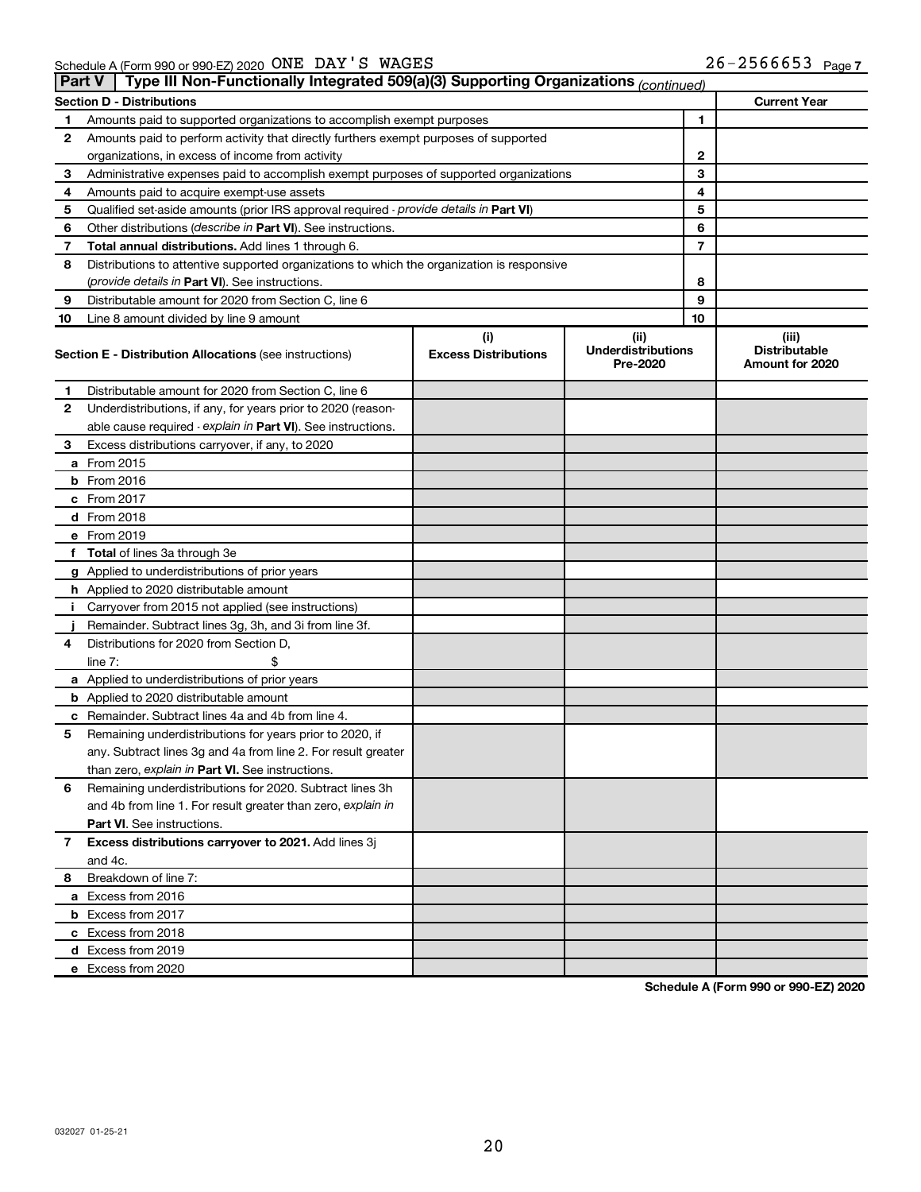Schedule A (Form 990 or 990-EZ) 2020 ONE DAY'S WAGES 26-2566653 Page 7

**Part V | Type III Non-Functionally Integrated 509(a)(3) Supporting Organizations** *(continued)*

| **Section D - Distributions** | | | **Current Year** |
|---|---|---|---|
| 1 | Amounts paid to supported organizations to accomplish exempt purposes | 1 | |
| 2 | Amounts paid to perform activity that directly furthers exempt purposes of supported organizations, in excess of income from activity | 2 | |
| 3 | Administrative expenses paid to accomplish exempt purposes of supported organizations | 3 | |
| 4 | Amounts paid to acquire exempt-use assets | 4 | |
| 5 | Qualified set-aside amounts (prior IRS approval required - *provide details in* **Part VI**) | 5 | |
| 6 | Other distributions (*describe in* **Part VI**). See instructions. | 6 | |
| 7 | **Total annual distributions.** Add lines 1 through 6. | 7 | |
| 8 | Distributions to attentive supported organizations to which the organization is responsive (*provide details in* **Part VI**). See instructions. | 8 | |
| 9 | Distributable amount for 2020 from Section C, line 6 | 9 | |
| 10 | Line 8 amount divided by line 9 amount | 10 | |

| **Section E - Distribution Allocations** (see instructions) | | (i) **Excess Distributions** | (ii) **Underdistributions Pre-2020** | (iii) **Distributable Amount for 2020** |
|---|---|---|---|---|
| 1 | Distributable amount for 2020 from Section C, line 6 | | | |
| 2 | Underdistributions, if any, for years prior to 2020 (reasonable cause required - *explain in* **Part VI**). See instructions. | | | |
| 3 | Excess distributions carryover, if any, to 2020 | | | |
| a | From 2015 | | | |
| b | From 2016 | | | |
| c | From 2017 | | | |
| d | From 2018 | | | |
| e | From 2019 | | | |
| f | **Total** of lines 3a through 3e | | | |
| g | Applied to underdistributions of prior years | | | |
| h | Applied to 2020 distributable amount | | | |
| i | Carryover from 2015 not applied (see instructions) | | | |
| j | Remainder. Subtract lines 3g, 3h, and 3i from line 3f. | | | |
| 4 | Distributions for 2020 from Section D, line 7: $ | | | |
| a | Applied to underdistributions of prior years | | | |
| b | Applied to 2020 distributable amount | | | |
| c | Remainder. Subtract lines 4a and 4b from line 4. | | | |
| 5 | Remaining underdistributions for years prior to 2020, if any. Subtract lines 3g and 4a from line 2. For result greater than zero, *explain in* **Part VI.** See instructions. | | | |
| 6 | Remaining underdistributions for 2020. Subtract lines 3h and 4b from line 1. For result greater than zero, *explain in* **Part VI**. See instructions. | | | |
| 7 | **Excess distributions carryover to 2021.** Add lines 3j and 4c. | | | |
| 8 | Breakdown of line 7: | | | |
| a | Excess from 2016 | | | |
| b | Excess from 2017 | | | |
| c | Excess from 2018 | | | |
| d | Excess from 2019 | | | |
| e | Excess from 2020 | | | |

**Schedule A (Form 990 or 990-EZ) 2020**

032027 01-25-21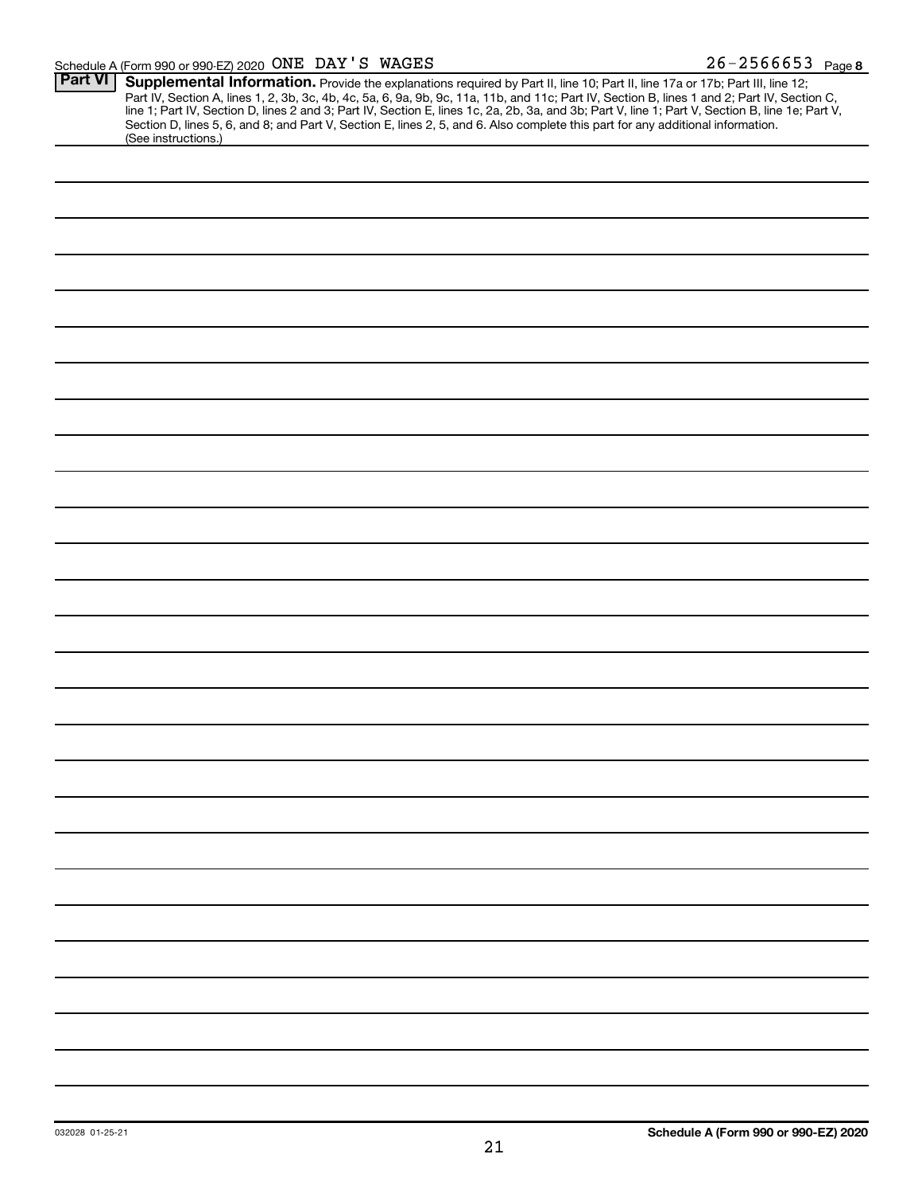Schedule A (Form 990 or 990-EZ) 2020 ONE DAY'S WAGES 26-2566653 Page 8

**Part VI Supplemental Information.** Provide the explanations required by Part II, line 10; Part II, line 17a or 17b; Part III, line 12; Part IV, Section A, lines 1, 2, 3b, 3c, 4b, 4c, 5a, 6, 9a, 9b, 9c, 11a, 11b, and 11c; Part IV, Section B, lines 1 and 2; Part IV, Section C, line 1; Part IV, Section D, lines 2 and 3; Part IV, Section E, lines 1c, 2a, 2b, 3a, and 3b; Part V, line 1; Part V, Section B, line 1e; Part V, Section D, lines 5, 6, and 8; and Part V, Section E, lines 2, 5, and 6. Also complete this part for any additional information. (See instructions.)

032028 01-25-21

**Schedule A (Form 990 or 990-EZ) 2020**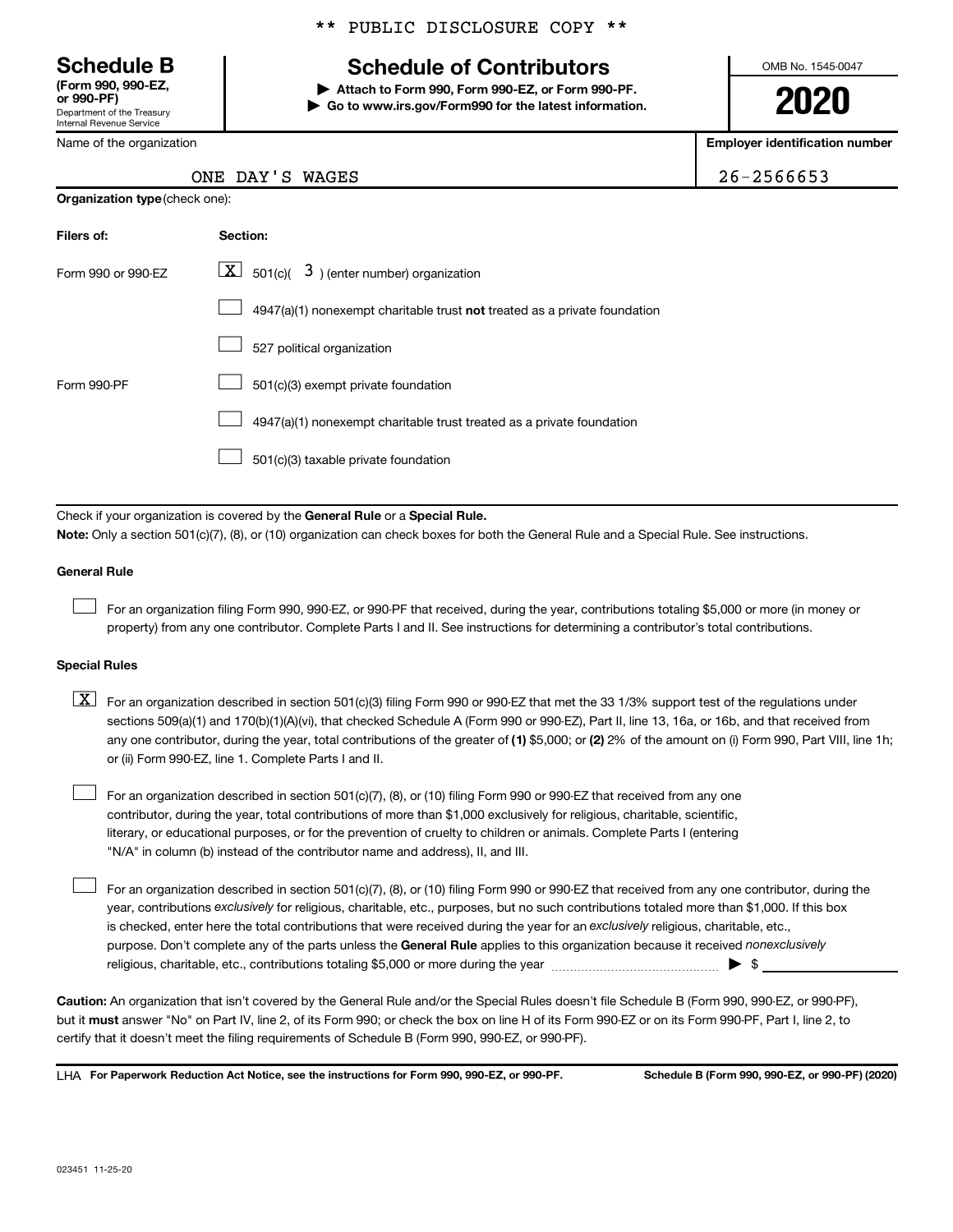** PUBLIC DISCLOSURE COPY **

**Schedule B**
**(Form 990, 990-EZ, or 990-PF)**
Department of the Treasury
Internal Revenue Service

# Schedule of Contributors

▶ **Attach to Form 990, Form 990-EZ, or Form 990-PF.**
▶ **Go to www.irs.gov/Form990 for the latest information.**

OMB No. 1545-0047

**2020**

| Name of the organization | Employer identification number |
| --- | --- |
| ONE DAY'S WAGES | 26-2566653 |

**Organization type** (check one):

| Filers of: | Section: |
| --- | --- |
| Form 990 or 990-EZ | [X] 501(c)( 3 ) (enter number) organization |
| | [ ] 4947(a)(1) nonexempt charitable trust **not** treated as a private foundation |
| | [ ] 527 political organization |
| Form 990-PF | [ ] 501(c)(3) exempt private foundation |
| | [ ] 4947(a)(1) nonexempt charitable trust treated as a private foundation |
| | [ ] 501(c)(3) taxable private foundation |

Check if your organization is covered by the **General Rule** or a **Special Rule.**

**Note:** Only a section 501(c)(7), (8), or (10) organization can check boxes for both the General Rule and a Special Rule. See instructions.

**General Rule**

[ ] For an organization filing Form 990, 990-EZ, or 990-PF that received, during the year, contributions totaling $5,000 or more (in money or property) from any one contributor. Complete Parts I and II. See instructions for determining a contributor's total contributions.

**Special Rules**

[X] For an organization described in section 501(c)(3) filing Form 990 or 990-EZ that met the 33 1/3% support test of the regulations under sections 509(a)(1) and 170(b)(1)(A)(vi), that checked Schedule A (Form 990 or 990-EZ), Part II, line 13, 16a, or 16b, and that received from any one contributor, during the year, total contributions of the greater of **(1)** $5,000; or **(2)** 2% of the amount on (i) Form 990, Part VIII, line 1h; or (ii) Form 990-EZ, line 1. Complete Parts I and II.

[ ] For an organization described in section 501(c)(7), (8), or (10) filing Form 990 or 990-EZ that received from any one contributor, during the year, total contributions of more than $1,000 exclusively for religious, charitable, scientific, literary, or educational purposes, or for the prevention of cruelty to children or animals. Complete Parts I (entering "N/A" in column (b) instead of the contributor name and address), II, and III.

[ ] For an organization described in section 501(c)(7), (8), or (10) filing Form 990 or 990-EZ that received from any one contributor, during the year, contributions *exclusively* for religious, charitable, etc., purposes, but no such contributions totaled more than $1,000. If this box is checked, enter here the total contributions that were received during the year for an *exclusively* religious, charitable, etc., purpose. Don't complete any of the parts unless the **General Rule** applies to this organization because it received *nonexclusively* religious, charitable, etc., contributions totaling $5,000 or more during the year ▶ $ ____________

**Caution:** An organization that isn't covered by the General Rule and/or the Special Rules doesn't file Schedule B (Form 990, 990-EZ, or 990-PF), but it **must** answer "No" on Part IV, line 2, of its Form 990; or check the box on line H of its Form 990-EZ or on its Form 990-PF, Part I, line 2, to certify that it doesn't meet the filing requirements of Schedule B (Form 990, 990-EZ, or 990-PF).

LHA **For Paperwork Reduction Act Notice, see the instructions for Form 990, 990-EZ, or 990-PF.** **Schedule B (Form 990, 990-EZ, or 990-PF) (2020)**

023451 11-25-20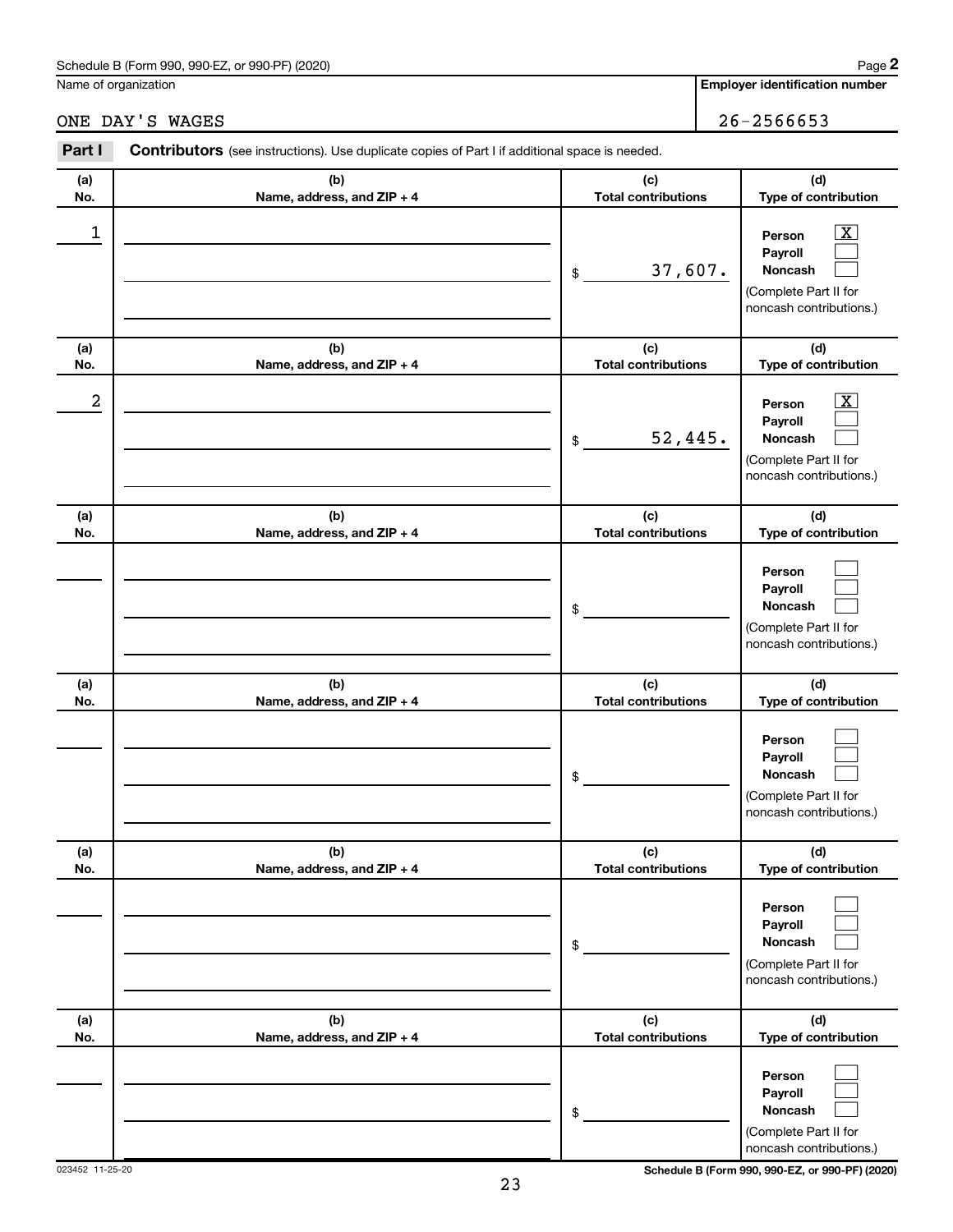Schedule B (Form 990, 990-EZ, or 990-PF) (2020)

| Name of organization | Employer identification number |
| --- | --- |
| ONE DAY'S WAGES | 26-2566653 |

**Part I** **Contributors** (see instructions). Use duplicate copies of Part I if additional space is needed.

| (a) No. | (b) Name, address, and ZIP + 4 | (c) Total contributions | (d) Type of contribution |
| --- | --- | --- | --- |
| 1 | | $ 37,607. | Person [X] Payroll [ ] Noncash [ ] (Complete Part II for noncash contributions.) |
| 2 | | $ 52,445. | Person [X] Payroll [ ] Noncash [ ] (Complete Part II for noncash contributions.) |
| | | $ | Person [ ] Payroll [ ] Noncash [ ] (Complete Part II for noncash contributions.) |
| | | $ | Person [ ] Payroll [ ] Noncash [ ] (Complete Part II for noncash contributions.) |
| | | $ | Person [ ] Payroll [ ] Noncash [ ] (Complete Part II for noncash contributions.) |
| | | $ | Person [ ] Payroll [ ] Noncash [ ] (Complete Part II for noncash contributions.) |

023452 11-25-20

Schedule B (Form 990, 990-EZ, or 990-PF) (2020)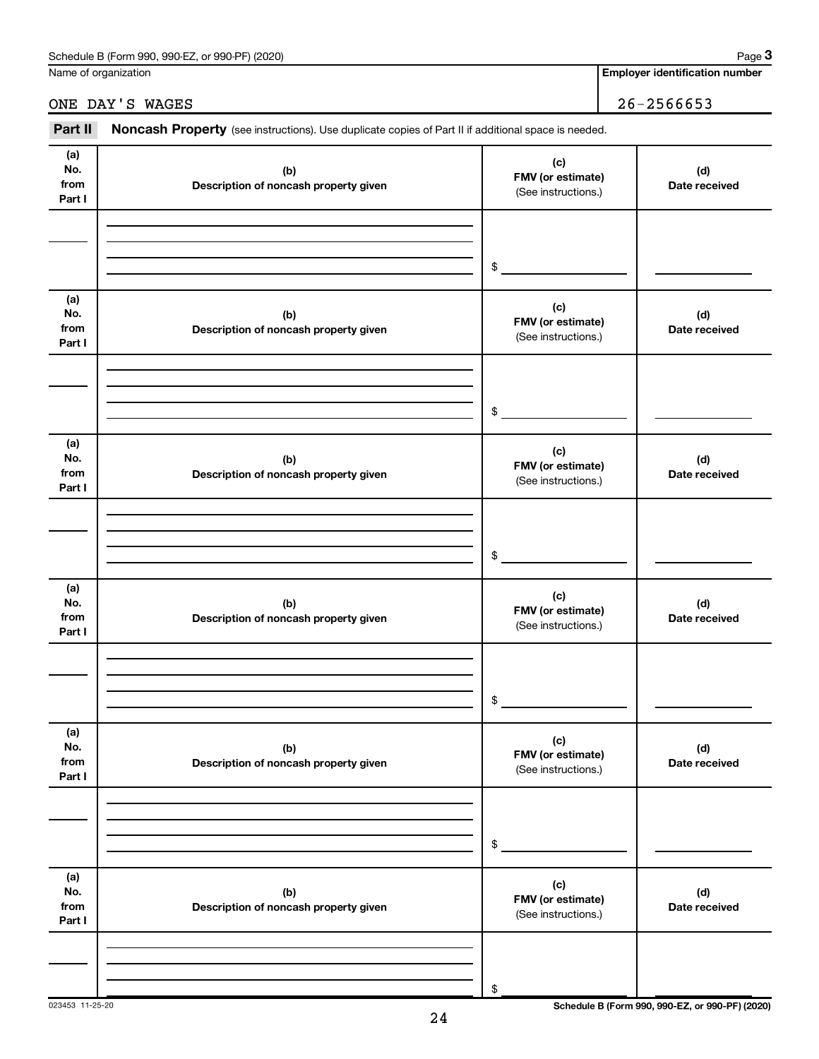Schedule B (Form 990, 990-EZ, or 990-PF) (2020) Page **3**

Name of organization

ONE DAY'S WAGES

**Employer identification number**

26-2566653

**Part II** **Noncash Property** (see instructions). Use duplicate copies of Part II if additional space is needed.

| (a) No. from Part I | (b) Description of noncash property given | (c) FMV (or estimate) (See instructions.) | (d) Date received |
|---|---|---|---|
| | | $ | |

| (a) No. from Part I | (b) Description of noncash property given | (c) FMV (or estimate) (See instructions.) | (d) Date received |
|---|---|---|---|
| | | $ | |

| (a) No. from Part I | (b) Description of noncash property given | (c) FMV (or estimate) (See instructions.) | (d) Date received |
|---|---|---|---|
| | | $ | |

| (a) No. from Part I | (b) Description of noncash property given | (c) FMV (or estimate) (See instructions.) | (d) Date received |
|---|---|---|---|
| | | $ | |

| (a) No. from Part I | (b) Description of noncash property given | (c) FMV (or estimate) (See instructions.) | (d) Date received |
|---|---|---|---|
| | | $ | |

| (a) No. from Part I | (b) Description of noncash property given | (c) FMV (or estimate) (See instructions.) | (d) Date received |
|---|---|---|---|
| | | $ | |

023453 11-25-20 **Schedule B (Form 990, 990-EZ, or 990-PF) (2020)**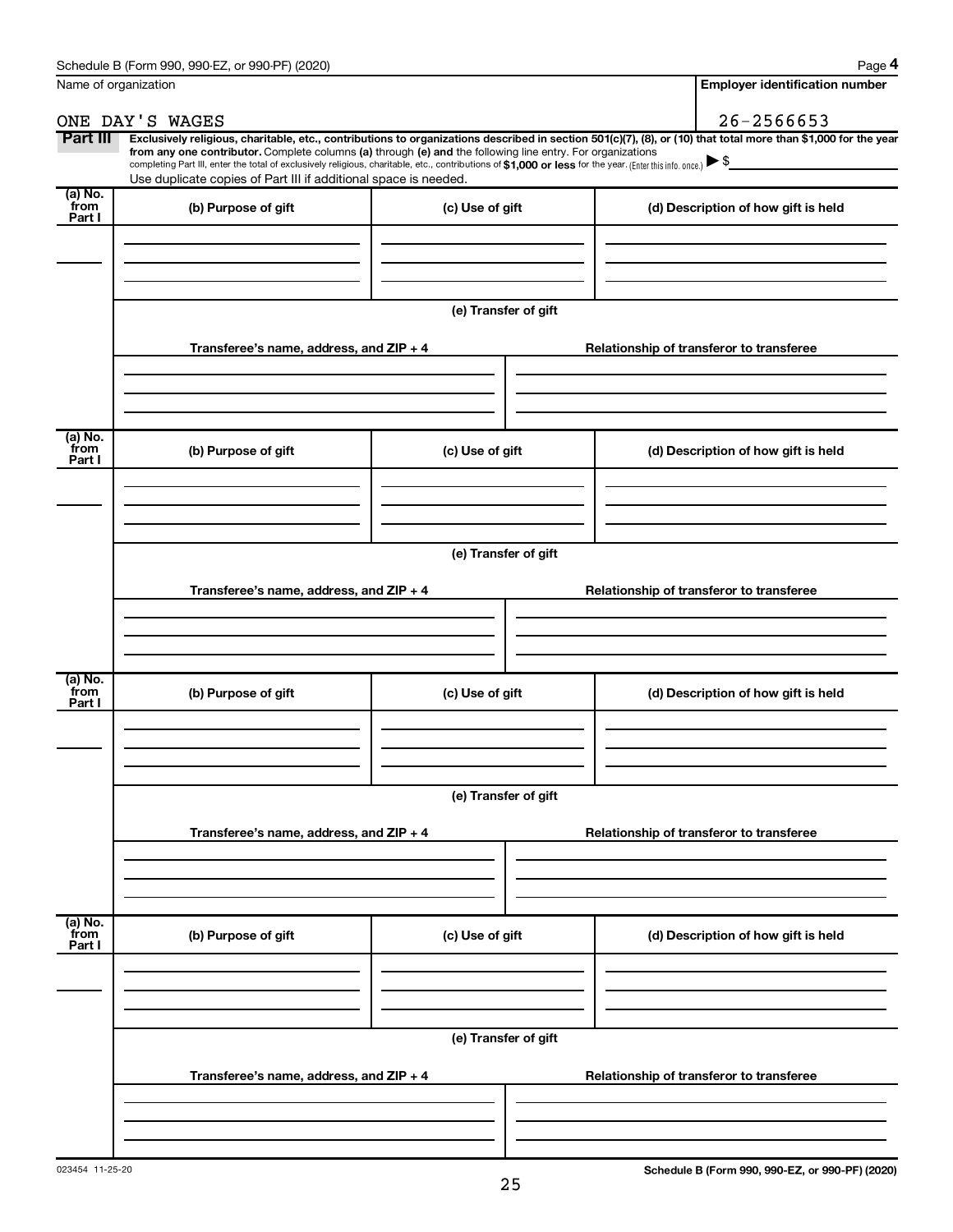Schedule B (Form 990, 990-EZ, or 990-PF) (2020) Page **4**

| Name of organization | Employer identification number |
| --- | --- |
| ONE DAY'S WAGES | 26-2566653 |

**Part III** **Exclusively religious, charitable, etc., contributions to organizations described in section 501(c)(7), (8), or (10) that total more than $1,000 for the year from any one contributor.** Complete columns **(a)** through **(e) and** the following line entry. For organizations completing Part III, enter the total of exclusively religious, charitable, etc., contributions of **$1,000 or less** for the year. (Enter this info. once.) ▶ $

Use duplicate copies of Part III if additional space is needed.

| (a) No. from Part I | (b) Purpose of gift | (c) Use of gift | (d) Description of how gift is held |
| --- | --- | --- | --- |
| | | | |

**(e) Transfer of gift**

| Transferee's name, address, and ZIP + 4 | Relationship of transferor to transferee |
| --- | --- |
| | |

| (a) No. from Part I | (b) Purpose of gift | (c) Use of gift | (d) Description of how gift is held |
| --- | --- | --- | --- |
| | | | |

**(e) Transfer of gift**

| Transferee's name, address, and ZIP + 4 | Relationship of transferor to transferee |
| --- | --- |
| | |

| (a) No. from Part I | (b) Purpose of gift | (c) Use of gift | (d) Description of how gift is held |
| --- | --- | --- | --- |
| | | | |

**(e) Transfer of gift**

| Transferee's name, address, and ZIP + 4 | Relationship of transferor to transferee |
| --- | --- |
| | |

| (a) No. from Part I | (b) Purpose of gift | (c) Use of gift | (d) Description of how gift is held |
| --- | --- | --- | --- |
| | | | |

**(e) Transfer of gift**

| Transferee's name, address, and ZIP + 4 | Relationship of transferor to transferee |
| --- | --- |
| | |

023454 11-25-20 **Schedule B (Form 990, 990-EZ, or 990-PF) (2020)**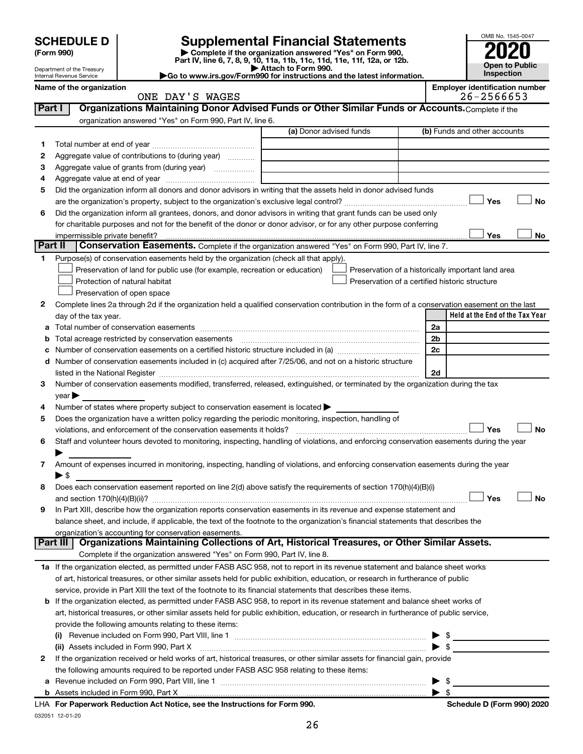# SCHEDULE D (Form 990)

Department of the Treasury
Internal Revenue Service

## Supplemental Financial Statements

▶ Complete if the organization answered "Yes" on Form 990, Part IV, line 6, 7, 8, 9, 10, 11a, 11b, 11c, 11d, 11e, 11f, 12a, or 12b.
▶ Attach to Form 990.
▶Go to www.irs.gov/Form990 for instructions and the latest information.

OMB No. 1545-0047

**2020**

**Open to Public Inspection**

**Name of the organization:** ONE DAY'S WAGES

**Employer identification number:** 26-2566653

## Part I Organizations Maintaining Donor Advised Funds or Other Similar Funds or Accounts.

Complete if the organization answered "Yes" on Form 990, Part IV, line 6.

| | | (a) Donor advised funds | (b) Funds and other accounts |
|---|---|---|---|
| 1 | Total number at end of year | | |
| 2 | Aggregate value of contributions to (during year) | | |
| 3 | Aggregate value of grants from (during year) | | |
| 4 | Aggregate value at end of year | | |

5 Did the organization inform all donors and donor advisors in writing that the assets held in donor advised funds are the organization's property, subject to the organization's exclusive legal control? ☐ Yes ☐ No

6 Did the organization inform all grantees, donors, and donor advisors in writing that grant funds can be used only for charitable purposes and not for the benefit of the donor or donor advisor, or for any other purpose conferring impermissible private benefit? ☐ Yes ☐ No

## Part II Conservation Easements.

Complete if the organization answered "Yes" on Form 990, Part IV, line 7.

1 Purpose(s) of conservation easements held by the organization (check all that apply).

- ☐ Preservation of land for public use (for example, recreation or education)
- ☐ Protection of natural habitat
- ☐ Preservation of open space
- ☐ Preservation of a historically important land area
- ☐ Preservation of a certified historic structure

2 Complete lines 2a through 2d if the organization held a qualified conservation contribution in the form of a conservation easement on the last day of the tax year.

| | | | Held at the End of the Tax Year |
|---|---|---|---|
| a | Total number of conservation easements | 2a | |
| b | Total acreage restricted by conservation easements | 2b | |
| c | Number of conservation easements on a certified historic structure included in (a) | 2c | |
| d | Number of conservation easements included in (c) acquired after 7/25/06, and not on a historic structure listed in the National Register | 2d | |

3 Number of conservation easements modified, transferred, released, extinguished, or terminated by the organization during the tax year ▶

4 Number of states where property subject to conservation easement is located ▶

5 Does the organization have a written policy regarding the periodic monitoring, inspection, handling of violations, and enforcement of the conservation easements it holds? ☐ Yes ☐ No

6 Staff and volunteer hours devoted to monitoring, inspecting, handling of violations, and enforcing conservation easements during the year ▶

7 Amount of expenses incurred in monitoring, inspecting, handling of violations, and enforcing conservation easements during the year ▶ $

8 Does each conservation easement reported on line 2(d) above satisfy the requirements of section 170(h)(4)(B)(i) and section 170(h)(4)(B)(ii)? ☐ Yes ☐ No

9 In Part XIII, describe how the organization reports conservation easements in its revenue and expense statement and balance sheet, and include, if applicable, the text of the footnote to the organization's financial statements that describes the organization's accounting for conservation easements.

## Part III Organizations Maintaining Collections of Art, Historical Treasures, or Other Similar Assets.

Complete if the organization answered "Yes" on Form 990, Part IV, line 8.

1a If the organization elected, as permitted under FASB ASC 958, not to report in its revenue statement and balance sheet works of art, historical treasures, or other similar assets held for public exhibition, education, or research in furtherance of public service, provide in Part XIII the text of the footnote to its financial statements that describes these items.

b If the organization elected, as permitted under FASB ASC 958, to report in its revenue statement and balance sheet works of art, historical treasures, or other similar assets held for public exhibition, education, or research in furtherance of public service, provide the following amounts relating to these items:

(i) Revenue included on Form 990, Part VIII, line 1 ▶ $

(ii) Assets included in Form 990, Part X ▶ $

2 If the organization received or held works of art, historical treasures, or other similar assets for financial gain, provide the following amounts required to be reported under FASB ASC 958 relating to these items:

a Revenue included on Form 990, Part VIII, line 1 ▶ $

b Assets included in Form 990, Part X ▶ $

LHA For Paperwork Reduction Act Notice, see the Instructions for Form 990. Schedule D (Form 990) 2020

032051 12-01-20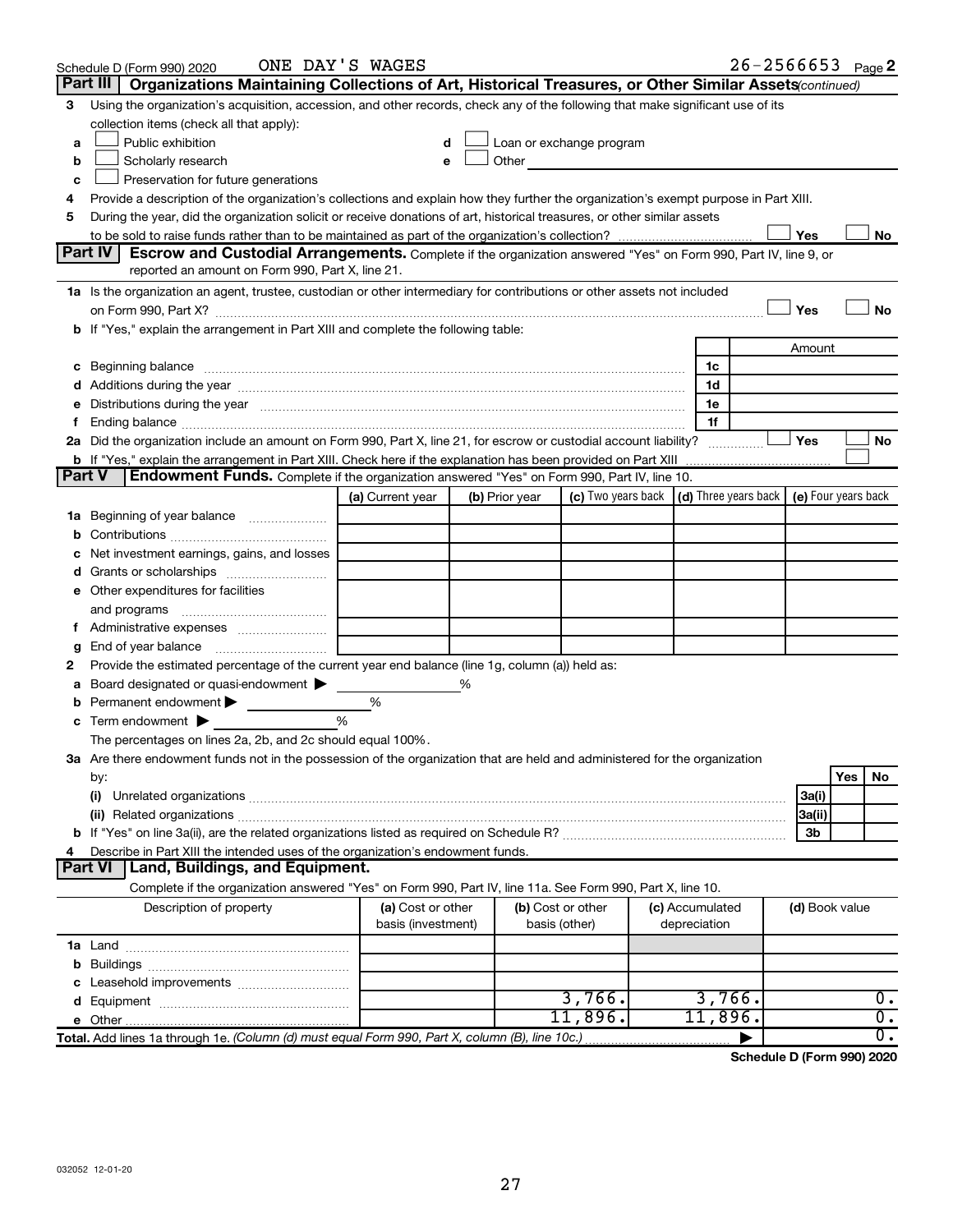Schedule D (Form 990) 2020 ONE DAY'S WAGES 26-2566653 Page 2

**Part III | Organizations Maintaining Collections of Art, Historical Treasures, or Other Similar Assets** *(continued)*

3 Using the organization's acquisition, accession, and other records, check any of the following that make significant use of its collection items (check all that apply):

a ☐ Public exhibition  
b ☐ Scholarly research  
c ☐ Preservation for future generations  
d ☐ Loan or exchange program  
e ☐ Other

4 Provide a description of the organization's collections and explain how they further the organization's exempt purpose in Part XIII.

5 During the year, did the organization solicit or receive donations of art, historical treasures, or other similar assets to be sold to raise funds rather than to be maintained as part of the organization's collection? ☐ Yes ☐ No

**Part IV | Escrow and Custodial Arrangements.** Complete if the organization answered "Yes" on Form 990, Part IV, line 9, or reported an amount on Form 990, Part X, line 21.

1a Is the organization an agent, trustee, custodian or other intermediary for contributions or other assets not included on Form 990, Part X? ☐ Yes ☐ No

b If "Yes," explain the arrangement in Part XIII and complete the following table:

| | | Amount |
|---|---|---|
| c Beginning balance | 1c | |
| d Additions during the year | 1d | |
| e Distributions during the year | 1e | |
| f Ending balance | 1f | |

2a Did the organization include an amount on Form 990, Part X, line 21, for escrow or custodial account liability? ☐ Yes ☐ No

b If "Yes," explain the arrangement in Part XIII. Check here if the explanation has been provided on Part XIII ☐

**Part V | Endowment Funds.** Complete if the organization answered "Yes" on Form 990, Part IV, line 10.

| | (a) Current year | (b) Prior year | (c) Two years back | (d) Three years back | (e) Four years back |
|---|---|---|---|---|---|
| 1a Beginning of year balance | | | | | |
| b Contributions | | | | | |
| c Net investment earnings, gains, and losses | | | | | |
| d Grants or scholarships | | | | | |
| e Other expenditures for facilities and programs | | | | | |
| f Administrative expenses | | | | | |
| g End of year balance | | | | | |

2 Provide the estimated percentage of the current year end balance (line 1g, column (a)) held as:

a Board designated or quasi-endowment ▶ %  
b Permanent endowment ▶ %  
c Term endowment ▶ %  

The percentages on lines 2a, 2b, and 2c should equal 100%.

3a Are there endowment funds not in the possession of the organization that are held and administered for the organization by:

| | | Yes | No |
|---|---|---|---|
| (i) Unrelated organizations | 3a(i) | | |
| (ii) Related organizations | 3a(ii) | | |
| b If "Yes" on line 3a(ii), are the related organizations listed as required on Schedule R? | 3b | | |

4 Describe in Part XIII the intended uses of the organization's endowment funds.

**Part VI | Land, Buildings, and Equipment.**

Complete if the organization answered "Yes" on Form 990, Part IV, line 11a. See Form 990, Part X, line 10.

| Description of property | (a) Cost or other basis (investment) | (b) Cost or other basis (other) | (c) Accumulated depreciation | (d) Book value |
|---|---|---|---|---|
| 1a Land | | | | |
| b Buildings | | | | |
| c Leasehold improvements | | | | |
| d Equipment | | 3,766. | 3,766. | 0. |
| e Other | | 11,896. | 11,896. | 0. |
| **Total.** Add lines 1a through 1e. *(Column (d) must equal Form 990, Part X, column (B), line 10c.)* | | | ▶ | 0. |

**Schedule D (Form 990) 2020**

032052 12-01-20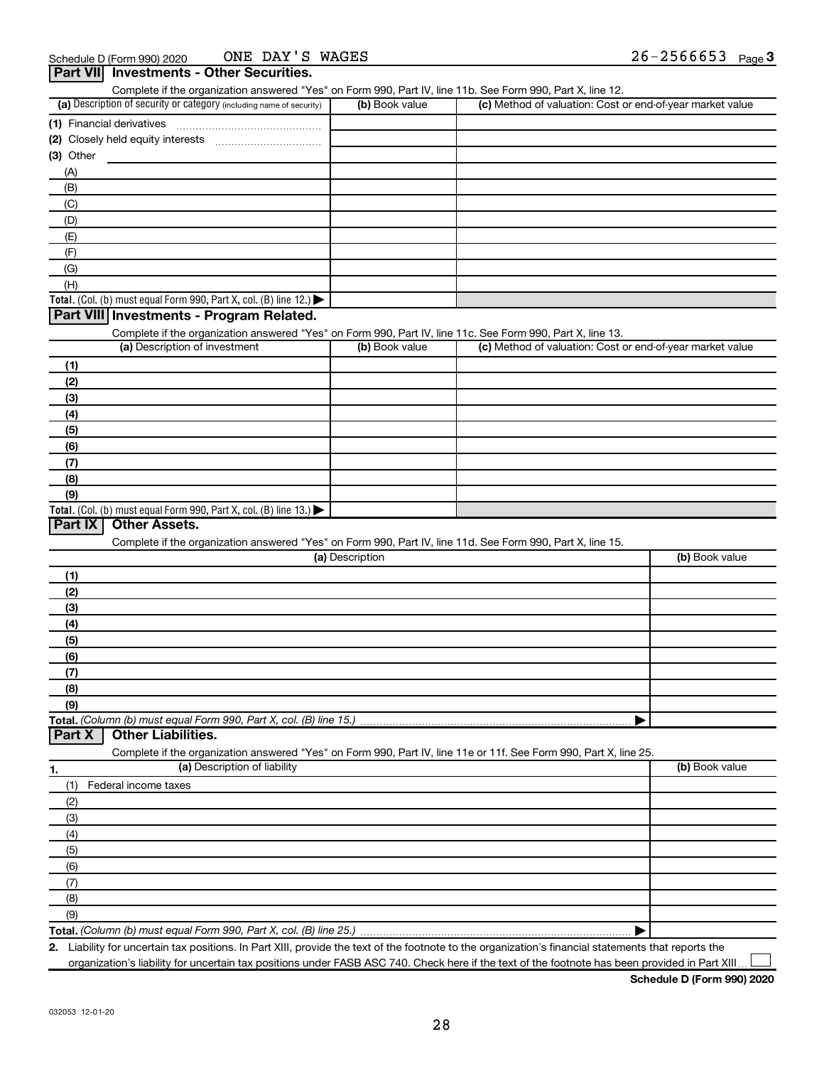Schedule D (Form 990) 2020 ONE DAY'S WAGES 26-2566653 Page 3

## Part VII Investments - Other Securities.

Complete if the organization answered "Yes" on Form 990, Part IV, line 11b. See Form 990, Part X, line 12.

| (a) Description of security or category (including name of security) | (b) Book value | (c) Method of valuation: Cost or end-of-year market value |
|---|---|---|
| (1) Financial derivatives | | |
| (2) Closely held equity interests | | |
| (3) Other | | |
| (A) | | |
| (B) | | |
| (C) | | |
| (D) | | |
| (E) | | |
| (F) | | |
| (G) | | |
| (H) | | |
| **Total.** (Col. (b) must equal Form 990, Part X, col. (B) line 12.) ▶ | | |

## Part VIII Investments - Program Related.

Complete if the organization answered "Yes" on Form 990, Part IV, line 11c. See Form 990, Part X, line 13.

| (a) Description of investment | (b) Book value | (c) Method of valuation: Cost or end-of-year market value |
|---|---|---|
| (1) | | |
| (2) | | |
| (3) | | |
| (4) | | |
| (5) | | |
| (6) | | |
| (7) | | |
| (8) | | |
| (9) | | |
| **Total.** (Col. (b) must equal Form 990, Part X, col. (B) line 13.) ▶ | | |

## Part IX Other Assets.

Complete if the organization answered "Yes" on Form 990, Part IV, line 11d. See Form 990, Part X, line 15.

| (a) Description | (b) Book value |
|---|---|
| (1) | |
| (2) | |
| (3) | |
| (4) | |
| (5) | |
| (6) | |
| (7) | |
| (8) | |
| (9) | |
| **Total.** *(Column (b) must equal Form 990, Part X, col. (B) line 15.)* ▶ | |

## Part X Other Liabilities.

Complete if the organization answered "Yes" on Form 990, Part IV, line 11e or 11f. See Form 990, Part X, line 25.

| 1. (a) Description of liability | (b) Book value |
|---|---|
| (1) Federal income taxes | |
| (2) | |
| (3) | |
| (4) | |
| (5) | |
| (6) | |
| (7) | |
| (8) | |
| (9) | |
| **Total.** *(Column (b) must equal Form 990, Part X, col. (B) line 25.)* ▶ | |

**2.** Liability for uncertain tax positions. In Part XIII, provide the text of the footnote to the organization's financial statements that reports the organization's liability for uncertain tax positions under FASB ASC 740. Check here if the text of the footnote has been provided in Part XIII ☐

**Schedule D (Form 990) 2020**

032053 12-01-20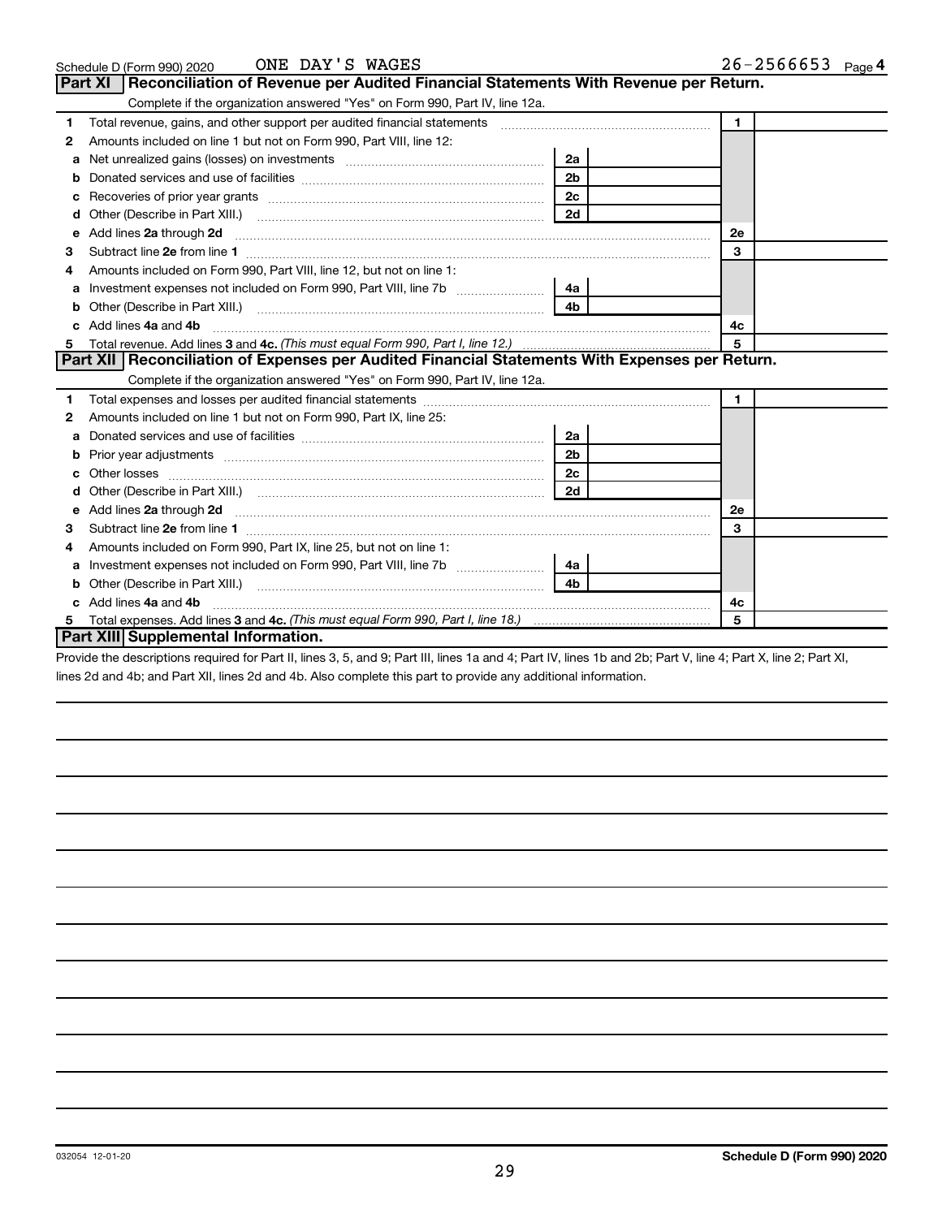Schedule D (Form 990) 2020 ONE DAY'S WAGES 26-2566653 Page 4

## Part XI Reconciliation of Revenue per Audited Financial Statements With Revenue per Return.

Complete if the organization answered "Yes" on Form 990, Part IV, line 12a.

| | | | | | |
|---|---|---|---|---|---|
| 1 | Total revenue, gains, and other support per audited financial statements | | | 1 | |
| 2 | Amounts included on line 1 but not on Form 990, Part VIII, line 12: | | | | |
| a | Net unrealized gains (losses) on investments | 2a | | | |
| b | Donated services and use of facilities | 2b | | | |
| c | Recoveries of prior year grants | 2c | | | |
| d | Other (Describe in Part XIII.) | 2d | | | |
| e | Add lines **2a** through **2d** | | | 2e | |
| 3 | Subtract line **2e** from line **1** | | | 3 | |
| 4 | Amounts included on Form 990, Part VIII, line 12, but not on line 1: | | | | |
| a | Investment expenses not included on Form 990, Part VIII, line 7b | 4a | | | |
| b | Other (Describe in Part XIII.) | 4b | | | |
| c | Add lines **4a** and **4b** | | | 4c | |
| 5 | Total revenue. Add lines **3** and **4c.** *(This must equal Form 990, Part I, line 12.)* | | | 5 | |

## Part XII Reconciliation of Expenses per Audited Financial Statements With Expenses per Return.

Complete if the organization answered "Yes" on Form 990, Part IV, line 12a.

| | | | | | |
|---|---|---|---|---|---|
| 1 | Total expenses and losses per audited financial statements | | | 1 | |
| 2 | Amounts included on line 1 but not on Form 990, Part IX, line 25: | | | | |
| a | Donated services and use of facilities | 2a | | | |
| b | Prior year adjustments | 2b | | | |
| c | Other losses | 2c | | | |
| d | Other (Describe in Part XIII.) | 2d | | | |
| e | Add lines **2a** through **2d** | | | 2e | |
| 3 | Subtract line **2e** from line **1** | | | 3 | |
| 4 | Amounts included on Form 990, Part IX, line 25, but not on line 1: | | | | |
| a | Investment expenses not included on Form 990, Part VIII, line 7b | 4a | | | |
| b | Other (Describe in Part XIII.) | 4b | | | |
| c | Add lines **4a** and **4b** | | | 4c | |
| 5 | Total expenses. Add lines **3** and **4c.** *(This must equal Form 990, Part I, line 18.)* | | | 5 | |

## Part XIII Supplemental Information.

Provide the descriptions required for Part II, lines 3, 5, and 9; Part III, lines 1a and 4; Part IV, lines 1b and 2b; Part V, line 4; Part X, line 2; Part XI, lines 2d and 4b; and Part XII, lines 2d and 4b. Also complete this part to provide any additional information.

032054 12-01-20 **Schedule D (Form 990) 2020**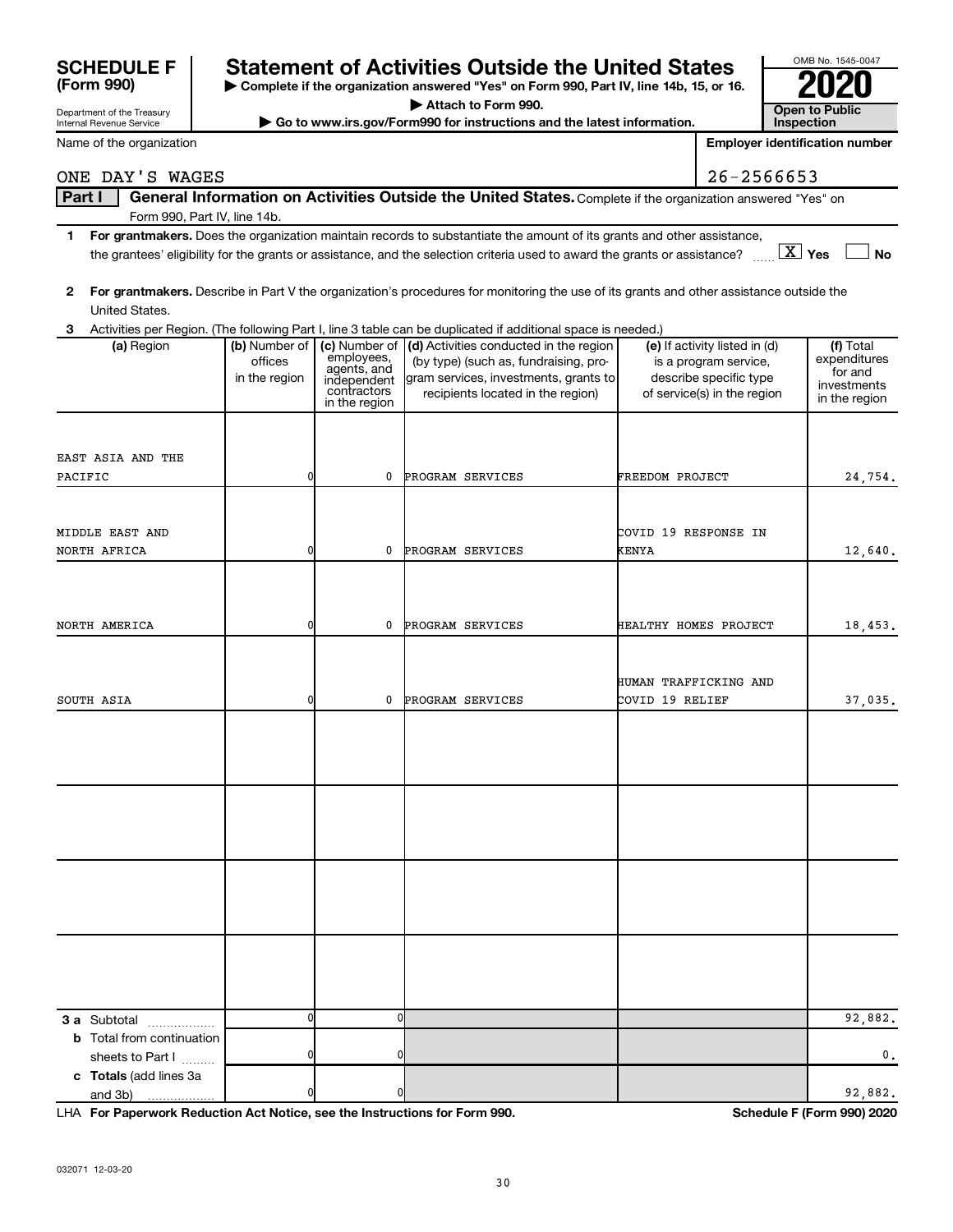**SCHEDULE F (Form 990)**

Department of the Treasury
Internal Revenue Service

# Statement of Activities Outside the United States

▶ Complete if the organization answered "Yes" on Form 990, Part IV, line 14b, 15, or 16.
▶ Attach to Form 990.
▶ Go to www.irs.gov/Form990 for instructions and the latest information.

OMB No. 1545-0047

**2020**

**Open to Public Inspection**

Name of the organization: ONE DAY'S WAGES

Employer identification number: 26-2566653

**Part I General Information on Activities Outside the United States.** Complete if the organization answered "Yes" on Form 990, Part IV, line 14b.

1 **For grantmakers.** Does the organization maintain records to substantiate the amount of its grants and other assistance, the grantees' eligibility for the grants or assistance, and the selection criteria used to award the grants or assistance? [X] Yes [ ] No

2 **For grantmakers.** Describe in Part V the organization's procedures for monitoring the use of its grants and other assistance outside the United States.

3 Activities per Region. (The following Part I, line 3 table can be duplicated if additional space is needed.)

| (a) Region | (b) Number of offices in the region | (c) Number of employees, agents, and independent contractors in the region | (d) Activities conducted in the region (by type) (such as, fundraising, program services, investments, grants to recipients located in the region) | (e) If activity listed in (d) is a program service, describe specific type of service(s) in the region | (f) Total expenditures for and investments in the region |
|---|---|---|---|---|---|
| EAST ASIA AND THE PACIFIC | 0 | 0 | PROGRAM SERVICES | FREEDOM PROJECT | 24,754. |
| MIDDLE EAST AND NORTH AFRICA | 0 | 0 | PROGRAM SERVICES | COVID 19 RESPONSE IN KENYA | 12,640. |
| NORTH AMERICA | 0 | 0 | PROGRAM SERVICES | HEALTHY HOMES PROJECT | 18,453. |
| SOUTH ASIA | 0 | 0 | PROGRAM SERVICES | HUMAN TRAFFICKING AND COVID 19 RELIEF | 37,035. |
| | | | | | |
| | | | | | |
| | | | | | |
| | | | | | |
| **3 a** Subtotal | 0 | 0 | | | 92,882. |
| **b** Total from continuation sheets to Part I | 0 | 0 | | | 0. |
| **c Totals** (add lines 3a and 3b) | 0 | 0 | | | 92,882. |

LHA **For Paperwork Reduction Act Notice, see the Instructions for Form 990.** **Schedule F (Form 990) 2020**

032071 12-03-20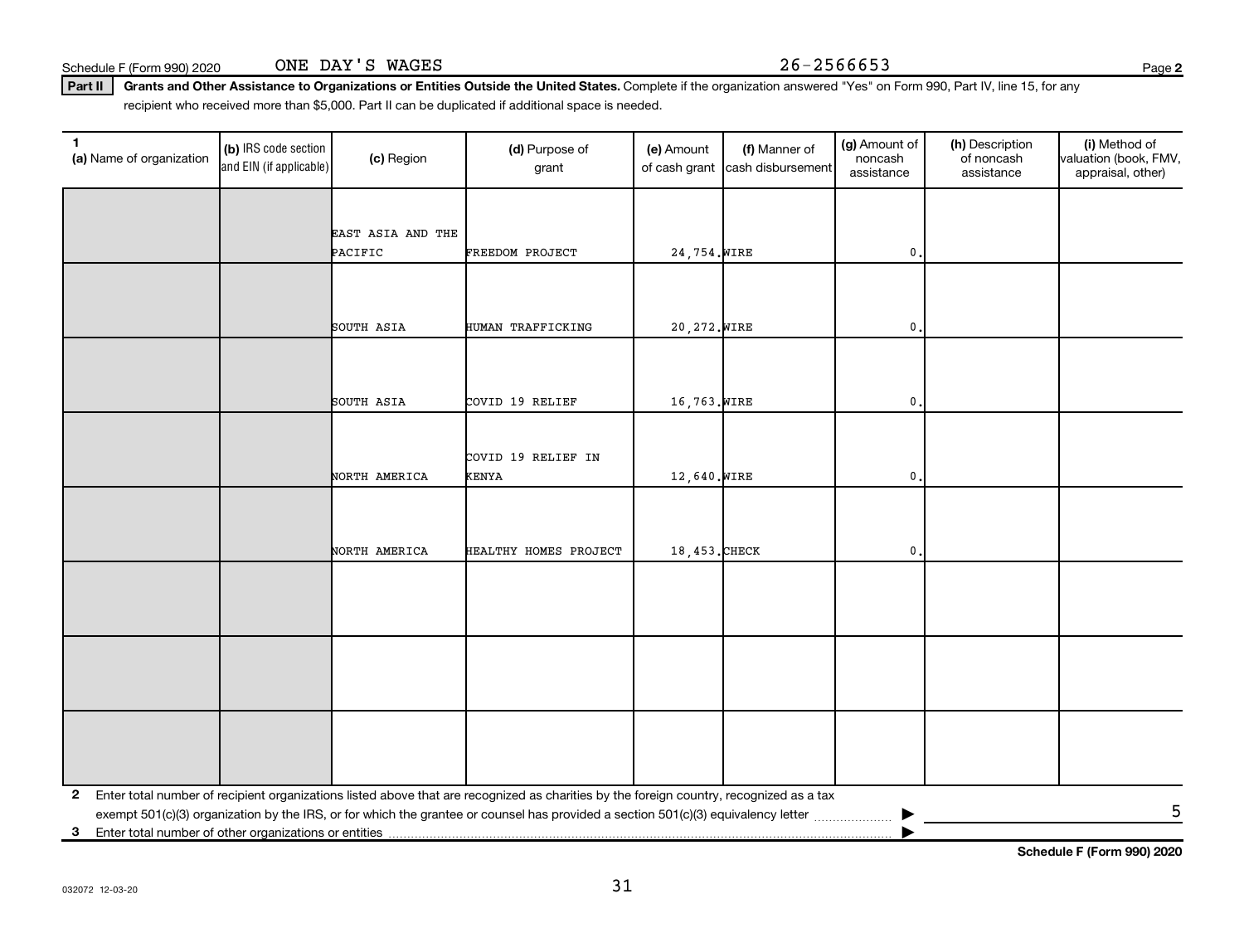Schedule F (Form 990) 2020 ONE DAY'S WAGES 26-2566653

**Part II** **Grants and Other Assistance to Organizations or Entities Outside the United States.** Complete if the organization answered "Yes" on Form 990, Part IV, line 15, for any recipient who received more than $5,000. Part II can be duplicated if additional space is needed.

| 1 (a) Name of organization | (b) IRS code section and EIN (if applicable) | (c) Region | (d) Purpose of grant | (e) Amount of cash grant | (f) Manner of cash disbursement | (g) Amount of noncash assistance | (h) Description of noncash assistance | (i) Method of valuation (book, FMV, appraisal, other) |
|---|---|---|---|---|---|---|---|---|
| | | EAST ASIA AND THE PACIFIC | FREEDOM PROJECT | 24,754. | WIRE | 0. | | |
| | | SOUTH ASIA | HUMAN TRAFFICKING | 20,272. | WIRE | 0. | | |
| | | SOUTH ASIA | COVID 19 RELIEF | 16,763. | WIRE | 0. | | |
| | | NORTH AMERICA | COVID 19 RELIEF IN KENYA | 12,640. | WIRE | 0. | | |
| | | NORTH AMERICA | HEALTHY HOMES PROJECT | 18,453. | CHECK | 0. | | |
| | | | | | | | | |
| | | | | | | | | |
| | | | | | | | | |

**2** Enter total number of recipient organizations listed above that are recognized as charities by the foreign country, recognized as a tax exempt 501(c)(3) organization by the IRS, or for which the grantee or counsel has provided a section 501(c)(3) equivalency letter ▶ 5

**3** Enter total number of other organizations or entities ▶

**Schedule F (Form 990) 2020**

032072 12-03-20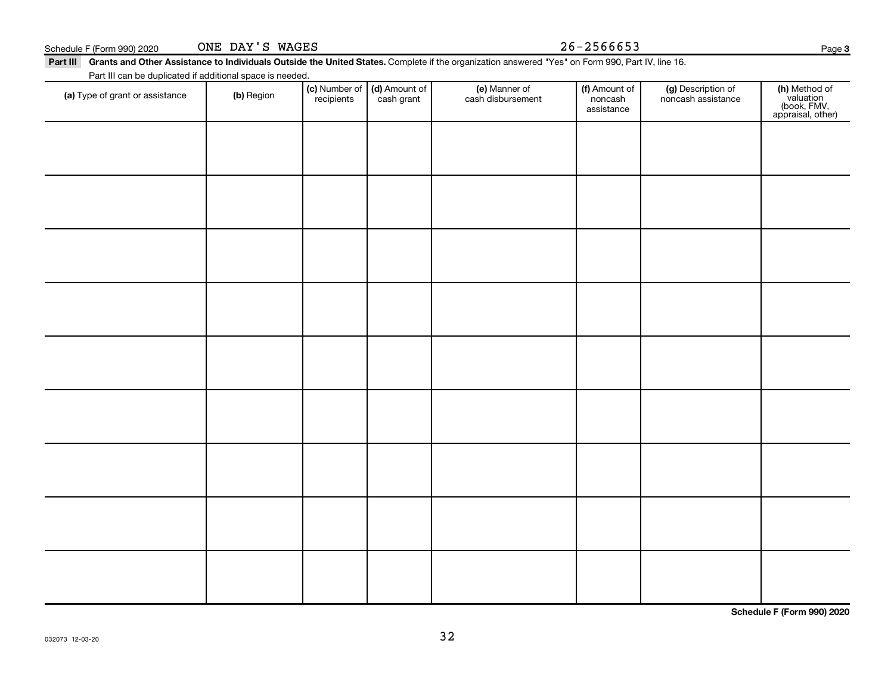Schedule F (Form 990) 2020 ONE DAY'S WAGES 26-2566653

**Part III** **Grants and Other Assistance to Individuals Outside the United States.** Complete if the organization answered "Yes" on Form 990, Part IV, line 16.

Part III can be duplicated if additional space is needed.

| (a) Type of grant or assistance | (b) Region | (c) Number of recipients | (d) Amount of cash grant | (e) Manner of cash disbursement | (f) Amount of noncash assistance | (g) Description of noncash assistance | (h) Method of valuation (book, FMV, appraisal, other) |
|---|---|---|---|---|---|---|---|
| | | | | | | | |
| | | | | | | | |
| | | | | | | | |
| | | | | | | | |
| | | | | | | | |
| | | | | | | | |
| | | | | | | | |
| | | | | | | | |
| | | | | | | | |

**Schedule F (Form 990) 2020**

032073 12-03-20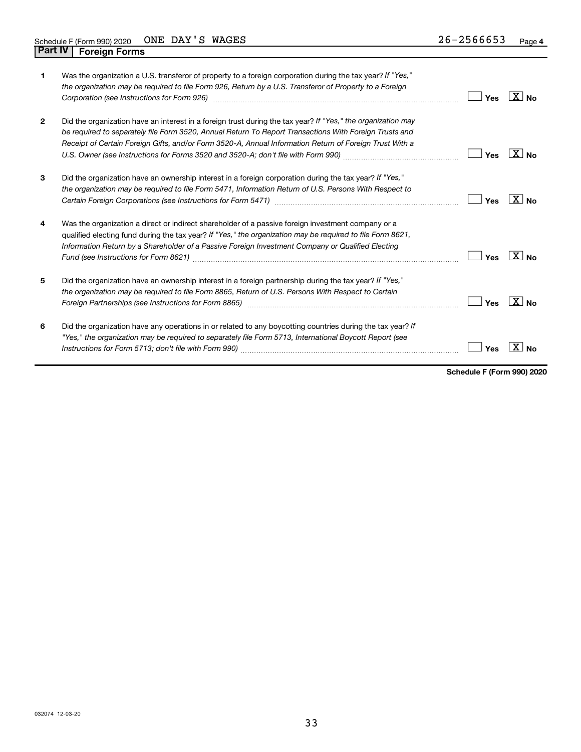Schedule F (Form 990) 2020 ONE DAY'S WAGES 26-2566653 Page 4

## Part IV Foreign Forms

1. Was the organization a U.S. transferor of property to a foreign corporation during the tax year? *If "Yes," the organization may be required to file Form 926, Return by a U.S. Transferor of Property to a Foreign Corporation (see Instructions for Form 926)* ..... [ ] Yes [X] No

2. Did the organization have an interest in a foreign trust during the tax year? *If "Yes," the organization may be required to separately file Form 3520, Annual Return To Report Transactions With Foreign Trusts and Receipt of Certain Foreign Gifts, and/or Form 3520-A, Annual Information Return of Foreign Trust With a U.S. Owner (see Instructions for Forms 3520 and 3520-A; don't file with Form 990)* ..... [ ] Yes [X] No

3. Did the organization have an ownership interest in a foreign corporation during the tax year? *If "Yes," the organization may be required to file Form 5471, Information Return of U.S. Persons With Respect to Certain Foreign Corporations (see Instructions for Form 5471)* ..... [ ] Yes [X] No

4. Was the organization a direct or indirect shareholder of a passive foreign investment company or a qualified electing fund during the tax year? *If "Yes," the organization may be required to file Form 8621, Information Return by a Shareholder of a Passive Foreign Investment Company or Qualified Electing Fund (see Instructions for Form 8621)* ..... [ ] Yes [X] No

5. Did the organization have an ownership interest in a foreign partnership during the tax year? *If "Yes," the organization may be required to file Form 8865, Return of U.S. Persons With Respect to Certain Foreign Partnerships (see Instructions for Form 8865)* ..... [ ] Yes [X] No

6. Did the organization have any operations in or related to any boycotting countries during the tax year? *If "Yes," the organization may be required to separately file Form 5713, International Boycott Report (see Instructions for Form 5713; don't file with Form 990)* ..... [ ] Yes [X] No

**Schedule F (Form 990) 2020**

032074 12-03-20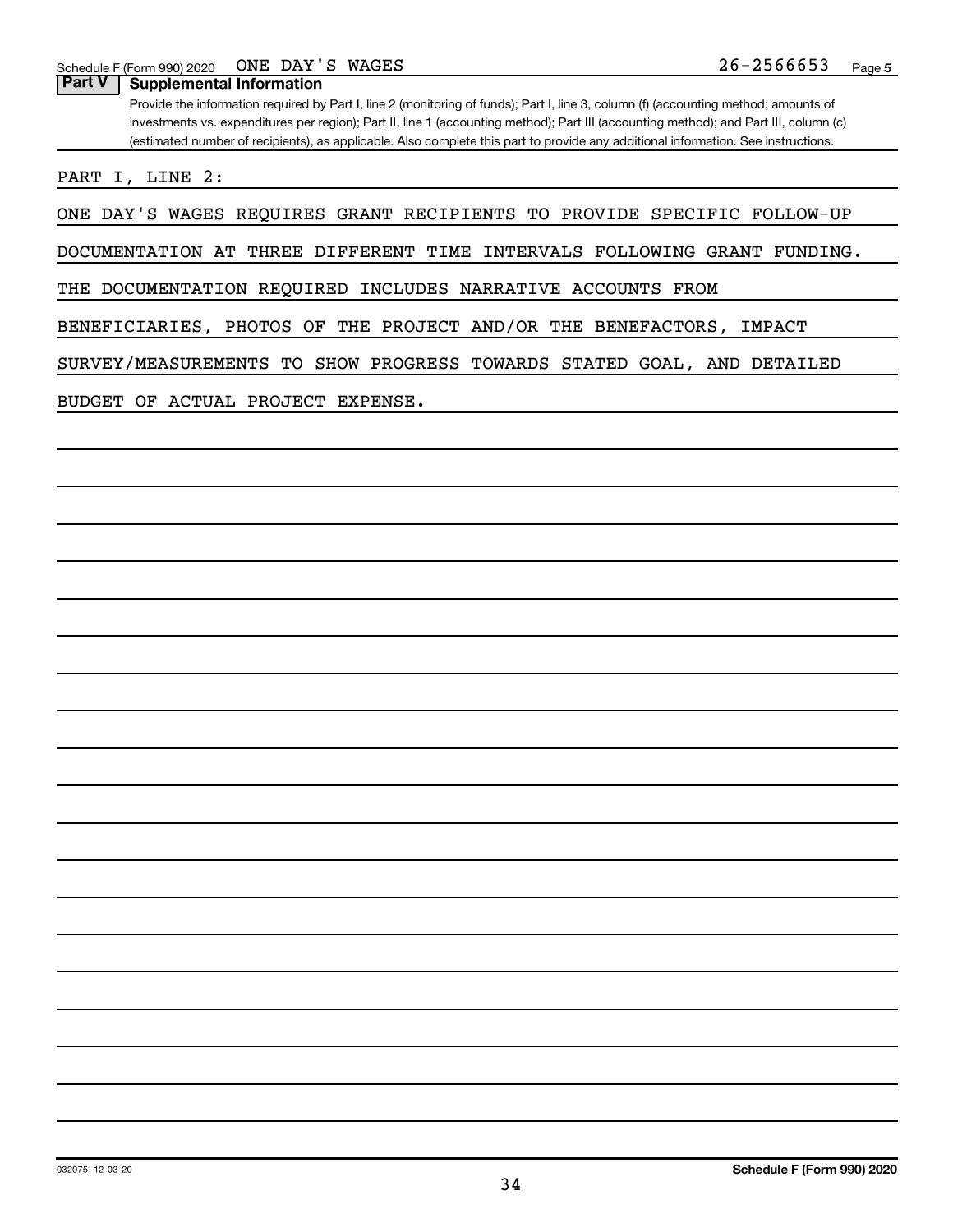Schedule F (Form 990) 2020 ONE DAY'S WAGES 26-2566653

**Part V | Supplemental Information**

Provide the information required by Part I, line 2 (monitoring of funds); Part I, line 3, column (f) (accounting method; amounts of investments vs. expenditures per region); Part II, line 1 (accounting method); Part III (accounting method); and Part III, column (c) (estimated number of recipients), as applicable. Also complete this part to provide any additional information. See instructions.

PART I, LINE 2:

ONE DAY'S WAGES REQUIRES GRANT RECIPIENTS TO PROVIDE SPECIFIC FOLLOW-UP DOCUMENTATION AT THREE DIFFERENT TIME INTERVALS FOLLOWING GRANT FUNDING. THE DOCUMENTATION REQUIRED INCLUDES NARRATIVE ACCOUNTS FROM BENEFICIARIES, PHOTOS OF THE PROJECT AND/OR THE BENEFACTORS, IMPACT SURVEY/MEASUREMENTS TO SHOW PROGRESS TOWARDS STATED GOAL, AND DETAILED BUDGET OF ACTUAL PROJECT EXPENSE.

032075 12-03-20

Schedule F (Form 990) 2020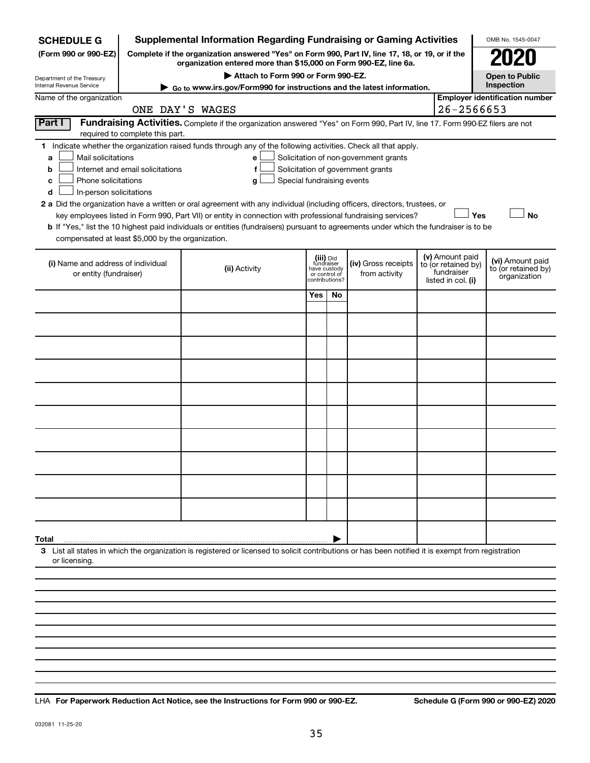**SCHEDULE G (Form 990 or 990-EZ)**

Department of the Treasury
Internal Revenue Service

# Supplemental Information Regarding Fundraising or Gaming Activities

**Complete if the organization answered "Yes" on Form 990, Part IV, line 17, 18, or 19, or if the organization entered more than $15,000 on Form 990-EZ, line 6a.**

▶ Attach to Form 990 or Form 990-EZ.

▶ Go to www.irs.gov/Form990 for instructions and the latest information.

OMB No. 1545-0047

**2020**

**Open to Public Inspection**

Name of the organization: ONE DAY'S WAGES

Employer identification number: 26-2566653

**Part I** **Fundraising Activities.** Complete if the organization answered "Yes" on Form 990, Part IV, line 17. Form 990-EZ filers are not required to complete this part.

**1** Indicate whether the organization raised funds through any of the following activities. Check all that apply.

- **a** ☐ Mail solicitations
- **b** ☐ Internet and email solicitations
- **c** ☐ Phone solicitations
- **d** ☐ In-person solicitations
- **e** ☐ Solicitation of non-government grants
- **f** ☐ Solicitation of government grants
- **g** ☐ Special fundraising events

**2 a** Did the organization have a written or oral agreement with any individual (including officers, directors, trustees, or key employees listed in Form 990, Part VII) or entity in connection with professional fundraising services? ☐ **Yes** ☐ **No**

**b** If "Yes," list the 10 highest paid individuals or entities (fundraisers) pursuant to agreements under which the fundraiser is to be compensated at least $5,000 by the organization.

| (i) Name and address of individual or entity (fundraiser) | (ii) Activity | (iii) Did fundraiser have custody or control of contributions? | | (iv) Gross receipts from activity | (v) Amount paid to (or retained by) fundraiser listed in col. (i) | (vi) Amount paid to (or retained by) organization |
|---|---|---|---|---|---|---|
| | | Yes | No | | | |
| | | | | | | |
| | | | | | | |
| | | | | | | |
| | | | | | | |
| | | | | | | |
| | | | | | | |
| | | | | | | |
| | | | | | | |
| | | | | | | |
| **Total** ▶ | | | | | | |

**3** List all states in which the organization is registered or licensed to solicit contributions or has been notified it is exempt from registration or licensing.

LHA **For Paperwork Reduction Act Notice, see the Instructions for Form 990 or 990-EZ.** **Schedule G (Form 990 or 990-EZ) 2020**

032081 11-25-20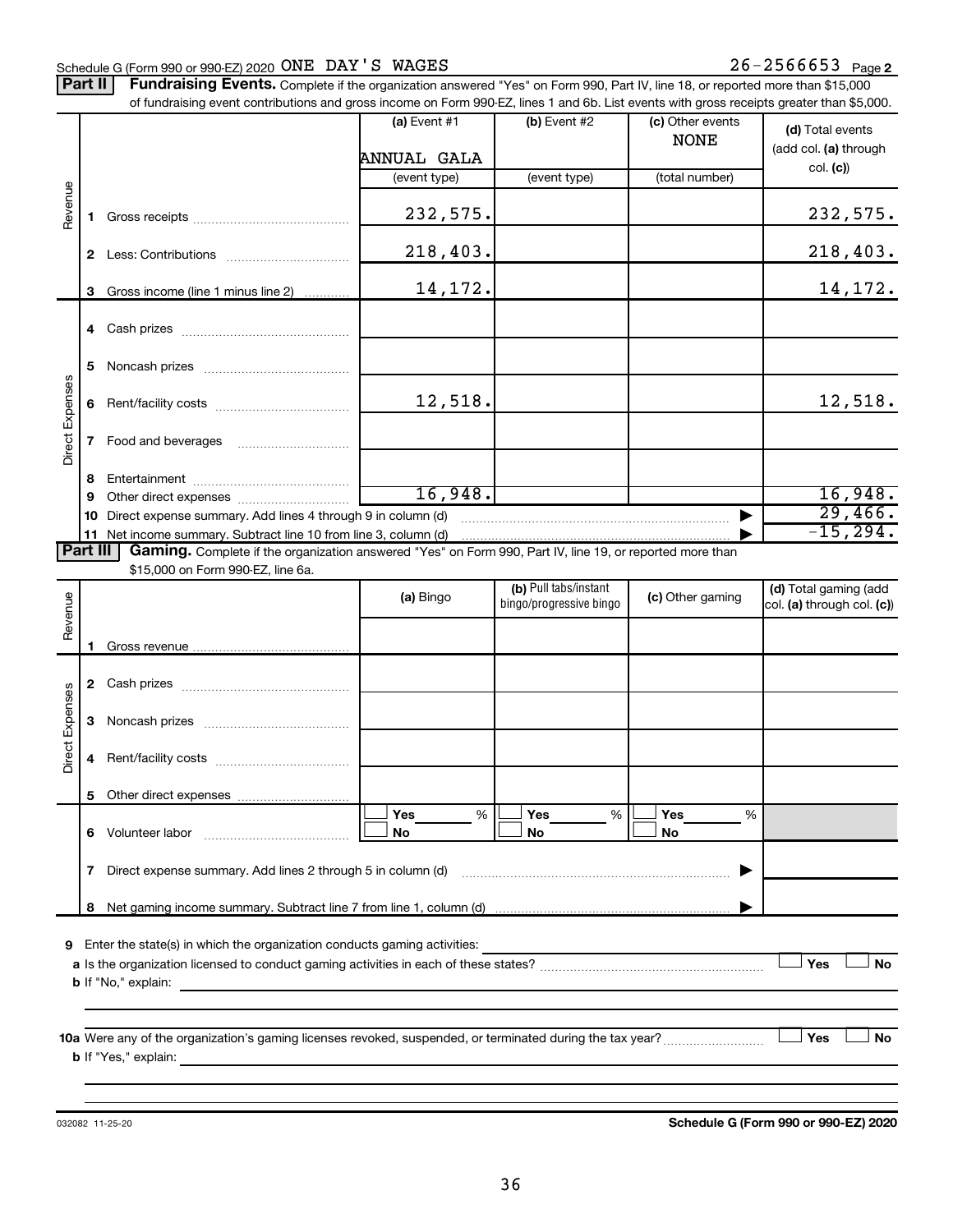Schedule G (Form 990 or 990-EZ) 2020 ONE DAY'S WAGES 26-2566653 Page 2

**Part II** **Fundraising Events.** Complete if the organization answered "Yes" on Form 990, Part IV, line 18, or reported more than $15,000 of fundraising event contributions and gross income on Form 990-EZ, lines 1 and 6b. List events with gross receipts greater than $5,000.

| | | (a) Event #1 | (b) Event #2 | (c) Other events | (d) Total events (add col. (a) through col. (c)) |
|---|---|---|---|---|---|
| | | ANNUAL GALA | | NONE | |
| | | (event type) | (event type) | (total number) | |
| Revenue | 1 Gross receipts | 232,575. | | | 232,575. |
| | 2 Less: Contributions | 218,403. | | | 218,403. |
| | 3 Gross income (line 1 minus line 2) | 14,172. | | | 14,172. |
| Direct Expenses | 4 Cash prizes | | | | |
| | 5 Noncash prizes | | | | |
| | 6 Rent/facility costs | 12,518. | | | 12,518. |
| | 7 Food and beverages | | | | |
| | 8 Entertainment | | | | |
| | 9 Other direct expenses | 16,948. | | | 16,948. |
| | 10 Direct expense summary. Add lines 4 through 9 in column (d) | | | | 29,466. |
| | 11 Net income summary. Subtract line 10 from line 3, column (d) | | | | -15,294. |

**Part III** **Gaming.** Complete if the organization answered "Yes" on Form 990, Part IV, line 19, or reported more than $15,000 on Form 990-EZ, line 6a.

| | | (a) Bingo | (b) Pull tabs/instant bingo/progressive bingo | (c) Other gaming | (d) Total gaming (add col. (a) through col. (c)) |
|---|---|---|---|---|---|
| Revenue | 1 Gross revenue | | | | |
| Direct Expenses | 2 Cash prizes | | | | |
| | 3 Noncash prizes | | | | |
| | 4 Rent/facility costs | | | | |
| | 5 Other direct expenses | | | | |
| | 6 Volunteer labor | ☐ Yes ___ % ☐ No | ☐ Yes ___ % ☐ No | ☐ Yes ___ % ☐ No | |
| | 7 Direct expense summary. Add lines 2 through 5 in column (d) | | | | |
| | 8 Net gaming income summary. Subtract line 7 from line 1, column (d) | | | | |

9 Enter the state(s) in which the organization conducts gaming activities: ___

a Is the organization licensed to conduct gaming activities in each of these states? ☐ Yes ☐ No

b If "No," explain: ___

10a Were any of the organization's gaming licenses revoked, suspended, or terminated during the tax year? ☐ Yes ☐ No

b If "Yes," explain: ___

032082 11-25-20

**Schedule G (Form 990 or 990-EZ) 2020**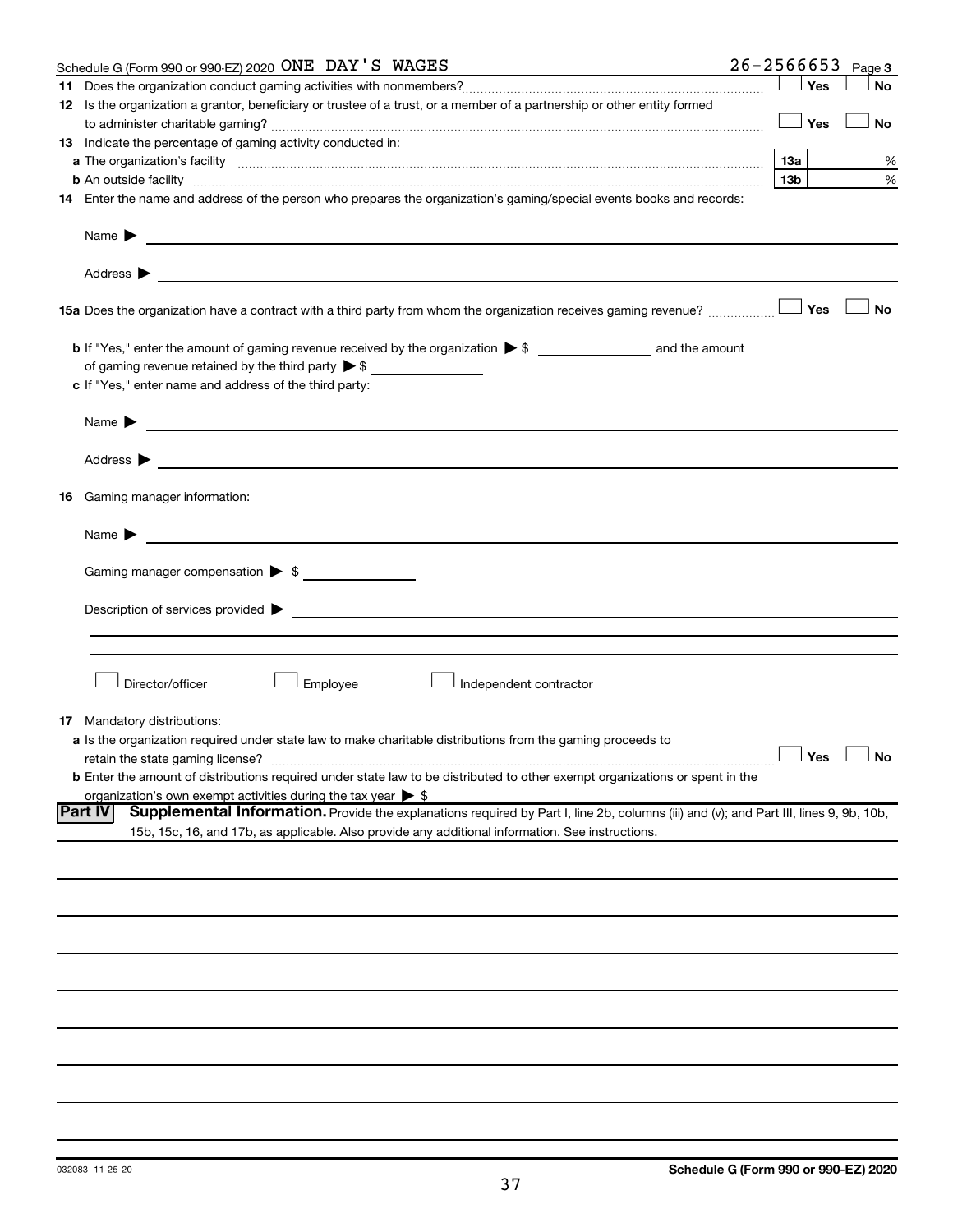Schedule G (Form 990 or 990-EZ) 2020 ONE DAY'S WAGES 26-2566653 Page 3

**11** Does the organization conduct gaming activities with nonmembers? ☐ Yes ☐ No

**12** Is the organization a grantor, beneficiary or trustee of a trust, or a member of a partnership or other entity formed to administer charitable gaming? ☐ Yes ☐ No

**13** Indicate the percentage of gaming activity conducted in:

**a** The organization's facility | 13a | %

**b** An outside facility | 13b | %

**14** Enter the name and address of the person who prepares the organization's gaming/special events books and records:

Name ▶

Address ▶

**15a** Does the organization have a contract with a third party from whom the organization receives gaming revenue? ☐ Yes ☐ No

**b** If "Yes," enter the amount of gaming revenue received by the organization ▶ $ __________ and the amount of gaming revenue retained by the third party ▶ $ __________

**c** If "Yes," enter name and address of the third party:

Name ▶

Address ▶

**16** Gaming manager information:

Name ▶

Gaming manager compensation ▶ $ __________

Description of services provided ▶

☐ Director/officer ☐ Employee ☐ Independent contractor

**17** Mandatory distributions:

**a** Is the organization required under state law to make charitable distributions from the gaming proceeds to retain the state gaming license? ☐ Yes ☐ No

**b** Enter the amount of distributions required under state law to be distributed to other exempt organizations or spent in the organization's own exempt activities during the tax year ▶ $

**Part IV** **Supplemental Information.** Provide the explanations required by Part I, line 2b, columns (iii) and (v); and Part III, lines 9, 9b, 10b, 15b, 15c, 16, and 17b, as applicable. Also provide any additional information. See instructions.

032083 11-25-20 **Schedule G (Form 990 or 990-EZ) 2020**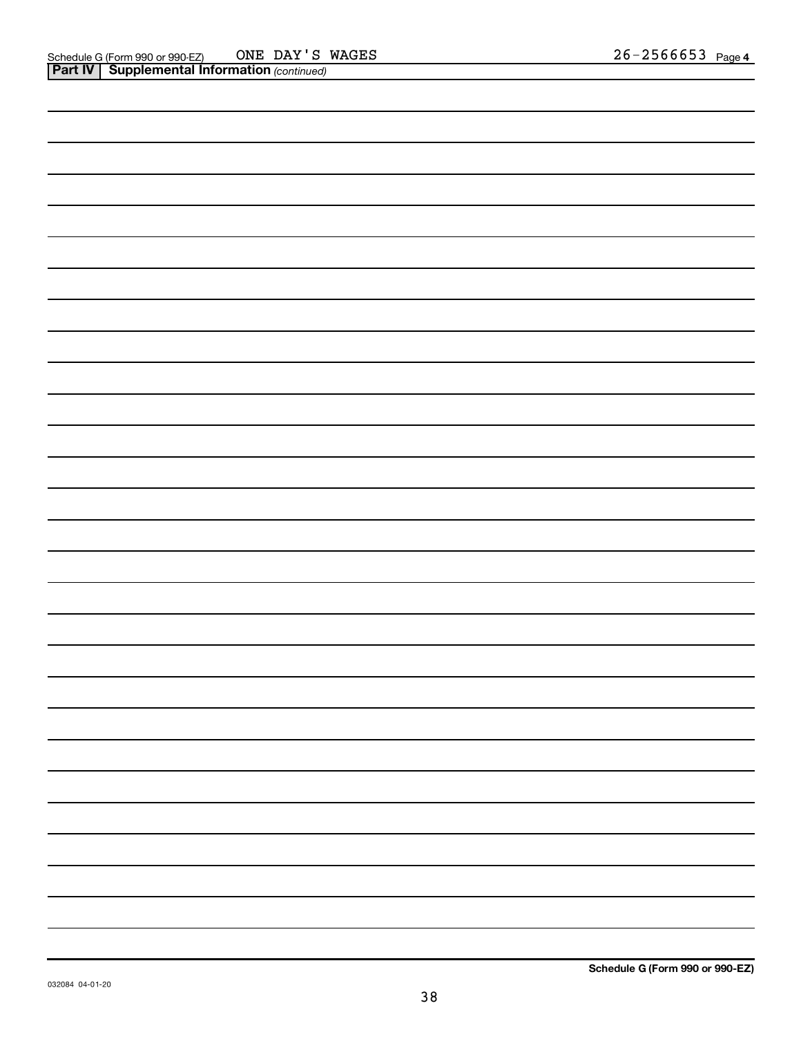Schedule G (Form 990 or 990-EZ) ONE DAY'S WAGES 26-2566653 Page 4

**Part IV | Supplemental Information** *(continued)*

**Schedule G (Form 990 or 990-EZ)**

032084 04-01-20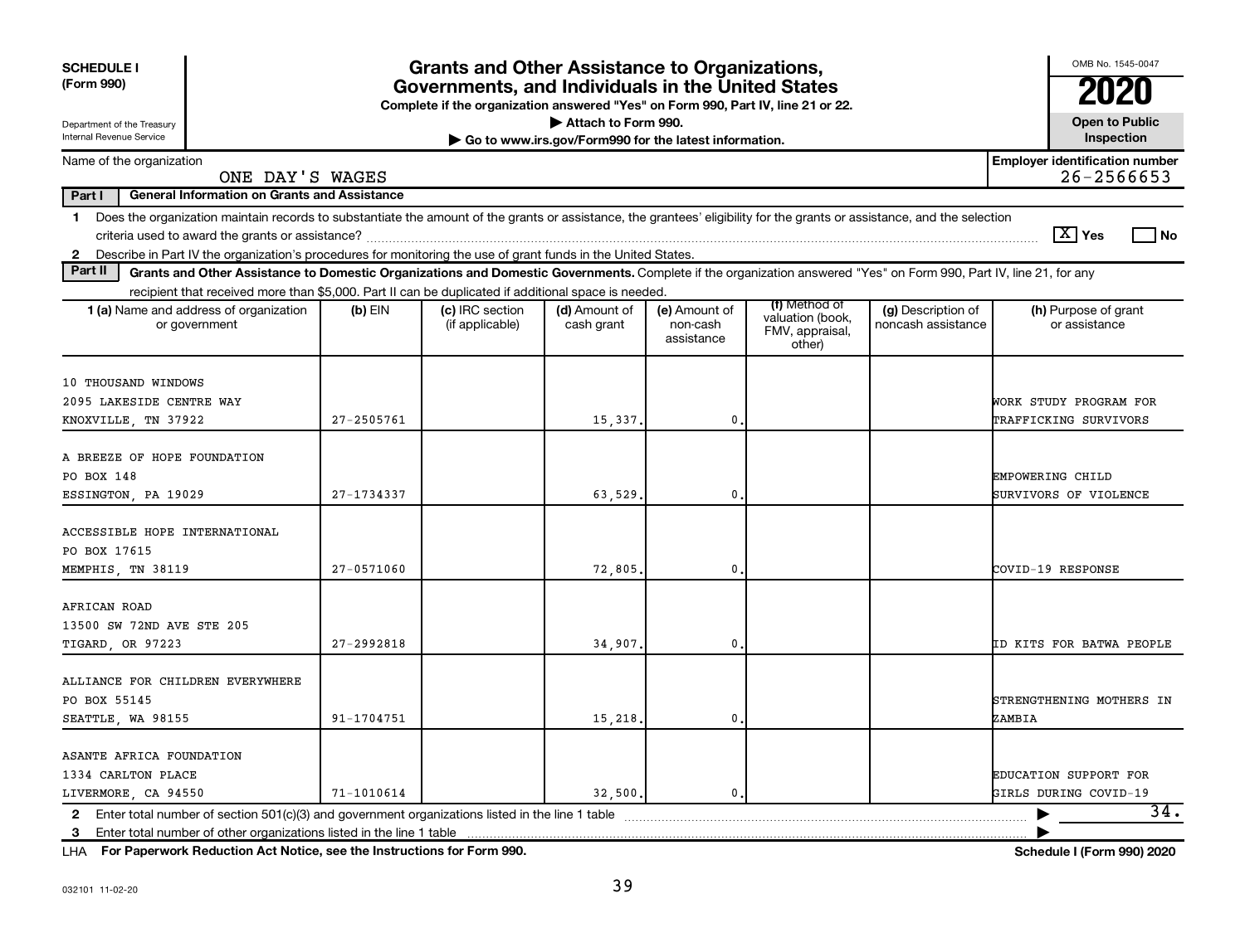**SCHEDULE I (Form 990)**

Department of the Treasury
Internal Revenue Service

# Grants and Other Assistance to Organizations, Governments, and Individuals in the United States

**Complete if the organization answered "Yes" on Form 990, Part IV, line 21 or 22.**
**▶ Attach to Form 990.**
**▶ Go to www.irs.gov/Form990 for the latest information.**

OMB No. 1545-0047

**2020**

**Open to Public Inspection**

Name of the organization: ONE DAY'S WAGES

**Employer identification number** 26-2566653

**Part I — General Information on Grants and Assistance**

1 Does the organization maintain records to substantiate the amount of the grants or assistance, the grantees' eligibility for the grants or assistance, and the selection criteria used to award the grants or assistance? [X] Yes [ ] No

2 Describe in Part IV the organization's procedures for monitoring the use of grant funds in the United States.

**Part II — Grants and Other Assistance to Domestic Organizations and Domestic Governments.** Complete if the organization answered "Yes" on Form 990, Part IV, line 21, for any recipient that received more than $5,000. Part II can be duplicated if additional space is needed.

| 1 (a) Name and address of organization or government | (b) EIN | (c) IRC section (if applicable) | (d) Amount of cash grant | (e) Amount of non-cash assistance | (f) Method of valuation (book, FMV, appraisal, other) | (g) Description of noncash assistance | (h) Purpose of grant or assistance |
|---|---|---|---|---|---|---|---|
| 10 THOUSAND WINDOWS<br>2095 LAKESIDE CENTRE WAY<br>KNOXVILLE, TN 37922 | 27-2505761 | | 15,337. | 0. | | | WORK STUDY PROGRAM FOR TRAFFICKING SURVIVORS |
| A BREEZE OF HOPE FOUNDATION<br>PO BOX 148<br>ESSINGTON, PA 19029 | 27-1734337 | | 63,529. | 0. | | | EMPOWERING CHILD SURVIVORS OF VIOLENCE |
| ACCESSIBLE HOPE INTERNATIONAL<br>PO BOX 17615<br>MEMPHIS, TN 38119 | 27-0571060 | | 72,805. | 0. | | | COVID-19 RESPONSE |
| AFRICAN ROAD<br>13500 SW 72ND AVE STE 205<br>TIGARD, OR 97223 | 27-2992818 | | 34,907. | 0. | | | ID KITS FOR BATWA PEOPLE |
| ALLIANCE FOR CHILDREN EVERYWHERE<br>PO BOX 55145<br>SEATTLE, WA 98155 | 91-1704751 | | 15,218. | 0. | | | STRENGTHENING MOTHERS IN ZAMBIA |
| ASANTE AFRICA FOUNDATION<br>1334 CARLTON PLACE<br>LIVERMORE, CA 94550 | 71-1010614 | | 32,500. | 0. | | | EDUCATION SUPPORT FOR GIRLS DURING COVID-19 |

2 Enter total number of section 501(c)(3) and government organizations listed in the line 1 table ▶ 34.

3 Enter total number of other organizations listed in the line 1 table ▶

**LHA For Paperwork Reduction Act Notice, see the Instructions for Form 990.** **Schedule I (Form 990) 2020**

032101 11-02-20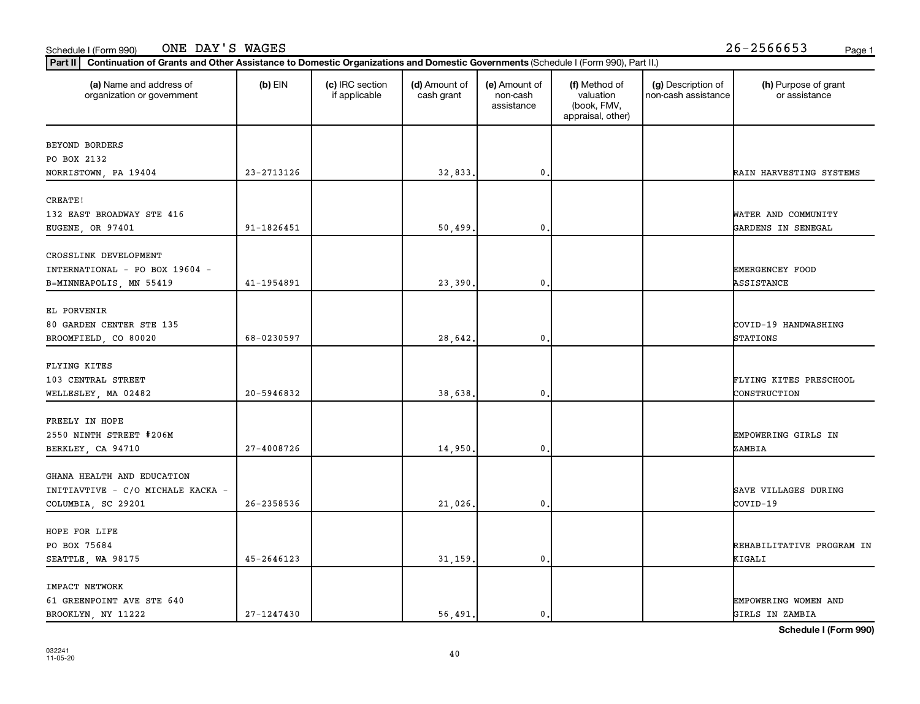Schedule I (Form 990) ONE DAY'S WAGES 26-2566653

**Part II** **Continuation of Grants and Other Assistance to Domestic Organizations and Domestic Governments** (Schedule I (Form 990), Part II.)

| (a) Name and address of organization or government | (b) EIN | (c) IRC section if applicable | (d) Amount of cash grant | (e) Amount of non-cash assistance | (f) Method of valuation (book, FMV, appraisal, other) | (g) Description of non-cash assistance | (h) Purpose of grant or assistance |
|---|---|---|---|---|---|---|---|
| BEYOND BORDERS<br>PO BOX 2132<br>NORRISTOWN, PA 19404 | 23-2713126 | | 32,833. | 0. | | | RAIN HARVESTING SYSTEMS |
| CREATE!<br>132 EAST BROADWAY STE 416<br>EUGENE, OR 97401 | 91-1826451 | | 50,499. | 0. | | | WATER AND COMMUNITY GARDENS IN SENEGAL |
| CROSSLINK DEVELOPMENT<br>INTERNATIONAL - PO BOX 19604 -<br>B=MINNEAPOLIS, MN 55419 | 41-1954891 | | 23,390. | 0. | | | EMERGENCEY FOOD ASSISTANCE |
| EL PORVENIR<br>80 GARDEN CENTER STE 135<br>BROOMFIELD, CO 80020 | 68-0230597 | | 28,642. | 0. | | | COVID-19 HANDWASHING STATIONS |
| FLYING KITES<br>103 CENTRAL STREET<br>WELLESLEY, MA 02482 | 20-5946832 | | 38,638. | 0. | | | FLYING KITES PRESCHOOL CONSTRUCTION |
| FREELY IN HOPE<br>2550 NINTH STREET #206M<br>BERKLEY, CA 94710 | 27-4008726 | | 14,950. | 0. | | | EMPOWERING GIRLS IN ZAMBIA |
| GHANA HEALTH AND EDUCATION<br>INITIAVTIVE - C/O MICHALE KACKA -<br>COLUMBIA, SC 29201 | 26-2358536 | | 21,026. | 0. | | | SAVE VILLAGES DURING COVID-19 |
| HOPE FOR LIFE<br>PO BOX 75684<br>SEATTLE, WA 98175 | 45-2646123 | | 31,159. | 0. | | | REHABILITATIVE PROGRAM IN KIGALI |
| IMPACT NETWORK<br>61 GREENPOINT AVE STE 640<br>BROOKLYN, NY 11222 | 27-1247430 | | 56,491. | 0. | | | EMPOWERING WOMEN AND GIRLS IN ZAMBIA |

**Schedule I (Form 990)**

032241
11-05-20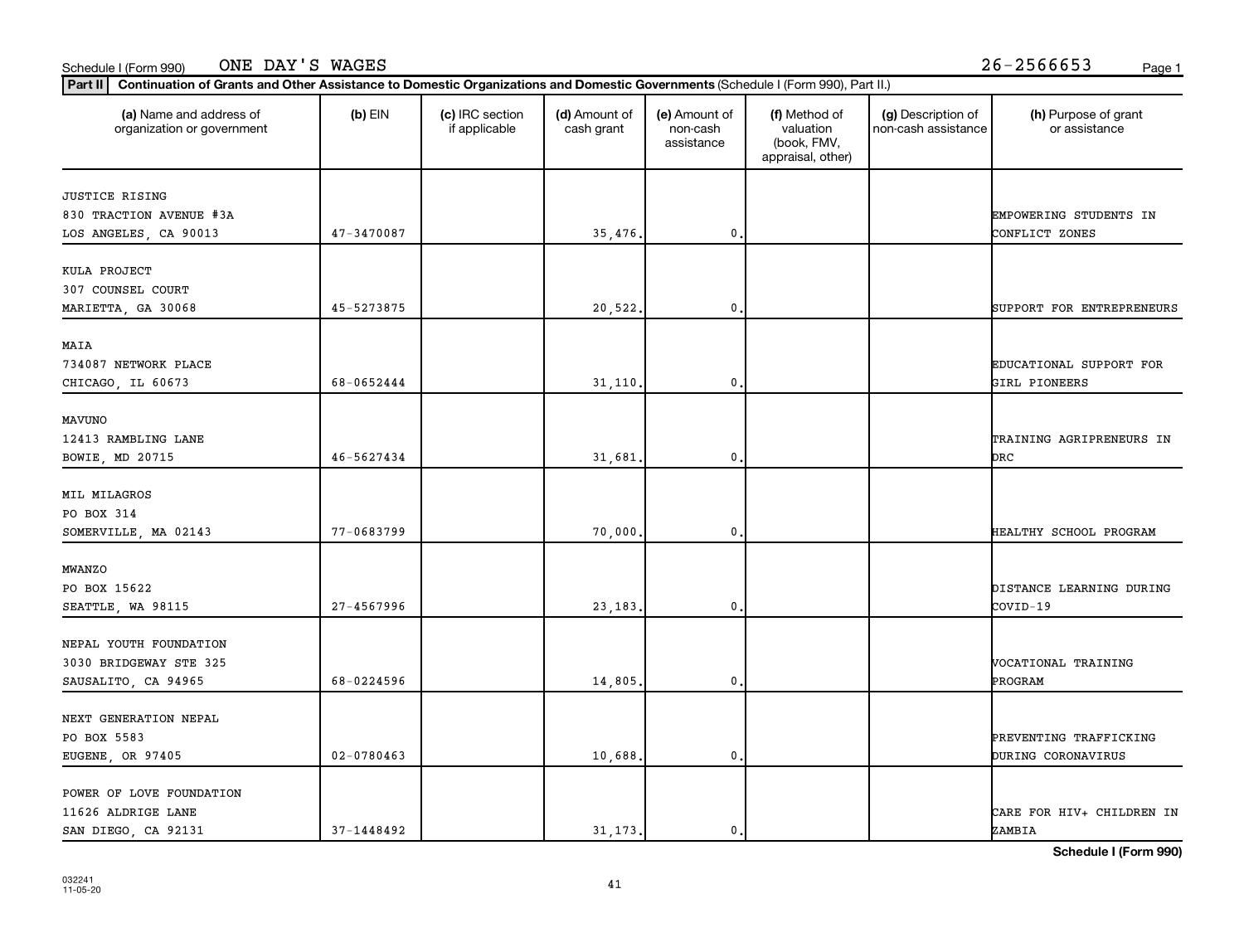Schedule I (Form 990) ONE DAY'S WAGES 26-2566653

**Part II** **Continuation of Grants and Other Assistance to Domestic Organizations and Domestic Governments** (Schedule I (Form 990), Part II.)

| (a) Name and address of organization or government | (b) EIN | (c) IRC section if applicable | (d) Amount of cash grant | (e) Amount of non-cash assistance | (f) Method of valuation (book, FMV, appraisal, other) | (g) Description of non-cash assistance | (h) Purpose of grant or assistance |
|---|---|---|---|---|---|---|---|
| JUSTICE RISING<br>830 TRACTION AVENUE #3A<br>LOS ANGELES, CA 90013 | 47-3470087 | | 35,476. | 0. | | | EMPOWERING STUDENTS IN CONFLICT ZONES |
| KULA PROJECT<br>307 COUNSEL COURT<br>MARIETTA, GA 30068 | 45-5273875 | | 20,522. | 0. | | | SUPPORT FOR ENTREPRENEURS |
| MAIA<br>734087 NETWORK PLACE<br>CHICAGO, IL 60673 | 68-0652444 | | 31,110. | 0. | | | EDUCATIONAL SUPPORT FOR GIRL PIONEERS |
| MAVUNO<br>12413 RAMBLING LANE<br>BOWIE, MD 20715 | 46-5627434 | | 31,681. | 0. | | | TRAINING AGRIPRENEURS IN DRC |
| MIL MILAGROS<br>PO BOX 314<br>SOMERVILLE, MA 02143 | 77-0683799 | | 70,000. | 0. | | | HEALTHY SCHOOL PROGRAM |
| MWANZO<br>PO BOX 15622<br>SEATTLE, WA 98115 | 27-4567996 | | 23,183. | 0. | | | DISTANCE LEARNING DURING COVID-19 |
| NEPAL YOUTH FOUNDATION<br>3030 BRIDGEWAY STE 325<br>SAUSALITO, CA 94965 | 68-0224596 | | 14,805. | 0. | | | VOCATIONAL TRAINING PROGRAM |
| NEXT GENERATION NEPAL<br>PO BOX 5583<br>EUGENE, OR 97405 | 02-0780463 | | 10,688. | 0. | | | PREVENTING TRAFFICKING DURING CORONAVIRUS |
| POWER OF LOVE FOUNDATION<br>11626 ALDRIGE LANE<br>SAN DIEGO, CA 92131 | 37-1448492 | | 31,173. | 0. | | | CARE FOR HIV+ CHILDREN IN ZAMBIA |

**Schedule I (Form 990)**

032241
11-05-20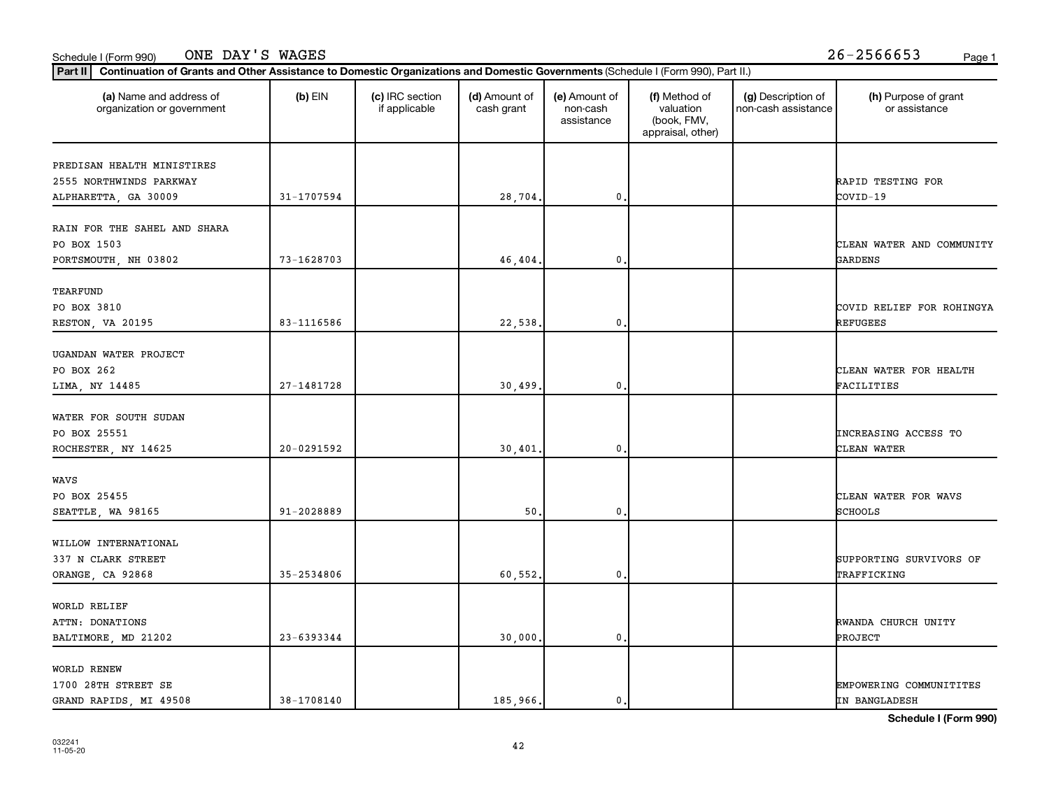Schedule I (Form 990) ONE DAY'S WAGES 26-2566653

**Part II** Continuation of Grants and Other Assistance to Domestic Organizations and Domestic Governments (Schedule I (Form 990), Part II.)

| (a) Name and address of organization or government | (b) EIN | (c) IRC section if applicable | (d) Amount of cash grant | (e) Amount of non-cash assistance | (f) Method of valuation (book, FMV, appraisal, other) | (g) Description of non-cash assistance | (h) Purpose of grant or assistance |
|---|---|---|---|---|---|---|---|
| PREDISAN HEALTH MINISTRIES 2555 NORTHWINDS PARKWAY ALPHARETTA, GA 30009 | 31-1707594 | | 28,704. | 0. | | | RAPID TESTING FOR COVID-19 |
| RAIN FOR THE SAHEL AND SHARA PO BOX 1503 PORTSMOUTH, NH 03802 | 73-1628703 | | 46,404. | 0. | | | CLEAN WATER AND COMMUNITY GARDENS |
| TEARFUND PO BOX 3810 RESTON, VA 20195 | 83-1116586 | | 22,538. | 0. | | | COVID RELIEF FOR ROHINGYA REFUGEES |
| UGANDAN WATER PROJECT PO BOX 262 LIMA, NY 14485 | 27-1481728 | | 30,499. | 0. | | | CLEAN WATER FOR HEALTH FACILITIES |
| WATER FOR SOUTH SUDAN PO BOX 25551 ROCHESTER, NY 14625 | 20-0291592 | | 30,401. | 0. | | | INCREASING ACCESS TO CLEAN WATER |
| WAVS PO BOX 25455 SEATTLE, WA 98165 | 91-2028889 | | 50. | 0. | | | CLEAN WATER FOR WAVS SCHOOLS |
| WILLOW INTERNATIONAL 337 N CLARK STREET ORANGE, CA 92868 | 35-2534806 | | 60,552. | 0. | | | SUPPORTING SURVIVORS OF TRAFFICKING |
| WORLD RELIEF ATTN: DONATIONS BALTIMORE, MD 21202 | 23-6393344 | | 30,000. | 0. | | | RWANDA CHURCH UNITY PROJECT |
| WORLD RENEW 1700 28TH STREET SE GRAND RAPIDS, MI 49508 | 38-1708140 | | 185,966. | 0. | | | EMPOWERING COMMUNITITES IN BANGLADESH |

**Schedule I (Form 990)**

032241 11-05-20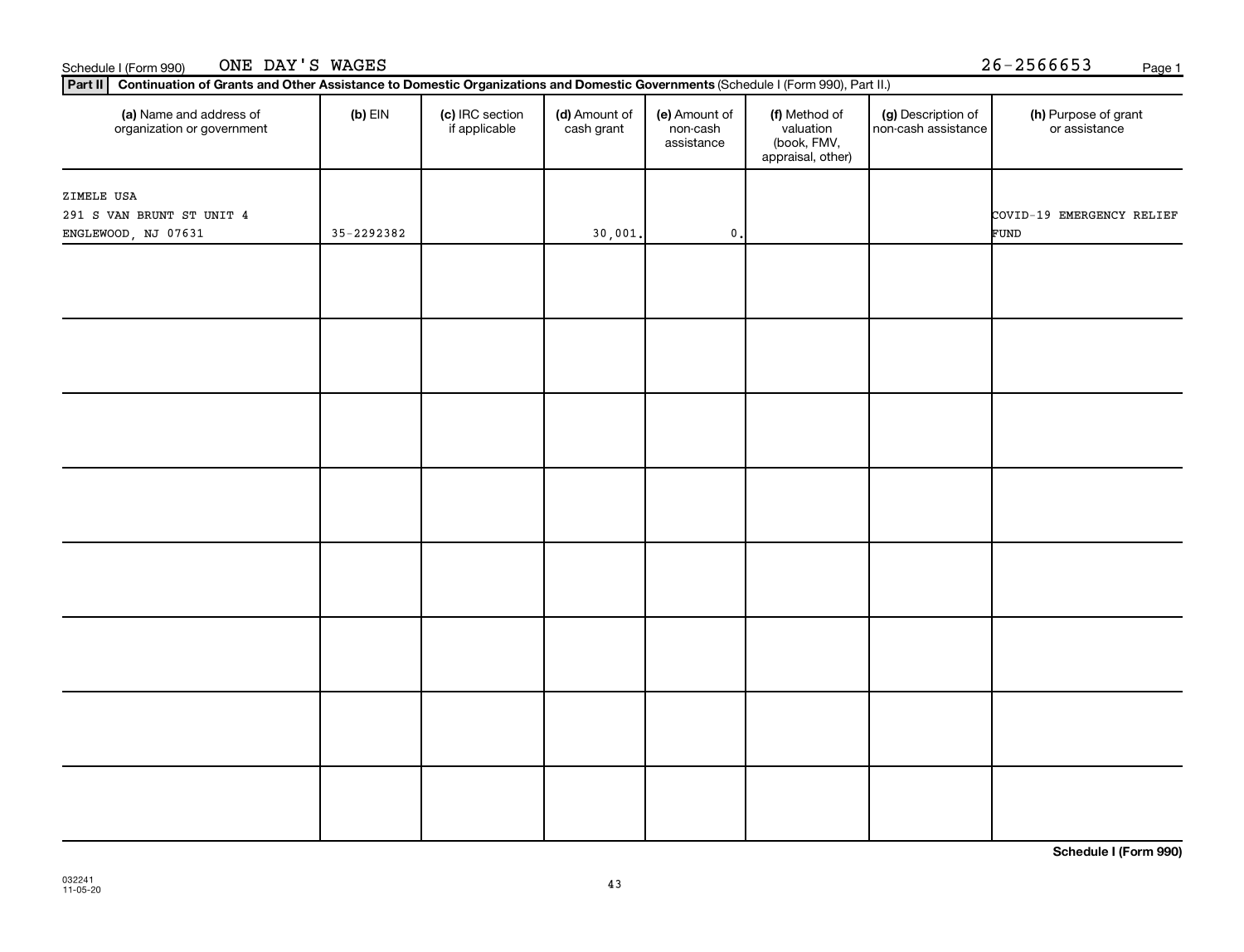Schedule I (Form 990) ONE DAY'S WAGES 26-2566653

**Part II** **Continuation of Grants and Other Assistance to Domestic Organizations and Domestic Governments** (Schedule I (Form 990), Part II.)

| (a) Name and address of organization or government | (b) EIN | (c) IRC section if applicable | (d) Amount of cash grant | (e) Amount of non-cash assistance | (f) Method of valuation (book, FMV, appraisal, other) | (g) Description of non-cash assistance | (h) Purpose of grant or assistance |
|---|---|---|---|---|---|---|---|
| ZIMELE USA<br>291 S VAN BRUNT ST UNIT 4<br>ENGLEWOOD, NJ 07631 | 35-2292382 | | 30,001. | 0. | | | COVID-19 EMERGENCY RELIEF FUND |
| | | | | | | | |
| | | | | | | | |
| | | | | | | | |
| | | | | | | | |
| | | | | | | | |
| | | | | | | | |
| | | | | | | | |
| | | | | | | | |

**Schedule I (Form 990)**

032241
11-05-20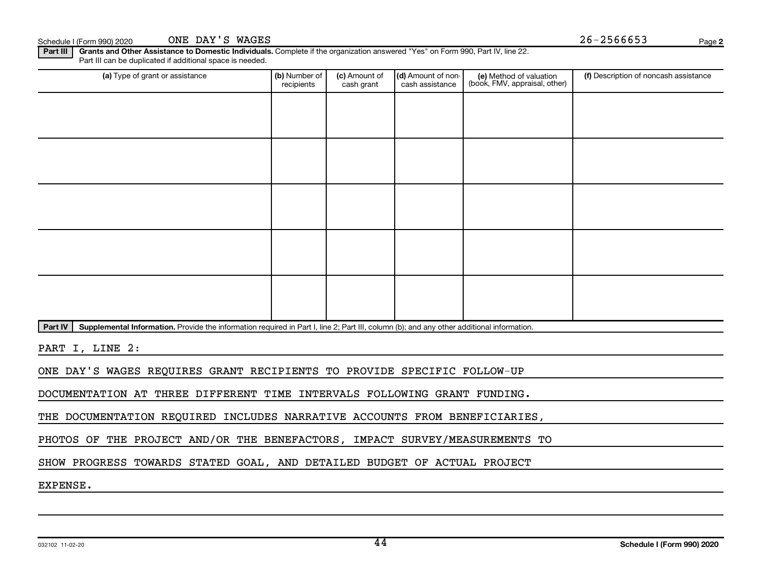Schedule I (Form 990) 2020 ONE DAY'S WAGES 26-2566653

**Part III** **Grants and Other Assistance to Domestic Individuals.** Complete if the organization answered "Yes" on Form 990, Part IV, line 22. Part III can be duplicated if additional space is needed.

| (a) Type of grant or assistance | (b) Number of recipients | (c) Amount of cash grant | (d) Amount of non-cash assistance | (e) Method of valuation (book, FMV, appraisal, other) | (f) Description of noncash assistance |
|---|---|---|---|---|---|
| | | | | | |
| | | | | | |
| | | | | | |
| | | | | | |
| | | | | | |

**Part IV** **Supplemental Information.** Provide the information required in Part I, line 2; Part III, column (b); and any other additional information.

PART I, LINE 2:

ONE DAY'S WAGES REQUIRES GRANT RECIPIENTS TO PROVIDE SPECIFIC FOLLOW-UP DOCUMENTATION AT THREE DIFFERENT TIME INTERVALS FOLLOWING GRANT FUNDING. THE DOCUMENTATION REQUIRED INCLUDES NARRATIVE ACCOUNTS FROM BENEFICIARIES, PHOTOS OF THE PROJECT AND/OR THE BENEFACTORS, IMPACT SURVEY/MEASUREMENTS TO SHOW PROGRESS TOWARDS STATED GOAL, AND DETAILED BUDGET OF ACTUAL PROJECT EXPENSE.

032102 11-02-20 **Schedule I (Form 990) 2020**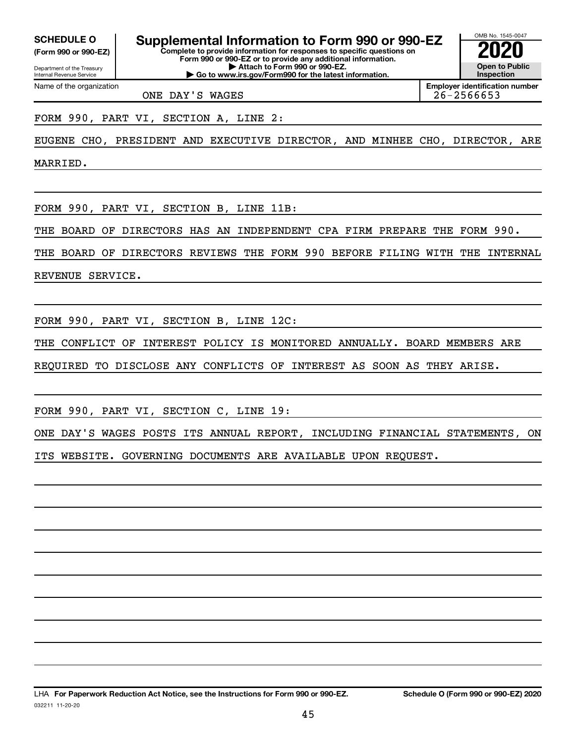**SCHEDULE O**
**(Form 990 or 990-EZ)**

Department of the Treasury
Internal Revenue Service

# Supplemental Information to Form 990 or 990-EZ

**Complete to provide information for responses to specific questions on Form 990 or 990-EZ or to provide any additional information.**
**▶ Attach to Form 990 or 990-EZ.**
**▶ Go to www.irs.gov/Form990 for the latest information.**

OMB No. 1545-0047

**2020**

**Open to Public Inspection**

Name of the organization: ONE DAY'S WAGES

**Employer identification number**: 26-2566653

FORM 990, PART VI, SECTION A, LINE 2:

EUGENE CHO, PRESIDENT AND EXECUTIVE DIRECTOR, AND MINHEE CHO, DIRECTOR, ARE MARRIED.

FORM 990, PART VI, SECTION B, LINE 11B:

THE BOARD OF DIRECTORS HAS AN INDEPENDENT CPA FIRM PREPARE THE FORM 990. THE BOARD OF DIRECTORS REVIEWS THE FORM 990 BEFORE FILING WITH THE INTERNAL REVENUE SERVICE.

FORM 990, PART VI, SECTION B, LINE 12C:

THE CONFLICT OF INTEREST POLICY IS MONITORED ANNUALLY. BOARD MEMBERS ARE REQUIRED TO DISCLOSE ANY CONFLICTS OF INTEREST AS SOON AS THEY ARISE.

FORM 990, PART VI, SECTION C, LINE 19:

ONE DAY'S WAGES POSTS ITS ANNUAL REPORT, INCLUDING FINANCIAL STATEMENTS, ON ITS WEBSITE. GOVERNING DOCUMENTS ARE AVAILABLE UPON REQUEST.

LHA **For Paperwork Reduction Act Notice, see the Instructions for Form 990 or 990-EZ.** **Schedule O (Form 990 or 990-EZ) 2020**

032211 11-20-20